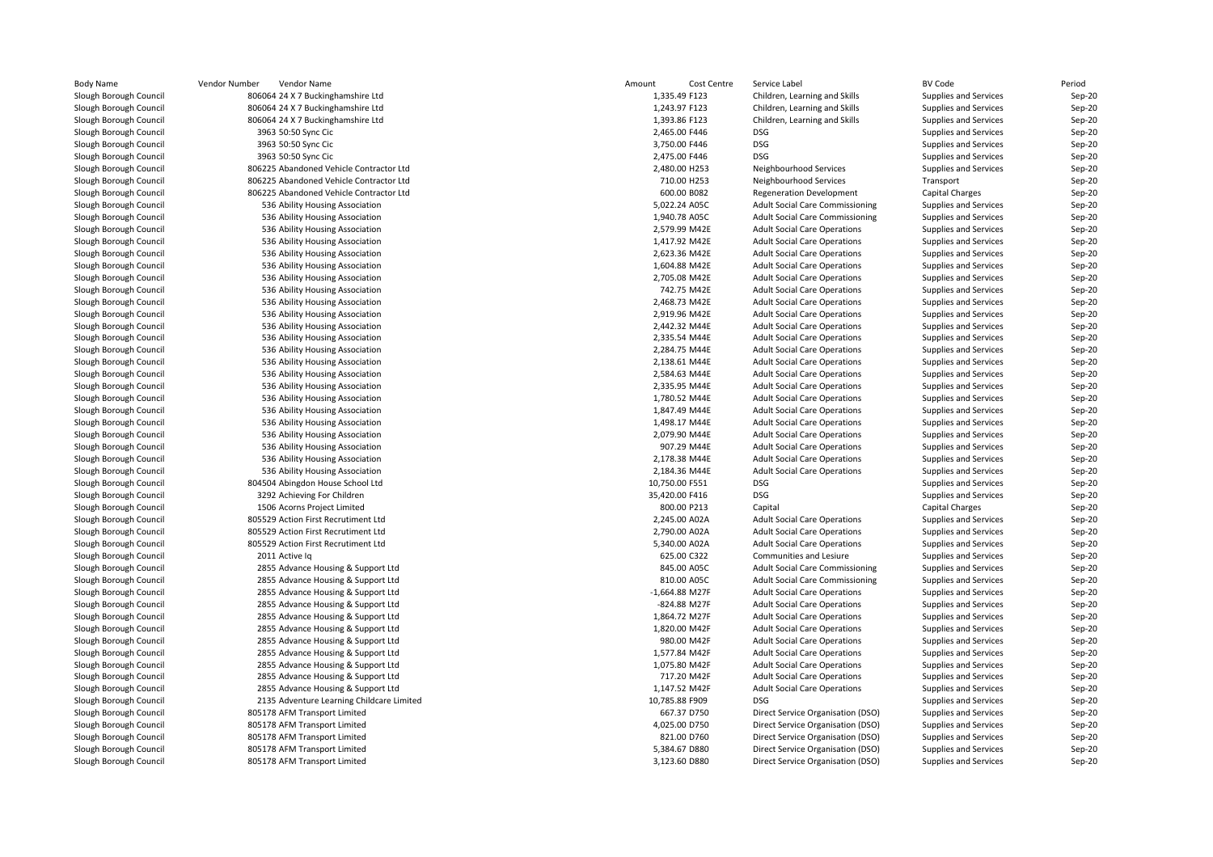| Body Name | Vendor Number | Vendor Name | Amount | Cost Centre | Service Label | BV Code | Period |
|---|---|---|---|---|---|---|---|
| Slough Borough Council | 806064 | 24 X 7 Buckinghamshire Ltd | 1,335.49 | F123 | Children, Learning and Skills | Supplies and Services | Sep-20 |
| Slough Borough Council | 806064 | 24 X 7 Buckinghamshire Ltd | 1,243.97 | F123 | Children, Learning and Skills | Supplies and Services | Sep-20 |
| Slough Borough Council | 806064 | 24 X 7 Buckinghamshire Ltd | 1,393.86 | F123 | Children, Learning and Skills | Supplies and Services | Sep-20 |
| Slough Borough Council | 3963 | 50:50 Sync Cic | 2,465.00 | F446 | DSG | Supplies and Services | Sep-20 |
| Slough Borough Council | 3963 | 50:50 Sync Cic | 3,750.00 | F446 | DSG | Supplies and Services | Sep-20 |
| Slough Borough Council | 3963 | 50:50 Sync Cic | 2,475.00 | F446 | DSG | Supplies and Services | Sep-20 |
| Slough Borough Council | 806225 | Abandoned Vehicle Contractor Ltd | 2,480.00 | H253 | Neighbourhood Services | Supplies and Services | Sep-20 |
| Slough Borough Council | 806225 | Abandoned Vehicle Contractor Ltd | 710.00 | H253 | Neighbourhood Services | Transport | Sep-20 |
| Slough Borough Council | 806225 | Abandoned Vehicle Contractor Ltd | 600.00 | B082 | Regeneration Development | Capital Charges | Sep-20 |
| Slough Borough Council | 536 | Ability Housing Association | 5,022.24 | A05C | Adult Social Care Commissioning | Supplies and Services | Sep-20 |
| Slough Borough Council | 536 | Ability Housing Association | 1,940.78 | A05C | Adult Social Care Commissioning | Supplies and Services | Sep-20 |
| Slough Borough Council | 536 | Ability Housing Association | 2,579.99 | M42E | Adult Social Care Operations | Supplies and Services | Sep-20 |
| Slough Borough Council | 536 | Ability Housing Association | 1,417.92 | M42E | Adult Social Care Operations | Supplies and Services | Sep-20 |
| Slough Borough Council | 536 | Ability Housing Association | 2,623.36 | M42E | Adult Social Care Operations | Supplies and Services | Sep-20 |
| Slough Borough Council | 536 | Ability Housing Association | 1,604.88 | M42E | Adult Social Care Operations | Supplies and Services | Sep-20 |
| Slough Borough Council | 536 | Ability Housing Association | 2,705.08 | M42E | Adult Social Care Operations | Supplies and Services | Sep-20 |
| Slough Borough Council | 536 | Ability Housing Association | 742.75 | M42E | Adult Social Care Operations | Supplies and Services | Sep-20 |
| Slough Borough Council | 536 | Ability Housing Association | 2,468.73 | M42E | Adult Social Care Operations | Supplies and Services | Sep-20 |
| Slough Borough Council | 536 | Ability Housing Association | 2,919.96 | M42E | Adult Social Care Operations | Supplies and Services | Sep-20 |
| Slough Borough Council | 536 | Ability Housing Association | 2,442.32 | M44E | Adult Social Care Operations | Supplies and Services | Sep-20 |
| Slough Borough Council | 536 | Ability Housing Association | 2,335.54 | M44E | Adult Social Care Operations | Supplies and Services | Sep-20 |
| Slough Borough Council | 536 | Ability Housing Association | 2,284.75 | M44E | Adult Social Care Operations | Supplies and Services | Sep-20 |
| Slough Borough Council | 536 | Ability Housing Association | 2,138.61 | M44E | Adult Social Care Operations | Supplies and Services | Sep-20 |
| Slough Borough Council | 536 | Ability Housing Association | 2,584.63 | M44E | Adult Social Care Operations | Supplies and Services | Sep-20 |
| Slough Borough Council | 536 | Ability Housing Association | 2,335.95 | M44E | Adult Social Care Operations | Supplies and Services | Sep-20 |
| Slough Borough Council | 536 | Ability Housing Association | 1,780.52 | M44E | Adult Social Care Operations | Supplies and Services | Sep-20 |
| Slough Borough Council | 536 | Ability Housing Association | 1,847.49 | M44E | Adult Social Care Operations | Supplies and Services | Sep-20 |
| Slough Borough Council | 536 | Ability Housing Association | 1,498.17 | M44E | Adult Social Care Operations | Supplies and Services | Sep-20 |
| Slough Borough Council | 536 | Ability Housing Association | 2,079.90 | M44E | Adult Social Care Operations | Supplies and Services | Sep-20 |
| Slough Borough Council | 536 | Ability Housing Association | 907.29 | M44E | Adult Social Care Operations | Supplies and Services | Sep-20 |
| Slough Borough Council | 536 | Ability Housing Association | 2,178.38 | M44E | Adult Social Care Operations | Supplies and Services | Sep-20 |
| Slough Borough Council | 536 | Ability Housing Association | 2,184.36 | M44E | Adult Social Care Operations | Supplies and Services | Sep-20 |
| Slough Borough Council | 804504 | Abingdon House School Ltd | 10,750.00 | F551 | DSG | Supplies and Services | Sep-20 |
| Slough Borough Council | 3292 | Achieving For Children | 35,420.00 | F416 | DSG | Supplies and Services | Sep-20 |
| Slough Borough Council | 1506 | Acorns Project Limited | 800.00 | P213 | Capital | Capital Charges | Sep-20 |
| Slough Borough Council | 805529 | Action First Recrutiment Ltd | 2,245.00 | A02A | Adult Social Care Operations | Supplies and Services | Sep-20 |
| Slough Borough Council | 805529 | Action First Recrutiment Ltd | 2,790.00 | A02A | Adult Social Care Operations | Supplies and Services | Sep-20 |
| Slough Borough Council | 805529 | Action First Recrutiment Ltd | 5,340.00 | A02A | Adult Social Care Operations | Supplies and Services | Sep-20 |
| Slough Borough Council | 2011 | Active Iq | 625.00 | C322 | Communities and Lesiure | Supplies and Services | Sep-20 |
| Slough Borough Council | 2855 | Advance Housing & Support Ltd | 845.00 | A05C | Adult Social Care Commissioning | Supplies and Services | Sep-20 |
| Slough Borough Council | 2855 | Advance Housing & Support Ltd | 810.00 | A05C | Adult Social Care Commissioning | Supplies and Services | Sep-20 |
| Slough Borough Council | 2855 | Advance Housing & Support Ltd | -1,664.88 | M27F | Adult Social Care Operations | Supplies and Services | Sep-20 |
| Slough Borough Council | 2855 | Advance Housing & Support Ltd | -824.88 | M27F | Adult Social Care Operations | Supplies and Services | Sep-20 |
| Slough Borough Council | 2855 | Advance Housing & Support Ltd | 1,864.72 | M27F | Adult Social Care Operations | Supplies and Services | Sep-20 |
| Slough Borough Council | 2855 | Advance Housing & Support Ltd | 1,820.00 | M42F | Adult Social Care Operations | Supplies and Services | Sep-20 |
| Slough Borough Council | 2855 | Advance Housing & Support Ltd | 980.00 | M42F | Adult Social Care Operations | Supplies and Services | Sep-20 |
| Slough Borough Council | 2855 | Advance Housing & Support Ltd | 1,577.84 | M42F | Adult Social Care Operations | Supplies and Services | Sep-20 |
| Slough Borough Council | 2855 | Advance Housing & Support Ltd | 1,075.80 | M42F | Adult Social Care Operations | Supplies and Services | Sep-20 |
| Slough Borough Council | 2855 | Advance Housing & Support Ltd | 717.20 | M42F | Adult Social Care Operations | Supplies and Services | Sep-20 |
| Slough Borough Council | 2855 | Advance Housing & Support Ltd | 1,147.52 | M42F | Adult Social Care Operations | Supplies and Services | Sep-20 |
| Slough Borough Council | 2135 | Adventure Learning Childcare Limited | 10,785.88 | F909 | DSG | Supplies and Services | Sep-20 |
| Slough Borough Council | 805178 | AFM Transport Limited | 667.37 | D750 | Direct Service Organisation (DSO) | Supplies and Services | Sep-20 |
| Slough Borough Council | 805178 | AFM Transport Limited | 4,025.00 | D750 | Direct Service Organisation (DSO) | Supplies and Services | Sep-20 |
| Slough Borough Council | 805178 | AFM Transport Limited | 821.00 | D760 | Direct Service Organisation (DSO) | Supplies and Services | Sep-20 |
| Slough Borough Council | 805178 | AFM Transport Limited | 5,384.67 | D880 | Direct Service Organisation (DSO) | Supplies and Services | Sep-20 |
| Slough Borough Council | 805178 | AFM Transport Limited | 3,123.60 | D880 | Direct Service Organisation (DSO) | Supplies and Services | Sep-20 |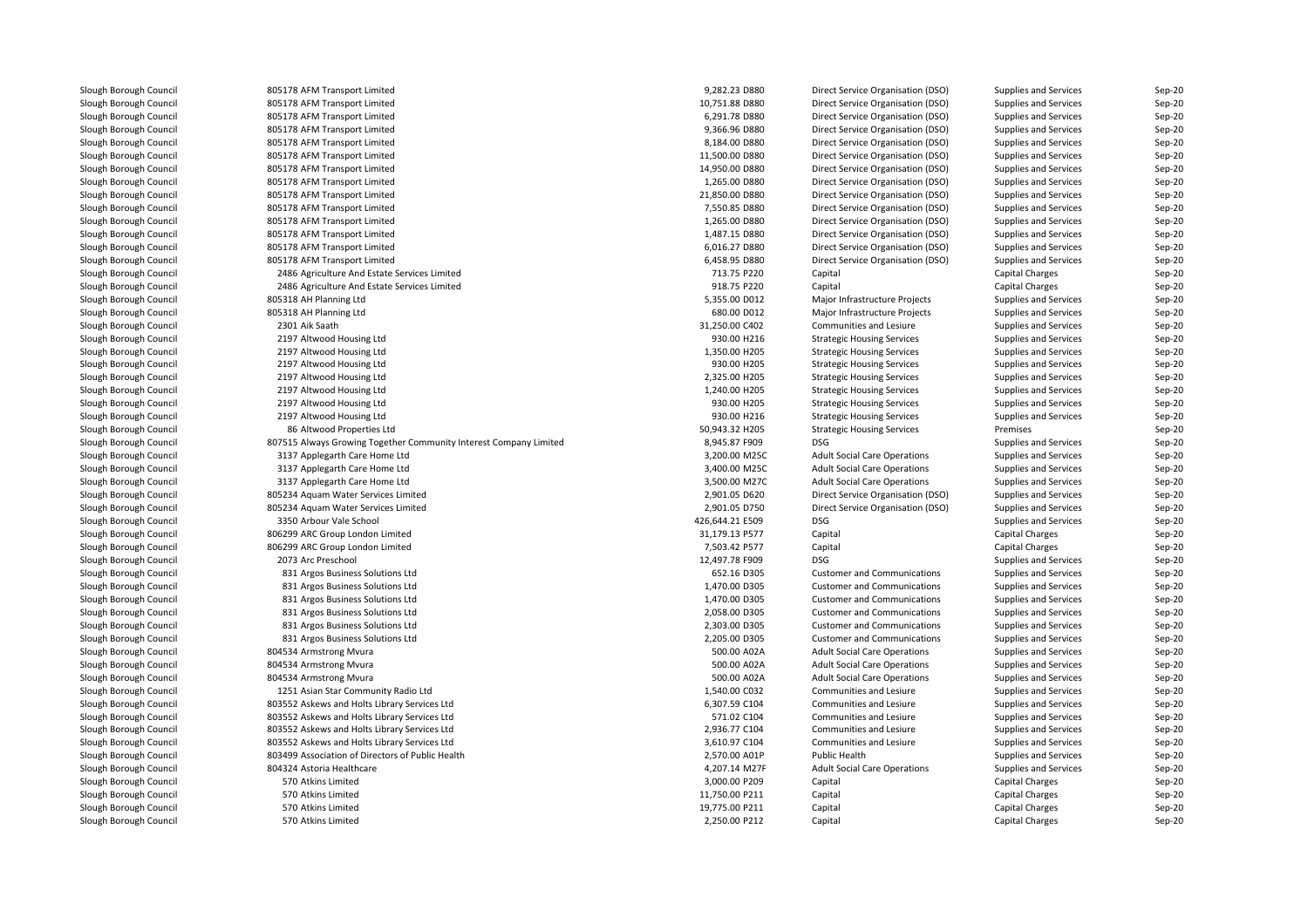| | | | | | |
|---|---|---|---|---|---|
| Slough Borough Council | 805178 AFM Transport Limited | 9,282.23 D880 | Direct Service Organisation (DSO) | Supplies and Services | Sep-20 |
| Slough Borough Council | 805178 AFM Transport Limited | 10,751.88 D880 | Direct Service Organisation (DSO) | Supplies and Services | Sep-20 |
| Slough Borough Council | 805178 AFM Transport Limited | 6,291.78 D880 | Direct Service Organisation (DSO) | Supplies and Services | Sep-20 |
| Slough Borough Council | 805178 AFM Transport Limited | 9,366.96 D880 | Direct Service Organisation (DSO) | Supplies and Services | Sep-20 |
| Slough Borough Council | 805178 AFM Transport Limited | 8,184.00 D880 | Direct Service Organisation (DSO) | Supplies and Services | Sep-20 |
| Slough Borough Council | 805178 AFM Transport Limited | 11,500.00 D880 | Direct Service Organisation (DSO) | Supplies and Services | Sep-20 |
| Slough Borough Council | 805178 AFM Transport Limited | 14,950.00 D880 | Direct Service Organisation (DSO) | Supplies and Services | Sep-20 |
| Slough Borough Council | 805178 AFM Transport Limited | 1,265.00 D880 | Direct Service Organisation (DSO) | Supplies and Services | Sep-20 |
| Slough Borough Council | 805178 AFM Transport Limited | 21,850.00 D880 | Direct Service Organisation (DSO) | Supplies and Services | Sep-20 |
| Slough Borough Council | 805178 AFM Transport Limited | 7,550.85 D880 | Direct Service Organisation (DSO) | Supplies and Services | Sep-20 |
| Slough Borough Council | 805178 AFM Transport Limited | 1,265.00 D880 | Direct Service Organisation (DSO) | Supplies and Services | Sep-20 |
| Slough Borough Council | 805178 AFM Transport Limited | 1,487.15 D880 | Direct Service Organisation (DSO) | Supplies and Services | Sep-20 |
| Slough Borough Council | 805178 AFM Transport Limited | 6,016.27 D880 | Direct Service Organisation (DSO) | Supplies and Services | Sep-20 |
| Slough Borough Council | 805178 AFM Transport Limited | 6,458.95 D880 | Direct Service Organisation (DSO) | Supplies and Services | Sep-20 |
| Slough Borough Council | 2486 Agriculture And Estate Services Limited | 713.75 P220 | Capital | Capital Charges | Sep-20 |
| Slough Borough Council | 2486 Agriculture And Estate Services Limited | 918.75 P220 | Capital | Capital Charges | Sep-20 |
| Slough Borough Council | 805318 AH Planning Ltd | 5,355.00 D012 | Major Infrastructure Projects | Supplies and Services | Sep-20 |
| Slough Borough Council | 805318 AH Planning Ltd | 680.00 D012 | Major Infrastructure Projects | Supplies and Services | Sep-20 |
| Slough Borough Council | 2301 Aik Saath | 31,250.00 C402 | Communities and Lesiure | Supplies and Services | Sep-20 |
| Slough Borough Council | 2197 Altwood Housing Ltd | 930.00 H216 | Strategic Housing Services | Supplies and Services | Sep-20 |
| Slough Borough Council | 2197 Altwood Housing Ltd | 1,350.00 H205 | Strategic Housing Services | Supplies and Services | Sep-20 |
| Slough Borough Council | 2197 Altwood Housing Ltd | 930.00 H205 | Strategic Housing Services | Supplies and Services | Sep-20 |
| Slough Borough Council | 2197 Altwood Housing Ltd | 2,325.00 H205 | Strategic Housing Services | Supplies and Services | Sep-20 |
| Slough Borough Council | 2197 Altwood Housing Ltd | 1,240.00 H205 | Strategic Housing Services | Supplies and Services | Sep-20 |
| Slough Borough Council | 2197 Altwood Housing Ltd | 930.00 H205 | Strategic Housing Services | Supplies and Services | Sep-20 |
| Slough Borough Council | 2197 Altwood Housing Ltd | 930.00 H216 | Strategic Housing Services | Supplies and Services | Sep-20 |
| Slough Borough Council | 86 Altwood Properties Ltd | 50,943.32 H205 | Strategic Housing Services | Premises | Sep-20 |
| Slough Borough Council | 807515 Always Growing Together Community Interest Company Limited | 8,945.87 F909 | DSG | Supplies and Services | Sep-20 |
| Slough Borough Council | 3137 Applegarth Care Home Ltd | 3,200.00 M25C | Adult Social Care Operations | Supplies and Services | Sep-20 |
| Slough Borough Council | 3137 Applegarth Care Home Ltd | 3,400.00 M25C | Adult Social Care Operations | Supplies and Services | Sep-20 |
| Slough Borough Council | 3137 Applegarth Care Home Ltd | 3,500.00 M27C | Adult Social Care Operations | Supplies and Services | Sep-20 |
| Slough Borough Council | 805234 Aquam Water Services Limited | 2,901.05 D620 | Direct Service Organisation (DSO) | Supplies and Services | Sep-20 |
| Slough Borough Council | 805234 Aquam Water Services Limited | 2,901.05 D750 | Direct Service Organisation (DSO) | Supplies and Services | Sep-20 |
| Slough Borough Council | 3350 Arbour Vale School | 426,644.21 E509 | DSG | Supplies and Services | Sep-20 |
| Slough Borough Council | 806299 ARC Group London Limited | 31,179.13 P577 | Capital | Capital Charges | Sep-20 |
| Slough Borough Council | 806299 ARC Group London Limited | 7,503.42 P577 | Capital | Capital Charges | Sep-20 |
| Slough Borough Council | 2073 Arc Preschool | 12,497.78 F909 | DSG | Supplies and Services | Sep-20 |
| Slough Borough Council | 831 Argos Business Solutions Ltd | 652.16 D305 | Customer and Communications | Supplies and Services | Sep-20 |
| Slough Borough Council | 831 Argos Business Solutions Ltd | 1,470.00 D305 | Customer and Communications | Supplies and Services | Sep-20 |
| Slough Borough Council | 831 Argos Business Solutions Ltd | 1,470.00 D305 | Customer and Communications | Supplies and Services | Sep-20 |
| Slough Borough Council | 831 Argos Business Solutions Ltd | 2,058.00 D305 | Customer and Communications | Supplies and Services | Sep-20 |
| Slough Borough Council | 831 Argos Business Solutions Ltd | 2,303.00 D305 | Customer and Communications | Supplies and Services | Sep-20 |
| Slough Borough Council | 831 Argos Business Solutions Ltd | 2,205.00 D305 | Customer and Communications | Supplies and Services | Sep-20 |
| Slough Borough Council | 804534 Armstrong Mvura | 500.00 A02A | Adult Social Care Operations | Supplies and Services | Sep-20 |
| Slough Borough Council | 804534 Armstrong Mvura | 500.00 A02A | Adult Social Care Operations | Supplies and Services | Sep-20 |
| Slough Borough Council | 804534 Armstrong Mvura | 500.00 A02A | Adult Social Care Operations | Supplies and Services | Sep-20 |
| Slough Borough Council | 1251 Asian Star Community Radio Ltd | 1,540.00 C032 | Communities and Lesiure | Supplies and Services | Sep-20 |
| Slough Borough Council | 803552 Askews and Holts Library Services Ltd | 6,307.59 C104 | Communities and Lesiure | Supplies and Services | Sep-20 |
| Slough Borough Council | 803552 Askews and Holts Library Services Ltd | 571.02 C104 | Communities and Lesiure | Supplies and Services | Sep-20 |
| Slough Borough Council | 803552 Askews and Holts Library Services Ltd | 2,936.77 C104 | Communities and Lesiure | Supplies and Services | Sep-20 |
| Slough Borough Council | 803552 Askews and Holts Library Services Ltd | 3,610.97 C104 | Communities and Lesiure | Supplies and Services | Sep-20 |
| Slough Borough Council | 803499 Association of Directors of Public Health | 2,570.00 A01P | Public Health | Supplies and Services | Sep-20 |
| Slough Borough Council | 804324 Astoria Healthcare | 4,207.14 M27F | Adult Social Care Operations | Supplies and Services | Sep-20 |
| Slough Borough Council | 570 Atkins Limited | 3,000.00 P209 | Capital | Capital Charges | Sep-20 |
| Slough Borough Council | 570 Atkins Limited | 11,750.00 P211 | Capital | Capital Charges | Sep-20 |
| Slough Borough Council | 570 Atkins Limited | 19,775.00 P211 | Capital | Capital Charges | Sep-20 |
| Slough Borough Council | 570 Atkins Limited | 2,250.00 P212 | Capital | Capital Charges | Sep-20 |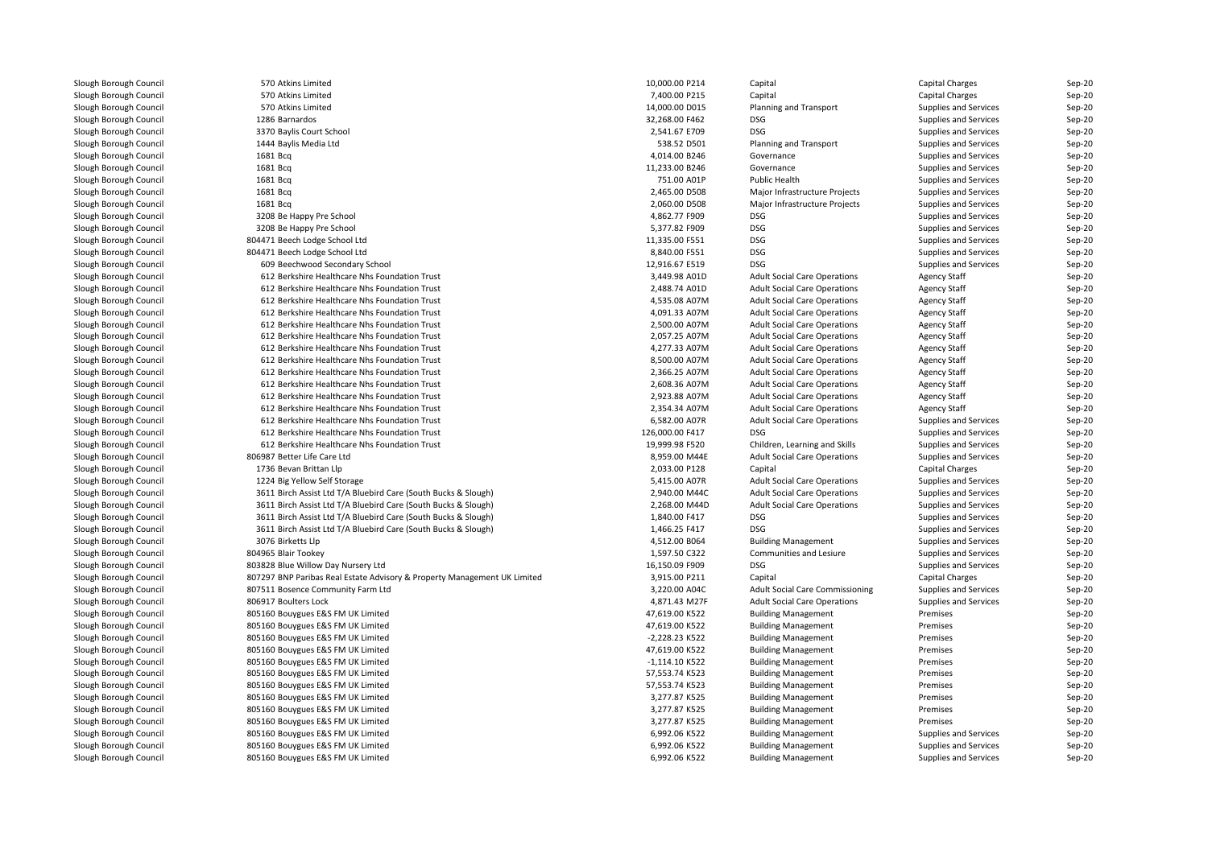| | | | | | | |
|---|---|---|---|---|---|---|
| Slough Borough Council | 570 Atkins Limited | 10,000.00 P214 | Capital | Capital Charges | Sep-20 |
| Slough Borough Council | 570 Atkins Limited | 7,400.00 P215 | Capital | Capital Charges | Sep-20 |
| Slough Borough Council | 570 Atkins Limited | 14,000.00 D015 | Planning and Transport | Supplies and Services | Sep-20 |
| Slough Borough Council | 1286 Barnardos | 32,268.00 F462 | DSG | Supplies and Services | Sep-20 |
| Slough Borough Council | 3370 Baylis Court School | 2,541.67 E709 | DSG | Supplies and Services | Sep-20 |
| Slough Borough Council | 1444 Baylis Media Ltd | 538.52 D501 | Planning and Transport | Supplies and Services | Sep-20 |
| Slough Borough Council | 1681 Bcq | 4,014.00 B246 | Governance | Supplies and Services | Sep-20 |
| Slough Borough Council | 1681 Bcq | 11,233.00 B246 | Governance | Supplies and Services | Sep-20 |
| Slough Borough Council | 1681 Bcq | 751.00 A01P | Public Health | Supplies and Services | Sep-20 |
| Slough Borough Council | 1681 Bcq | 2,465.00 D508 | Major Infrastructure Projects | Supplies and Services | Sep-20 |
| Slough Borough Council | 1681 Bcq | 2,060.00 D508 | Major Infrastructure Projects | Supplies and Services | Sep-20 |
| Slough Borough Council | 3208 Be Happy Pre School | 4,862.77 F909 | DSG | Supplies and Services | Sep-20 |
| Slough Borough Council | 3208 Be Happy Pre School | 5,377.82 F909 | DSG | Supplies and Services | Sep-20 |
| Slough Borough Council | 804471 Beech Lodge School Ltd | 11,335.00 F551 | DSG | Supplies and Services | Sep-20 |
| Slough Borough Council | 804471 Beech Lodge School Ltd | 8,840.00 F551 | DSG | Supplies and Services | Sep-20 |
| Slough Borough Council | 609 Beechwood Secondary School | 12,916.67 E519 | DSG | Supplies and Services | Sep-20 |
| Slough Borough Council | 612 Berkshire Healthcare Nhs Foundation Trust | 3,449.98 A01D | Adult Social Care Operations | Agency Staff | Sep-20 |
| Slough Borough Council | 612 Berkshire Healthcare Nhs Foundation Trust | 2,488.74 A01D | Adult Social Care Operations | Agency Staff | Sep-20 |
| Slough Borough Council | 612 Berkshire Healthcare Nhs Foundation Trust | 4,535.08 A07M | Adult Social Care Operations | Agency Staff | Sep-20 |
| Slough Borough Council | 612 Berkshire Healthcare Nhs Foundation Trust | 4,091.33 A07M | Adult Social Care Operations | Agency Staff | Sep-20 |
| Slough Borough Council | 612 Berkshire Healthcare Nhs Foundation Trust | 2,500.00 A07M | Adult Social Care Operations | Agency Staff | Sep-20 |
| Slough Borough Council | 612 Berkshire Healthcare Nhs Foundation Trust | 2,057.25 A07M | Adult Social Care Operations | Agency Staff | Sep-20 |
| Slough Borough Council | 612 Berkshire Healthcare Nhs Foundation Trust | 4,277.33 A07M | Adult Social Care Operations | Agency Staff | Sep-20 |
| Slough Borough Council | 612 Berkshire Healthcare Nhs Foundation Trust | 8,500.00 A07M | Adult Social Care Operations | Agency Staff | Sep-20 |
| Slough Borough Council | 612 Berkshire Healthcare Nhs Foundation Trust | 2,366.25 A07M | Adult Social Care Operations | Agency Staff | Sep-20 |
| Slough Borough Council | 612 Berkshire Healthcare Nhs Foundation Trust | 2,608.36 A07M | Adult Social Care Operations | Agency Staff | Sep-20 |
| Slough Borough Council | 612 Berkshire Healthcare Nhs Foundation Trust | 2,923.88 A07M | Adult Social Care Operations | Agency Staff | Sep-20 |
| Slough Borough Council | 612 Berkshire Healthcare Nhs Foundation Trust | 2,354.34 A07M | Adult Social Care Operations | Agency Staff | Sep-20 |
| Slough Borough Council | 612 Berkshire Healthcare Nhs Foundation Trust | 6,582.00 A07R | Adult Social Care Operations | Supplies and Services | Sep-20 |
| Slough Borough Council | 612 Berkshire Healthcare Nhs Foundation Trust | 126,000.00 F417 | DSG | Supplies and Services | Sep-20 |
| Slough Borough Council | 612 Berkshire Healthcare Nhs Foundation Trust | 19,999.98 F520 | Children, Learning and Skills | Supplies and Services | Sep-20 |
| Slough Borough Council | 806987 Better Life Care Ltd | 8,959.00 M44E | Adult Social Care Operations | Supplies and Services | Sep-20 |
| Slough Borough Council | 1736 Bevan Brittan Llp | 2,033.00 P128 | Capital | Capital Charges | Sep-20 |
| Slough Borough Council | 1224 Big Yellow Self Storage | 5,415.00 A07R | Adult Social Care Operations | Supplies and Services | Sep-20 |
| Slough Borough Council | 3611 Birch Assist Ltd T/A Bluebird Care (South Bucks & Slough) | 2,940.00 M44C | Adult Social Care Operations | Supplies and Services | Sep-20 |
| Slough Borough Council | 3611 Birch Assist Ltd T/A Bluebird Care (South Bucks & Slough) | 2,268.00 M44D | Adult Social Care Operations | Supplies and Services | Sep-20 |
| Slough Borough Council | 3611 Birch Assist Ltd T/A Bluebird Care (South Bucks & Slough) | 1,840.00 F417 | DSG | Supplies and Services | Sep-20 |
| Slough Borough Council | 3611 Birch Assist Ltd T/A Bluebird Care (South Bucks & Slough) | 1,466.25 F417 | DSG | Supplies and Services | Sep-20 |
| Slough Borough Council | 3076 Birketts Llp | 4,512.00 B064 | Building Management | Supplies and Services | Sep-20 |
| Slough Borough Council | 804965 Blair Tookey | 1,597.50 C322 | Communities and Lesiure | Supplies and Services | Sep-20 |
| Slough Borough Council | 803828 Blue Willow Day Nursery Ltd | 16,150.09 F909 | DSG | Supplies and Services | Sep-20 |
| Slough Borough Council | 807297 BNP Paribas Real Estate Advisory & Property Management UK Limited | 3,915.00 P211 | Capital | Capital Charges | Sep-20 |
| Slough Borough Council | 807511 Bosence Community Farm Ltd | 3,220.00 A04C | Adult Social Care Commissioning | Supplies and Services | Sep-20 |
| Slough Borough Council | 806917 Boulters Lock | 4,871.43 M27F | Adult Social Care Operations | Supplies and Services | Sep-20 |
| Slough Borough Council | 805160 Bouygues E&S FM UK Limited | 47,619.00 K522 | Building Management | Premises | Sep-20 |
| Slough Borough Council | 805160 Bouygues E&S FM UK Limited | 47,619.00 K522 | Building Management | Premises | Sep-20 |
| Slough Borough Council | 805160 Bouygues E&S FM UK Limited | -2,228.23 K522 | Building Management | Premises | Sep-20 |
| Slough Borough Council | 805160 Bouygues E&S FM UK Limited | 47,619.00 K522 | Building Management | Premises | Sep-20 |
| Slough Borough Council | 805160 Bouygues E&S FM UK Limited | -1,114.10 K522 | Building Management | Premises | Sep-20 |
| Slough Borough Council | 805160 Bouygues E&S FM UK Limited | 57,553.74 K523 | Building Management | Premises | Sep-20 |
| Slough Borough Council | 805160 Bouygues E&S FM UK Limited | 57,553.74 K523 | Building Management | Premises | Sep-20 |
| Slough Borough Council | 805160 Bouygues E&S FM UK Limited | 3,277.87 K525 | Building Management | Premises | Sep-20 |
| Slough Borough Council | 805160 Bouygues E&S FM UK Limited | 3,277.87 K525 | Building Management | Premises | Sep-20 |
| Slough Borough Council | 805160 Bouygues E&S FM UK Limited | 3,277.87 K525 | Building Management | Premises | Sep-20 |
| Slough Borough Council | 805160 Bouygues E&S FM UK Limited | 6,992.06 K522 | Building Management | Supplies and Services | Sep-20 |
| Slough Borough Council | 805160 Bouygues E&S FM UK Limited | 6,992.06 K522 | Building Management | Supplies and Services | Sep-20 |
| Slough Borough Council | 805160 Bouygues E&S FM UK Limited | 6,992.06 K522 | Building Management | Supplies and Services | Sep-20 |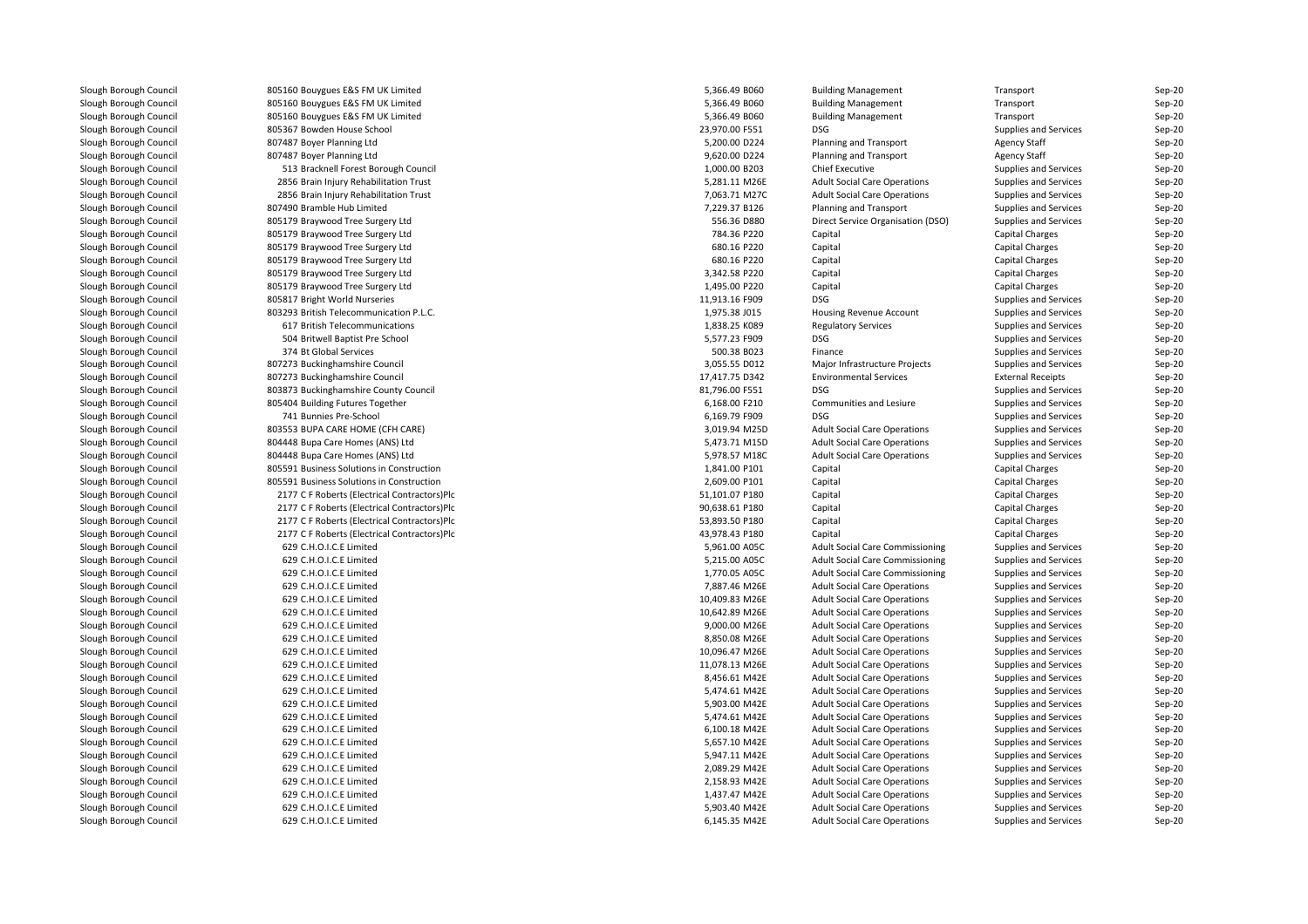| | | | | | | |
|---|---|---|---|---|---|---|
| Slough Borough Council | 805160 Bouygues E&S FM UK Limited | 5,366.49 B060 | Building Management | Transport | Sep-20 |
| Slough Borough Council | 805160 Bouygues E&S FM UK Limited | 5,366.49 B060 | Building Management | Transport | Sep-20 |
| Slough Borough Council | 805160 Bouygues E&S FM UK Limited | 5,366.49 B060 | Building Management | Transport | Sep-20 |
| Slough Borough Council | 805367 Bowden House School | 23,970.00 F551 | DSG | Supplies and Services | Sep-20 |
| Slough Borough Council | 807487 Boyer Planning Ltd | 5,200.00 D224 | Planning and Transport | Agency Staff | Sep-20 |
| Slough Borough Council | 807487 Boyer Planning Ltd | 9,620.00 D224 | Planning and Transport | Agency Staff | Sep-20 |
| Slough Borough Council | 513 Bracknell Forest Borough Council | 1,000.00 B203 | Chief Executive | Supplies and Services | Sep-20 |
| Slough Borough Council | 2856 Brain Injury Rehabilitation Trust | 5,281.11 M26E | Adult Social Care Operations | Supplies and Services | Sep-20 |
| Slough Borough Council | 2856 Brain Injury Rehabilitation Trust | 7,063.71 M27C | Adult Social Care Operations | Supplies and Services | Sep-20 |
| Slough Borough Council | 807490 Bramble Hub Limited | 7,229.37 B126 | Planning and Transport | Supplies and Services | Sep-20 |
| Slough Borough Council | 805179 Braywood Tree Surgery Ltd | 556.36 D880 | Direct Service Organisation (DSO) | Supplies and Services | Sep-20 |
| Slough Borough Council | 805179 Braywood Tree Surgery Ltd | 784.36 P220 | Capital | Capital Charges | Sep-20 |
| Slough Borough Council | 805179 Braywood Tree Surgery Ltd | 680.16 P220 | Capital | Capital Charges | Sep-20 |
| Slough Borough Council | 805179 Braywood Tree Surgery Ltd | 680.16 P220 | Capital | Capital Charges | Sep-20 |
| Slough Borough Council | 805179 Braywood Tree Surgery Ltd | 3,342.58 P220 | Capital | Capital Charges | Sep-20 |
| Slough Borough Council | 805179 Braywood Tree Surgery Ltd | 1,495.00 P220 | Capital | Capital Charges | Sep-20 |
| Slough Borough Council | 805817 Bright World Nurseries | 11,913.16 F909 | DSG | Supplies and Services | Sep-20 |
| Slough Borough Council | 803293 British Telecommunication P.L.C. | 1,975.38 J015 | Housing Revenue Account | Supplies and Services | Sep-20 |
| Slough Borough Council | 617 British Telecommunications | 1,838.25 K089 | Regulatory Services | Supplies and Services | Sep-20 |
| Slough Borough Council | 504 Britwell Baptist Pre School | 5,577.23 F909 | DSG | Supplies and Services | Sep-20 |
| Slough Borough Council | 374 Bt Global Services | 500.38 B023 | Finance | Supplies and Services | Sep-20 |
| Slough Borough Council | 807273 Buckinghamshire Council | 3,055.55 D012 | Major Infrastructure Projects | Supplies and Services | Sep-20 |
| Slough Borough Council | 807273 Buckinghamshire Council | 17,417.75 D342 | Environmental Services | External Receipts | Sep-20 |
| Slough Borough Council | 803873 Buckinghamshire County Council | 81,796.00 F551 | DSG | Supplies and Services | Sep-20 |
| Slough Borough Council | 805404 Building Futures Together | 6,168.00 F210 | Communities and Lesiure | Supplies and Services | Sep-20 |
| Slough Borough Council | 741 Bunnies Pre-School | 6,169.79 F909 | DSG | Supplies and Services | Sep-20 |
| Slough Borough Council | 803553 BUPA CARE HOME (CFH CARE) | 3,019.94 M25D | Adult Social Care Operations | Supplies and Services | Sep-20 |
| Slough Borough Council | 804448 Bupa Care Homes (ANS) Ltd | 5,473.71 M15D | Adult Social Care Operations | Supplies and Services | Sep-20 |
| Slough Borough Council | 804448 Bupa Care Homes (ANS) Ltd | 5,978.57 M18C | Adult Social Care Operations | Supplies and Services | Sep-20 |
| Slough Borough Council | 805591 Business Solutions in Construction | 1,841.00 P101 | Capital | Capital Charges | Sep-20 |
| Slough Borough Council | 805591 Business Solutions in Construction | 2,609.00 P101 | Capital | Capital Charges | Sep-20 |
| Slough Borough Council | 2177 C F Roberts (Electrical Contractors)Plc | 51,101.07 P180 | Capital | Capital Charges | Sep-20 |
| Slough Borough Council | 2177 C F Roberts (Electrical Contractors)Plc | 90,638.61 P180 | Capital | Capital Charges | Sep-20 |
| Slough Borough Council | 2177 C F Roberts (Electrical Contractors)Plc | 53,893.50 P180 | Capital | Capital Charges | Sep-20 |
| Slough Borough Council | 2177 C F Roberts (Electrical Contractors)Plc | 43,978.43 P180 | Capital | Capital Charges | Sep-20 |
| Slough Borough Council | 629 C.H.O.I.C.E Limited | 5,961.00 A05C | Adult Social Care Commissioning | Supplies and Services | Sep-20 |
| Slough Borough Council | 629 C.H.O.I.C.E Limited | 5,215.00 A05C | Adult Social Care Commissioning | Supplies and Services | Sep-20 |
| Slough Borough Council | 629 C.H.O.I.C.E Limited | 1,770.05 A05C | Adult Social Care Commissioning | Supplies and Services | Sep-20 |
| Slough Borough Council | 629 C.H.O.I.C.E Limited | 7,887.46 M26E | Adult Social Care Operations | Supplies and Services | Sep-20 |
| Slough Borough Council | 629 C.H.O.I.C.E Limited | 10,409.83 M26E | Adult Social Care Operations | Supplies and Services | Sep-20 |
| Slough Borough Council | 629 C.H.O.I.C.E Limited | 10,642.89 M26E | Adult Social Care Operations | Supplies and Services | Sep-20 |
| Slough Borough Council | 629 C.H.O.I.C.E Limited | 9,000.00 M26E | Adult Social Care Operations | Supplies and Services | Sep-20 |
| Slough Borough Council | 629 C.H.O.I.C.E Limited | 8,850.08 M26E | Adult Social Care Operations | Supplies and Services | Sep-20 |
| Slough Borough Council | 629 C.H.O.I.C.E Limited | 10,096.47 M26E | Adult Social Care Operations | Supplies and Services | Sep-20 |
| Slough Borough Council | 629 C.H.O.I.C.E Limited | 11,078.13 M26E | Adult Social Care Operations | Supplies and Services | Sep-20 |
| Slough Borough Council | 629 C.H.O.I.C.E Limited | 8,456.61 M42E | Adult Social Care Operations | Supplies and Services | Sep-20 |
| Slough Borough Council | 629 C.H.O.I.C.E Limited | 5,474.61 M42E | Adult Social Care Operations | Supplies and Services | Sep-20 |
| Slough Borough Council | 629 C.H.O.I.C.E Limited | 5,903.00 M42E | Adult Social Care Operations | Supplies and Services | Sep-20 |
| Slough Borough Council | 629 C.H.O.I.C.E Limited | 5,474.61 M42E | Adult Social Care Operations | Supplies and Services | Sep-20 |
| Slough Borough Council | 629 C.H.O.I.C.E Limited | 6,100.18 M42E | Adult Social Care Operations | Supplies and Services | Sep-20 |
| Slough Borough Council | 629 C.H.O.I.C.E Limited | 5,657.10 M42E | Adult Social Care Operations | Supplies and Services | Sep-20 |
| Slough Borough Council | 629 C.H.O.I.C.E Limited | 5,947.11 M42E | Adult Social Care Operations | Supplies and Services | Sep-20 |
| Slough Borough Council | 629 C.H.O.I.C.E Limited | 2,089.29 M42E | Adult Social Care Operations | Supplies and Services | Sep-20 |
| Slough Borough Council | 629 C.H.O.I.C.E Limited | 2,158.93 M42E | Adult Social Care Operations | Supplies and Services | Sep-20 |
| Slough Borough Council | 629 C.H.O.I.C.E Limited | 1,437.47 M42E | Adult Social Care Operations | Supplies and Services | Sep-20 |
| Slough Borough Council | 629 C.H.O.I.C.E Limited | 5,903.40 M42E | Adult Social Care Operations | Supplies and Services | Sep-20 |
| Slough Borough Council | 629 C.H.O.I.C.E Limited | 6,145.35 M42E | Adult Social Care Operations | Supplies and Services | Sep-20 |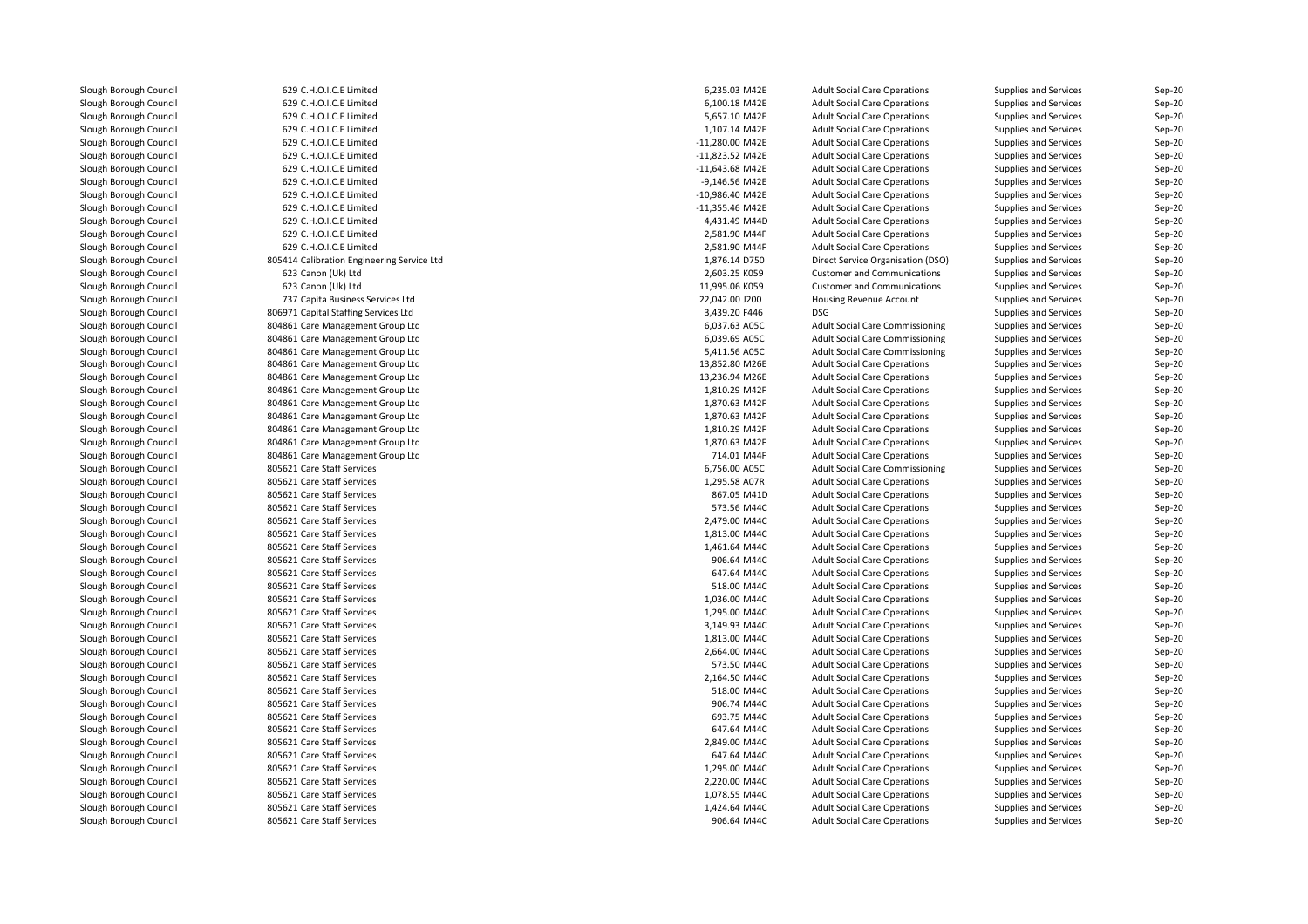| | | | | | | |
|---|---|---|---|---|---|---|
| Slough Borough Council | 629 C.H.O.I.C.E Limited | 6,235.03 | M42E | Adult Social Care Operations | Supplies and Services | Sep-20 |
| Slough Borough Council | 629 C.H.O.I.C.E Limited | 6,100.18 | M42E | Adult Social Care Operations | Supplies and Services | Sep-20 |
| Slough Borough Council | 629 C.H.O.I.C.E Limited | 5,657.10 | M42E | Adult Social Care Operations | Supplies and Services | Sep-20 |
| Slough Borough Council | 629 C.H.O.I.C.E Limited | 1,107.14 | M42E | Adult Social Care Operations | Supplies and Services | Sep-20 |
| Slough Borough Council | 629 C.H.O.I.C.E Limited | -11,280.00 | M42E | Adult Social Care Operations | Supplies and Services | Sep-20 |
| Slough Borough Council | 629 C.H.O.I.C.E Limited | -11,823.52 | M42E | Adult Social Care Operations | Supplies and Services | Sep-20 |
| Slough Borough Council | 629 C.H.O.I.C.E Limited | -11,643.68 | M42E | Adult Social Care Operations | Supplies and Services | Sep-20 |
| Slough Borough Council | 629 C.H.O.I.C.E Limited | -9,146.56 | M42E | Adult Social Care Operations | Supplies and Services | Sep-20 |
| Slough Borough Council | 629 C.H.O.I.C.E Limited | -10,986.40 | M42E | Adult Social Care Operations | Supplies and Services | Sep-20 |
| Slough Borough Council | 629 C.H.O.I.C.E Limited | -11,355.46 | M42E | Adult Social Care Operations | Supplies and Services | Sep-20 |
| Slough Borough Council | 629 C.H.O.I.C.E Limited | 4,431.49 | M44D | Adult Social Care Operations | Supplies and Services | Sep-20 |
| Slough Borough Council | 629 C.H.O.I.C.E Limited | 2,581.90 | M44F | Adult Social Care Operations | Supplies and Services | Sep-20 |
| Slough Borough Council | 629 C.H.O.I.C.E Limited | 2,581.90 | M44F | Adult Social Care Operations | Supplies and Services | Sep-20 |
| Slough Borough Council | 805414 Calibration Engineering Service Ltd | 1,876.14 | D750 | Direct Service Organisation (DSO) | Supplies and Services | Sep-20 |
| Slough Borough Council | 623 Canon (Uk) Ltd | 2,603.25 | K059 | Customer and Communications | Supplies and Services | Sep-20 |
| Slough Borough Council | 623 Canon (Uk) Ltd | 11,995.06 | K059 | Customer and Communications | Supplies and Services | Sep-20 |
| Slough Borough Council | 737 Capita Business Services Ltd | 22,042.00 | J200 | Housing Revenue Account | Supplies and Services | Sep-20 |
| Slough Borough Council | 806971 Capital Staffing Services Ltd | 3,439.20 | F446 | DSG | Supplies and Services | Sep-20 |
| Slough Borough Council | 804861 Care Management Group Ltd | 6,037.63 | A05C | Adult Social Care Commissioning | Supplies and Services | Sep-20 |
| Slough Borough Council | 804861 Care Management Group Ltd | 6,039.69 | A05C | Adult Social Care Commissioning | Supplies and Services | Sep-20 |
| Slough Borough Council | 804861 Care Management Group Ltd | 5,411.56 | A05C | Adult Social Care Commissioning | Supplies and Services | Sep-20 |
| Slough Borough Council | 804861 Care Management Group Ltd | 13,852.80 | M26E | Adult Social Care Operations | Supplies and Services | Sep-20 |
| Slough Borough Council | 804861 Care Management Group Ltd | 13,236.94 | M26E | Adult Social Care Operations | Supplies and Services | Sep-20 |
| Slough Borough Council | 804861 Care Management Group Ltd | 1,810.29 | M42F | Adult Social Care Operations | Supplies and Services | Sep-20 |
| Slough Borough Council | 804861 Care Management Group Ltd | 1,870.63 | M42F | Adult Social Care Operations | Supplies and Services | Sep-20 |
| Slough Borough Council | 804861 Care Management Group Ltd | 1,870.63 | M42F | Adult Social Care Operations | Supplies and Services | Sep-20 |
| Slough Borough Council | 804861 Care Management Group Ltd | 1,810.29 | M42F | Adult Social Care Operations | Supplies and Services | Sep-20 |
| Slough Borough Council | 804861 Care Management Group Ltd | 1,870.63 | M42F | Adult Social Care Operations | Supplies and Services | Sep-20 |
| Slough Borough Council | 804861 Care Management Group Ltd | 714.01 | M44F | Adult Social Care Operations | Supplies and Services | Sep-20 |
| Slough Borough Council | 805621 Care Staff Services | 6,756.00 | A05C | Adult Social Care Commissioning | Supplies and Services | Sep-20 |
| Slough Borough Council | 805621 Care Staff Services | 1,295.58 | A07R | Adult Social Care Operations | Supplies and Services | Sep-20 |
| Slough Borough Council | 805621 Care Staff Services | 867.05 | M41D | Adult Social Care Operations | Supplies and Services | Sep-20 |
| Slough Borough Council | 805621 Care Staff Services | 573.56 | M44C | Adult Social Care Operations | Supplies and Services | Sep-20 |
| Slough Borough Council | 805621 Care Staff Services | 2,479.00 | M44C | Adult Social Care Operations | Supplies and Services | Sep-20 |
| Slough Borough Council | 805621 Care Staff Services | 1,813.00 | M44C | Adult Social Care Operations | Supplies and Services | Sep-20 |
| Slough Borough Council | 805621 Care Staff Services | 1,461.64 | M44C | Adult Social Care Operations | Supplies and Services | Sep-20 |
| Slough Borough Council | 805621 Care Staff Services | 906.64 | M44C | Adult Social Care Operations | Supplies and Services | Sep-20 |
| Slough Borough Council | 805621 Care Staff Services | 647.64 | M44C | Adult Social Care Operations | Supplies and Services | Sep-20 |
| Slough Borough Council | 805621 Care Staff Services | 518.00 | M44C | Adult Social Care Operations | Supplies and Services | Sep-20 |
| Slough Borough Council | 805621 Care Staff Services | 1,036.00 | M44C | Adult Social Care Operations | Supplies and Services | Sep-20 |
| Slough Borough Council | 805621 Care Staff Services | 1,295.00 | M44C | Adult Social Care Operations | Supplies and Services | Sep-20 |
| Slough Borough Council | 805621 Care Staff Services | 3,149.93 | M44C | Adult Social Care Operations | Supplies and Services | Sep-20 |
| Slough Borough Council | 805621 Care Staff Services | 1,813.00 | M44C | Adult Social Care Operations | Supplies and Services | Sep-20 |
| Slough Borough Council | 805621 Care Staff Services | 2,664.00 | M44C | Adult Social Care Operations | Supplies and Services | Sep-20 |
| Slough Borough Council | 805621 Care Staff Services | 573.50 | M44C | Adult Social Care Operations | Supplies and Services | Sep-20 |
| Slough Borough Council | 805621 Care Staff Services | 2,164.50 | M44C | Adult Social Care Operations | Supplies and Services | Sep-20 |
| Slough Borough Council | 805621 Care Staff Services | 518.00 | M44C | Adult Social Care Operations | Supplies and Services | Sep-20 |
| Slough Borough Council | 805621 Care Staff Services | 906.74 | M44C | Adult Social Care Operations | Supplies and Services | Sep-20 |
| Slough Borough Council | 805621 Care Staff Services | 693.75 | M44C | Adult Social Care Operations | Supplies and Services | Sep-20 |
| Slough Borough Council | 805621 Care Staff Services | 647.64 | M44C | Adult Social Care Operations | Supplies and Services | Sep-20 |
| Slough Borough Council | 805621 Care Staff Services | 2,849.00 | M44C | Adult Social Care Operations | Supplies and Services | Sep-20 |
| Slough Borough Council | 805621 Care Staff Services | 647.64 | M44C | Adult Social Care Operations | Supplies and Services | Sep-20 |
| Slough Borough Council | 805621 Care Staff Services | 1,295.00 | M44C | Adult Social Care Operations | Supplies and Services | Sep-20 |
| Slough Borough Council | 805621 Care Staff Services | 2,220.00 | M44C | Adult Social Care Operations | Supplies and Services | Sep-20 |
| Slough Borough Council | 805621 Care Staff Services | 1,078.55 | M44C | Adult Social Care Operations | Supplies and Services | Sep-20 |
| Slough Borough Council | 805621 Care Staff Services | 1,424.64 | M44C | Adult Social Care Operations | Supplies and Services | Sep-20 |
| Slough Borough Council | 805621 Care Staff Services | 906.64 | M44C | Adult Social Care Operations | Supplies and Services | Sep-20 |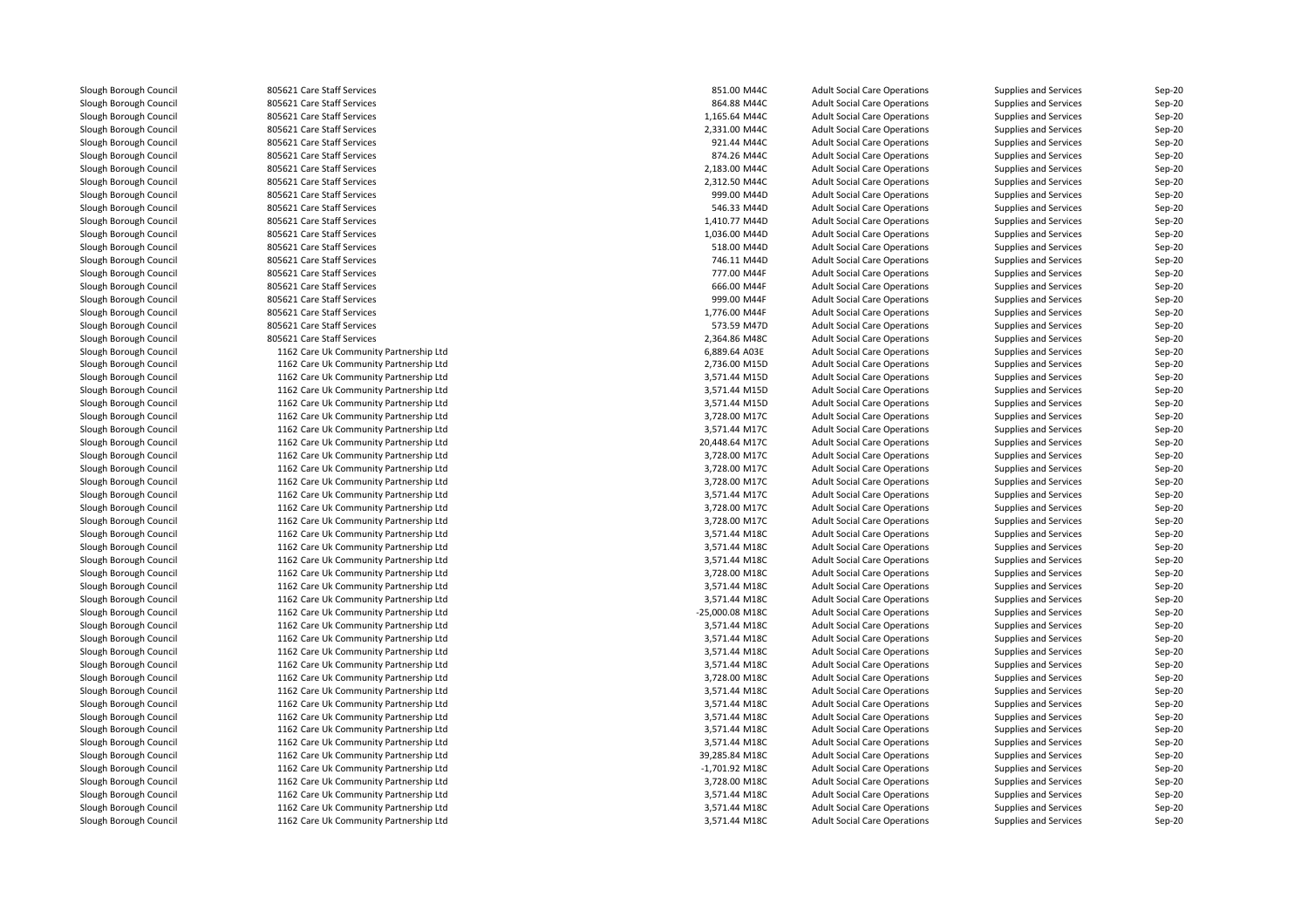| | | | | | | |
|---|---|---|---|---|---|---|
| Slough Borough Council | 805621 Care Staff Services | 851.00 | M44C | Adult Social Care Operations | Supplies and Services | Sep-20 |
| Slough Borough Council | 805621 Care Staff Services | 864.88 | M44C | Adult Social Care Operations | Supplies and Services | Sep-20 |
| Slough Borough Council | 805621 Care Staff Services | 1,165.64 | M44C | Adult Social Care Operations | Supplies and Services | Sep-20 |
| Slough Borough Council | 805621 Care Staff Services | 2,331.00 | M44C | Adult Social Care Operations | Supplies and Services | Sep-20 |
| Slough Borough Council | 805621 Care Staff Services | 921.44 | M44C | Adult Social Care Operations | Supplies and Services | Sep-20 |
| Slough Borough Council | 805621 Care Staff Services | 874.26 | M44C | Adult Social Care Operations | Supplies and Services | Sep-20 |
| Slough Borough Council | 805621 Care Staff Services | 2,183.00 | M44C | Adult Social Care Operations | Supplies and Services | Sep-20 |
| Slough Borough Council | 805621 Care Staff Services | 2,312.50 | M44C | Adult Social Care Operations | Supplies and Services | Sep-20 |
| Slough Borough Council | 805621 Care Staff Services | 999.00 | M44D | Adult Social Care Operations | Supplies and Services | Sep-20 |
| Slough Borough Council | 805621 Care Staff Services | 546.33 | M44D | Adult Social Care Operations | Supplies and Services | Sep-20 |
| Slough Borough Council | 805621 Care Staff Services | 1,410.77 | M44D | Adult Social Care Operations | Supplies and Services | Sep-20 |
| Slough Borough Council | 805621 Care Staff Services | 1,036.00 | M44D | Adult Social Care Operations | Supplies and Services | Sep-20 |
| Slough Borough Council | 805621 Care Staff Services | 518.00 | M44D | Adult Social Care Operations | Supplies and Services | Sep-20 |
| Slough Borough Council | 805621 Care Staff Services | 746.11 | M44D | Adult Social Care Operations | Supplies and Services | Sep-20 |
| Slough Borough Council | 805621 Care Staff Services | 777.00 | M44F | Adult Social Care Operations | Supplies and Services | Sep-20 |
| Slough Borough Council | 805621 Care Staff Services | 666.00 | M44F | Adult Social Care Operations | Supplies and Services | Sep-20 |
| Slough Borough Council | 805621 Care Staff Services | 999.00 | M44F | Adult Social Care Operations | Supplies and Services | Sep-20 |
| Slough Borough Council | 805621 Care Staff Services | 1,776.00 | M44F | Adult Social Care Operations | Supplies and Services | Sep-20 |
| Slough Borough Council | 805621 Care Staff Services | 573.59 | M47D | Adult Social Care Operations | Supplies and Services | Sep-20 |
| Slough Borough Council | 805621 Care Staff Services | 2,364.86 | M48C | Adult Social Care Operations | Supplies and Services | Sep-20 |
| Slough Borough Council | 1162 Care Uk Community Partnership Ltd | 6,889.64 | A03E | Adult Social Care Operations | Supplies and Services | Sep-20 |
| Slough Borough Council | 1162 Care Uk Community Partnership Ltd | 2,736.00 | M15D | Adult Social Care Operations | Supplies and Services | Sep-20 |
| Slough Borough Council | 1162 Care Uk Community Partnership Ltd | 3,571.44 | M15D | Adult Social Care Operations | Supplies and Services | Sep-20 |
| Slough Borough Council | 1162 Care Uk Community Partnership Ltd | 3,571.44 | M15D | Adult Social Care Operations | Supplies and Services | Sep-20 |
| Slough Borough Council | 1162 Care Uk Community Partnership Ltd | 3,571.44 | M15D | Adult Social Care Operations | Supplies and Services | Sep-20 |
| Slough Borough Council | 1162 Care Uk Community Partnership Ltd | 3,728.00 | M17C | Adult Social Care Operations | Supplies and Services | Sep-20 |
| Slough Borough Council | 1162 Care Uk Community Partnership Ltd | 3,571.44 | M17C | Adult Social Care Operations | Supplies and Services | Sep-20 |
| Slough Borough Council | 1162 Care Uk Community Partnership Ltd | 20,448.64 | M17C | Adult Social Care Operations | Supplies and Services | Sep-20 |
| Slough Borough Council | 1162 Care Uk Community Partnership Ltd | 3,728.00 | M17C | Adult Social Care Operations | Supplies and Services | Sep-20 |
| Slough Borough Council | 1162 Care Uk Community Partnership Ltd | 3,728.00 | M17C | Adult Social Care Operations | Supplies and Services | Sep-20 |
| Slough Borough Council | 1162 Care Uk Community Partnership Ltd | 3,728.00 | M17C | Adult Social Care Operations | Supplies and Services | Sep-20 |
| Slough Borough Council | 1162 Care Uk Community Partnership Ltd | 3,571.44 | M17C | Adult Social Care Operations | Supplies and Services | Sep-20 |
| Slough Borough Council | 1162 Care Uk Community Partnership Ltd | 3,728.00 | M17C | Adult Social Care Operations | Supplies and Services | Sep-20 |
| Slough Borough Council | 1162 Care Uk Community Partnership Ltd | 3,728.00 | M17C | Adult Social Care Operations | Supplies and Services | Sep-20 |
| Slough Borough Council | 1162 Care Uk Community Partnership Ltd | 3,571.44 | M18C | Adult Social Care Operations | Supplies and Services | Sep-20 |
| Slough Borough Council | 1162 Care Uk Community Partnership Ltd | 3,571.44 | M18C | Adult Social Care Operations | Supplies and Services | Sep-20 |
| Slough Borough Council | 1162 Care Uk Community Partnership Ltd | 3,571.44 | M18C | Adult Social Care Operations | Supplies and Services | Sep-20 |
| Slough Borough Council | 1162 Care Uk Community Partnership Ltd | 3,728.00 | M18C | Adult Social Care Operations | Supplies and Services | Sep-20 |
| Slough Borough Council | 1162 Care Uk Community Partnership Ltd | 3,571.44 | M18C | Adult Social Care Operations | Supplies and Services | Sep-20 |
| Slough Borough Council | 1162 Care Uk Community Partnership Ltd | 3,571.44 | M18C | Adult Social Care Operations | Supplies and Services | Sep-20 |
| Slough Borough Council | 1162 Care Uk Community Partnership Ltd | -25,000.08 | M18C | Adult Social Care Operations | Supplies and Services | Sep-20 |
| Slough Borough Council | 1162 Care Uk Community Partnership Ltd | 3,571.44 | M18C | Adult Social Care Operations | Supplies and Services | Sep-20 |
| Slough Borough Council | 1162 Care Uk Community Partnership Ltd | 3,571.44 | M18C | Adult Social Care Operations | Supplies and Services | Sep-20 |
| Slough Borough Council | 1162 Care Uk Community Partnership Ltd | 3,571.44 | M18C | Adult Social Care Operations | Supplies and Services | Sep-20 |
| Slough Borough Council | 1162 Care Uk Community Partnership Ltd | 3,571.44 | M18C | Adult Social Care Operations | Supplies and Services | Sep-20 |
| Slough Borough Council | 1162 Care Uk Community Partnership Ltd | 3,728.00 | M18C | Adult Social Care Operations | Supplies and Services | Sep-20 |
| Slough Borough Council | 1162 Care Uk Community Partnership Ltd | 3,571.44 | M18C | Adult Social Care Operations | Supplies and Services | Sep-20 |
| Slough Borough Council | 1162 Care Uk Community Partnership Ltd | 3,571.44 | M18C | Adult Social Care Operations | Supplies and Services | Sep-20 |
| Slough Borough Council | 1162 Care Uk Community Partnership Ltd | 3,571.44 | M18C | Adult Social Care Operations | Supplies and Services | Sep-20 |
| Slough Borough Council | 1162 Care Uk Community Partnership Ltd | 3,571.44 | M18C | Adult Social Care Operations | Supplies and Services | Sep-20 |
| Slough Borough Council | 1162 Care Uk Community Partnership Ltd | 3,571.44 | M18C | Adult Social Care Operations | Supplies and Services | Sep-20 |
| Slough Borough Council | 1162 Care Uk Community Partnership Ltd | 39,285.84 | M18C | Adult Social Care Operations | Supplies and Services | Sep-20 |
| Slough Borough Council | 1162 Care Uk Community Partnership Ltd | -1,701.92 | M18C | Adult Social Care Operations | Supplies and Services | Sep-20 |
| Slough Borough Council | 1162 Care Uk Community Partnership Ltd | 3,728.00 | M18C | Adult Social Care Operations | Supplies and Services | Sep-20 |
| Slough Borough Council | 1162 Care Uk Community Partnership Ltd | 3,571.44 | M18C | Adult Social Care Operations | Supplies and Services | Sep-20 |
| Slough Borough Council | 1162 Care Uk Community Partnership Ltd | 3,571.44 | M18C | Adult Social Care Operations | Supplies and Services | Sep-20 |
| Slough Borough Council | 1162 Care Uk Community Partnership Ltd | 3,571.44 | M18C | Adult Social Care Operations | Supplies and Services | Sep-20 |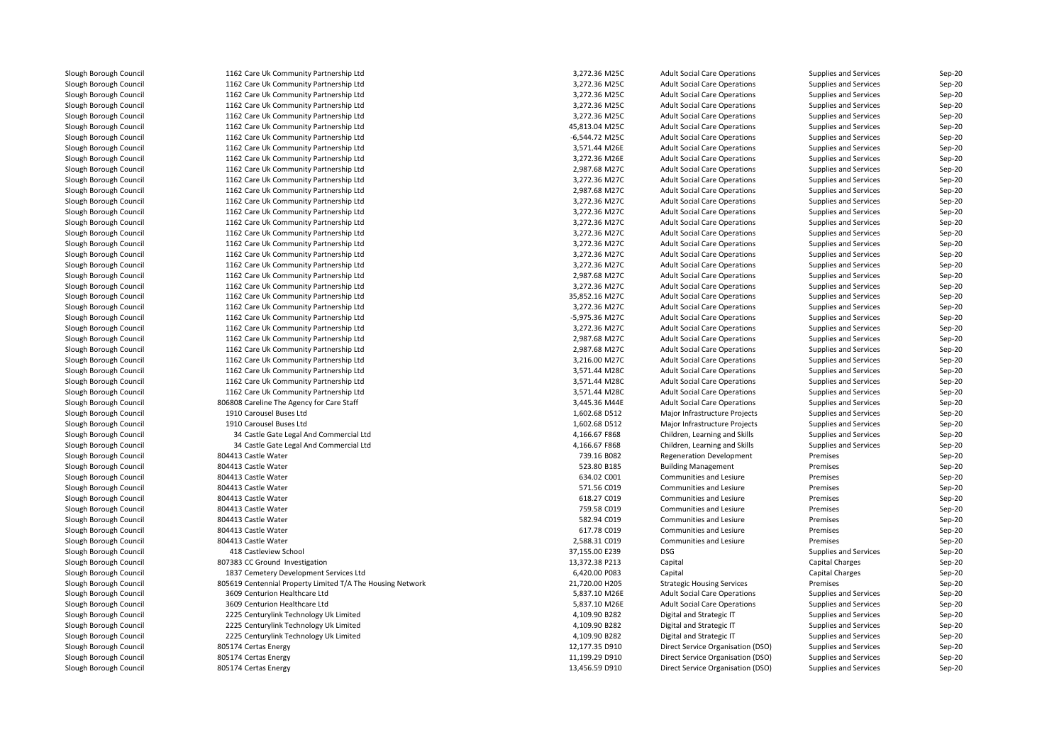| | | | | | | |
|---|---|---|---|---|---|---|
| Slough Borough Council | 1162 Care Uk Community Partnership Ltd | 3,272.36 M25C | Adult Social Care Operations | Supplies and Services | Sep-20 |
| Slough Borough Council | 1162 Care Uk Community Partnership Ltd | 3,272.36 M25C | Adult Social Care Operations | Supplies and Services | Sep-20 |
| Slough Borough Council | 1162 Care Uk Community Partnership Ltd | 3,272.36 M25C | Adult Social Care Operations | Supplies and Services | Sep-20 |
| Slough Borough Council | 1162 Care Uk Community Partnership Ltd | 3,272.36 M25C | Adult Social Care Operations | Supplies and Services | Sep-20 |
| Slough Borough Council | 1162 Care Uk Community Partnership Ltd | 3,272.36 M25C | Adult Social Care Operations | Supplies and Services | Sep-20 |
| Slough Borough Council | 1162 Care Uk Community Partnership Ltd | 45,813.04 M25C | Adult Social Care Operations | Supplies and Services | Sep-20 |
| Slough Borough Council | 1162 Care Uk Community Partnership Ltd | -6,544.72 M25C | Adult Social Care Operations | Supplies and Services | Sep-20 |
| Slough Borough Council | 1162 Care Uk Community Partnership Ltd | 3,571.44 M26E | Adult Social Care Operations | Supplies and Services | Sep-20 |
| Slough Borough Council | 1162 Care Uk Community Partnership Ltd | 3,272.36 M26E | Adult Social Care Operations | Supplies and Services | Sep-20 |
| Slough Borough Council | 1162 Care Uk Community Partnership Ltd | 2,987.68 M27C | Adult Social Care Operations | Supplies and Services | Sep-20 |
| Slough Borough Council | 1162 Care Uk Community Partnership Ltd | 3,272.36 M27C | Adult Social Care Operations | Supplies and Services | Sep-20 |
| Slough Borough Council | 1162 Care Uk Community Partnership Ltd | 2,987.68 M27C | Adult Social Care Operations | Supplies and Services | Sep-20 |
| Slough Borough Council | 1162 Care Uk Community Partnership Ltd | 3,272.36 M27C | Adult Social Care Operations | Supplies and Services | Sep-20 |
| Slough Borough Council | 1162 Care Uk Community Partnership Ltd | 3,272.36 M27C | Adult Social Care Operations | Supplies and Services | Sep-20 |
| Slough Borough Council | 1162 Care Uk Community Partnership Ltd | 3,272.36 M27C | Adult Social Care Operations | Supplies and Services | Sep-20 |
| Slough Borough Council | 1162 Care Uk Community Partnership Ltd | 3,272.36 M27C | Adult Social Care Operations | Supplies and Services | Sep-20 |
| Slough Borough Council | 1162 Care Uk Community Partnership Ltd | 3,272.36 M27C | Adult Social Care Operations | Supplies and Services | Sep-20 |
| Slough Borough Council | 1162 Care Uk Community Partnership Ltd | 3,272.36 M27C | Adult Social Care Operations | Supplies and Services | Sep-20 |
| Slough Borough Council | 1162 Care Uk Community Partnership Ltd | 3,272.36 M27C | Adult Social Care Operations | Supplies and Services | Sep-20 |
| Slough Borough Council | 1162 Care Uk Community Partnership Ltd | 2,987.68 M27C | Adult Social Care Operations | Supplies and Services | Sep-20 |
| Slough Borough Council | 1162 Care Uk Community Partnership Ltd | 3,272.36 M27C | Adult Social Care Operations | Supplies and Services | Sep-20 |
| Slough Borough Council | 1162 Care Uk Community Partnership Ltd | 35,852.16 M27C | Adult Social Care Operations | Supplies and Services | Sep-20 |
| Slough Borough Council | 1162 Care Uk Community Partnership Ltd | 3,272.36 M27C | Adult Social Care Operations | Supplies and Services | Sep-20 |
| Slough Borough Council | 1162 Care Uk Community Partnership Ltd | -5,975.36 M27C | Adult Social Care Operations | Supplies and Services | Sep-20 |
| Slough Borough Council | 1162 Care Uk Community Partnership Ltd | 3,272.36 M27C | Adult Social Care Operations | Supplies and Services | Sep-20 |
| Slough Borough Council | 1162 Care Uk Community Partnership Ltd | 2,987.68 M27C | Adult Social Care Operations | Supplies and Services | Sep-20 |
| Slough Borough Council | 1162 Care Uk Community Partnership Ltd | 2,987.68 M27C | Adult Social Care Operations | Supplies and Services | Sep-20 |
| Slough Borough Council | 1162 Care Uk Community Partnership Ltd | 3,216.00 M27C | Adult Social Care Operations | Supplies and Services | Sep-20 |
| Slough Borough Council | 1162 Care Uk Community Partnership Ltd | 3,571.44 M28C | Adult Social Care Operations | Supplies and Services | Sep-20 |
| Slough Borough Council | 1162 Care Uk Community Partnership Ltd | 3,571.44 M28C | Adult Social Care Operations | Supplies and Services | Sep-20 |
| Slough Borough Council | 1162 Care Uk Community Partnership Ltd | 3,571.44 M28C | Adult Social Care Operations | Supplies and Services | Sep-20 |
| Slough Borough Council | 806808 Careline The Agency for Care Staff | 3,445.36 M44E | Adult Social Care Operations | Supplies and Services | Sep-20 |
| Slough Borough Council | 1910 Carousel Buses Ltd | 1,602.68 D512 | Major Infrastructure Projects | Supplies and Services | Sep-20 |
| Slough Borough Council | 1910 Carousel Buses Ltd | 1,602.68 D512 | Major Infrastructure Projects | Supplies and Services | Sep-20 |
| Slough Borough Council | 34 Castle Gate Legal And Commercial Ltd | 4,166.67 F868 | Children, Learning and Skills | Supplies and Services | Sep-20 |
| Slough Borough Council | 34 Castle Gate Legal And Commercial Ltd | 4,166.67 F868 | Children, Learning and Skills | Supplies and Services | Sep-20 |
| Slough Borough Council | 804413 Castle Water | 739.16 B082 | Regeneration Development | Premises | Sep-20 |
| Slough Borough Council | 804413 Castle Water | 523.80 B185 | Building Management | Premises | Sep-20 |
| Slough Borough Council | 804413 Castle Water | 634.02 C001 | Communities and Lesiure | Premises | Sep-20 |
| Slough Borough Council | 804413 Castle Water | 571.56 C019 | Communities and Lesiure | Premises | Sep-20 |
| Slough Borough Council | 804413 Castle Water | 618.27 C019 | Communities and Lesiure | Premises | Sep-20 |
| Slough Borough Council | 804413 Castle Water | 759.58 C019 | Communities and Lesiure | Premises | Sep-20 |
| Slough Borough Council | 804413 Castle Water | 582.94 C019 | Communities and Lesiure | Premises | Sep-20 |
| Slough Borough Council | 804413 Castle Water | 617.78 C019 | Communities and Lesiure | Premises | Sep-20 |
| Slough Borough Council | 804413 Castle Water | 2,588.31 C019 | Communities and Lesiure | Premises | Sep-20 |
| Slough Borough Council | 418 Castleview School | 37,155.00 E239 | DSG | Supplies and Services | Sep-20 |
| Slough Borough Council | 807383 CC Ground Investigation | 13,372.38 P213 | Capital | Capital Charges | Sep-20 |
| Slough Borough Council | 1837 Cemetery Development Services Ltd | 6,420.00 P083 | Capital | Capital Charges | Sep-20 |
| Slough Borough Council | 805619 Centennial Property Limited T/A The Housing Network | 21,720.00 H205 | Strategic Housing Services | Premises | Sep-20 |
| Slough Borough Council | 3609 Centurion Healthcare Ltd | 5,837.10 M26E | Adult Social Care Operations | Supplies and Services | Sep-20 |
| Slough Borough Council | 3609 Centurion Healthcare Ltd | 5,837.10 M26E | Adult Social Care Operations | Supplies and Services | Sep-20 |
| Slough Borough Council | 2225 Centurylink Technology Uk Limited | 4,109.90 B282 | Digital and Strategic IT | Supplies and Services | Sep-20 |
| Slough Borough Council | 2225 Centurylink Technology Uk Limited | 4,109.90 B282 | Digital and Strategic IT | Supplies and Services | Sep-20 |
| Slough Borough Council | 2225 Centurylink Technology Uk Limited | 4,109.90 B282 | Digital and Strategic IT | Supplies and Services | Sep-20 |
| Slough Borough Council | 805174 Certas Energy | 12,177.35 D910 | Direct Service Organisation (DSO) | Supplies and Services | Sep-20 |
| Slough Borough Council | 805174 Certas Energy | 11,199.29 D910 | Direct Service Organisation (DSO) | Supplies and Services | Sep-20 |
| Slough Borough Council | 805174 Certas Energy | 13,456.59 D910 | Direct Service Organisation (DSO) | Supplies and Services | Sep-20 |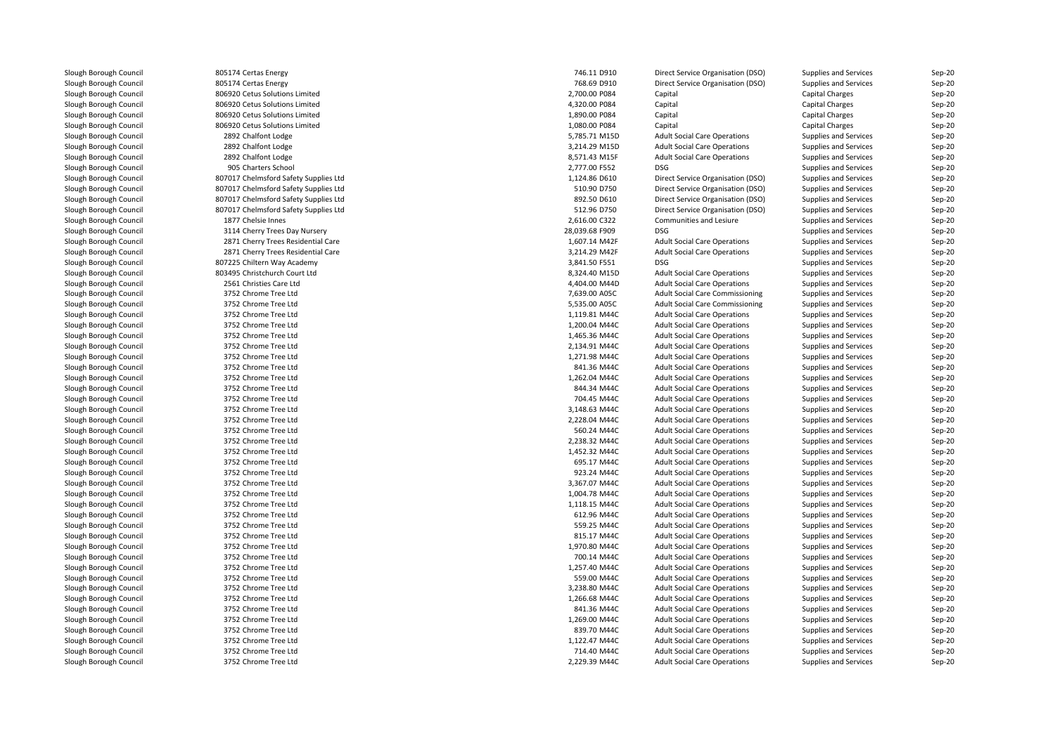| | | | | | | |
|---|---|---|---|---|---|---|
| Slough Borough Council | 805174 Certas Energy | 746.11 | D910 | Direct Service Organisation (DSO) | Supplies and Services | Sep-20 |
| Slough Borough Council | 805174 Certas Energy | 768.69 | D910 | Direct Service Organisation (DSO) | Supplies and Services | Sep-20 |
| Slough Borough Council | 806920 Cetus Solutions Limited | 2,700.00 | P084 | Capital | Capital Charges | Sep-20 |
| Slough Borough Council | 806920 Cetus Solutions Limited | 4,320.00 | P084 | Capital | Capital Charges | Sep-20 |
| Slough Borough Council | 806920 Cetus Solutions Limited | 1,890.00 | P084 | Capital | Capital Charges | Sep-20 |
| Slough Borough Council | 806920 Cetus Solutions Limited | 1,080.00 | P084 | Capital | Capital Charges | Sep-20 |
| Slough Borough Council | 2892 Chalfont Lodge | 5,785.71 | M15D | Adult Social Care Operations | Supplies and Services | Sep-20 |
| Slough Borough Council | 2892 Chalfont Lodge | 3,214.29 | M15D | Adult Social Care Operations | Supplies and Services | Sep-20 |
| Slough Borough Council | 2892 Chalfont Lodge | 8,571.43 | M15F | Adult Social Care Operations | Supplies and Services | Sep-20 |
| Slough Borough Council | 905 Charters School | 2,777.00 | F552 | DSG | Supplies and Services | Sep-20 |
| Slough Borough Council | 807017 Chelmsford Safety Supplies Ltd | 1,124.86 | D610 | Direct Service Organisation (DSO) | Supplies and Services | Sep-20 |
| Slough Borough Council | 807017 Chelmsford Safety Supplies Ltd | 510.90 | D750 | Direct Service Organisation (DSO) | Supplies and Services | Sep-20 |
| Slough Borough Council | 807017 Chelmsford Safety Supplies Ltd | 892.50 | D610 | Direct Service Organisation (DSO) | Supplies and Services | Sep-20 |
| Slough Borough Council | 807017 Chelmsford Safety Supplies Ltd | 512.96 | D750 | Direct Service Organisation (DSO) | Supplies and Services | Sep-20 |
| Slough Borough Council | 1877 Chelsie Innes | 2,616.00 | C322 | Communities and Lesiure | Supplies and Services | Sep-20 |
| Slough Borough Council | 3114 Cherry Trees Day Nursery | 28,039.68 | F909 | DSG | Supplies and Services | Sep-20 |
| Slough Borough Council | 2871 Cherry Trees Residential Care | 1,607.14 | M42F | Adult Social Care Operations | Supplies and Services | Sep-20 |
| Slough Borough Council | 2871 Cherry Trees Residential Care | 3,214.29 | M42F | Adult Social Care Operations | Supplies and Services | Sep-20 |
| Slough Borough Council | 807225 Chiltern Way Academy | 3,841.50 | F551 | DSG | Supplies and Services | Sep-20 |
| Slough Borough Council | 803495 Christchurch Court Ltd | 8,324.40 | M15D | Adult Social Care Operations | Supplies and Services | Sep-20 |
| Slough Borough Council | 2561 Christies Care Ltd | 4,404.00 | M44D | Adult Social Care Operations | Supplies and Services | Sep-20 |
| Slough Borough Council | 3752 Chrome Tree Ltd | 7,639.00 | A05C | Adult Social Care Commissioning | Supplies and Services | Sep-20 |
| Slough Borough Council | 3752 Chrome Tree Ltd | 5,535.00 | A05C | Adult Social Care Commissioning | Supplies and Services | Sep-20 |
| Slough Borough Council | 3752 Chrome Tree Ltd | 1,119.81 | M44C | Adult Social Care Operations | Supplies and Services | Sep-20 |
| Slough Borough Council | 3752 Chrome Tree Ltd | 1,200.04 | M44C | Adult Social Care Operations | Supplies and Services | Sep-20 |
| Slough Borough Council | 3752 Chrome Tree Ltd | 1,465.36 | M44C | Adult Social Care Operations | Supplies and Services | Sep-20 |
| Slough Borough Council | 3752 Chrome Tree Ltd | 2,134.91 | M44C | Adult Social Care Operations | Supplies and Services | Sep-20 |
| Slough Borough Council | 3752 Chrome Tree Ltd | 1,271.98 | M44C | Adult Social Care Operations | Supplies and Services | Sep-20 |
| Slough Borough Council | 3752 Chrome Tree Ltd | 841.36 | M44C | Adult Social Care Operations | Supplies and Services | Sep-20 |
| Slough Borough Council | 3752 Chrome Tree Ltd | 1,262.04 | M44C | Adult Social Care Operations | Supplies and Services | Sep-20 |
| Slough Borough Council | 3752 Chrome Tree Ltd | 844.34 | M44C | Adult Social Care Operations | Supplies and Services | Sep-20 |
| Slough Borough Council | 3752 Chrome Tree Ltd | 704.45 | M44C | Adult Social Care Operations | Supplies and Services | Sep-20 |
| Slough Borough Council | 3752 Chrome Tree Ltd | 3,148.63 | M44C | Adult Social Care Operations | Supplies and Services | Sep-20 |
| Slough Borough Council | 3752 Chrome Tree Ltd | 2,228.04 | M44C | Adult Social Care Operations | Supplies and Services | Sep-20 |
| Slough Borough Council | 3752 Chrome Tree Ltd | 560.24 | M44C | Adult Social Care Operations | Supplies and Services | Sep-20 |
| Slough Borough Council | 3752 Chrome Tree Ltd | 2,238.32 | M44C | Adult Social Care Operations | Supplies and Services | Sep-20 |
| Slough Borough Council | 3752 Chrome Tree Ltd | 1,452.32 | M44C | Adult Social Care Operations | Supplies and Services | Sep-20 |
| Slough Borough Council | 3752 Chrome Tree Ltd | 695.17 | M44C | Adult Social Care Operations | Supplies and Services | Sep-20 |
| Slough Borough Council | 3752 Chrome Tree Ltd | 923.24 | M44C | Adult Social Care Operations | Supplies and Services | Sep-20 |
| Slough Borough Council | 3752 Chrome Tree Ltd | 3,367.07 | M44C | Adult Social Care Operations | Supplies and Services | Sep-20 |
| Slough Borough Council | 3752 Chrome Tree Ltd | 1,004.78 | M44C | Adult Social Care Operations | Supplies and Services | Sep-20 |
| Slough Borough Council | 3752 Chrome Tree Ltd | 1,118.15 | M44C | Adult Social Care Operations | Supplies and Services | Sep-20 |
| Slough Borough Council | 3752 Chrome Tree Ltd | 612.96 | M44C | Adult Social Care Operations | Supplies and Services | Sep-20 |
| Slough Borough Council | 3752 Chrome Tree Ltd | 559.25 | M44C | Adult Social Care Operations | Supplies and Services | Sep-20 |
| Slough Borough Council | 3752 Chrome Tree Ltd | 815.17 | M44C | Adult Social Care Operations | Supplies and Services | Sep-20 |
| Slough Borough Council | 3752 Chrome Tree Ltd | 1,970.80 | M44C | Adult Social Care Operations | Supplies and Services | Sep-20 |
| Slough Borough Council | 3752 Chrome Tree Ltd | 700.14 | M44C | Adult Social Care Operations | Supplies and Services | Sep-20 |
| Slough Borough Council | 3752 Chrome Tree Ltd | 1,257.40 | M44C | Adult Social Care Operations | Supplies and Services | Sep-20 |
| Slough Borough Council | 3752 Chrome Tree Ltd | 559.00 | M44C | Adult Social Care Operations | Supplies and Services | Sep-20 |
| Slough Borough Council | 3752 Chrome Tree Ltd | 3,238.80 | M44C | Adult Social Care Operations | Supplies and Services | Sep-20 |
| Slough Borough Council | 3752 Chrome Tree Ltd | 1,266.68 | M44C | Adult Social Care Operations | Supplies and Services | Sep-20 |
| Slough Borough Council | 3752 Chrome Tree Ltd | 841.36 | M44C | Adult Social Care Operations | Supplies and Services | Sep-20 |
| Slough Borough Council | 3752 Chrome Tree Ltd | 1,269.00 | M44C | Adult Social Care Operations | Supplies and Services | Sep-20 |
| Slough Borough Council | 3752 Chrome Tree Ltd | 839.70 | M44C | Adult Social Care Operations | Supplies and Services | Sep-20 |
| Slough Borough Council | 3752 Chrome Tree Ltd | 1,122.47 | M44C | Adult Social Care Operations | Supplies and Services | Sep-20 |
| Slough Borough Council | 3752 Chrome Tree Ltd | 714.40 | M44C | Adult Social Care Operations | Supplies and Services | Sep-20 |
| Slough Borough Council | 3752 Chrome Tree Ltd | 2,229.39 | M44C | Adult Social Care Operations | Supplies and Services | Sep-20 |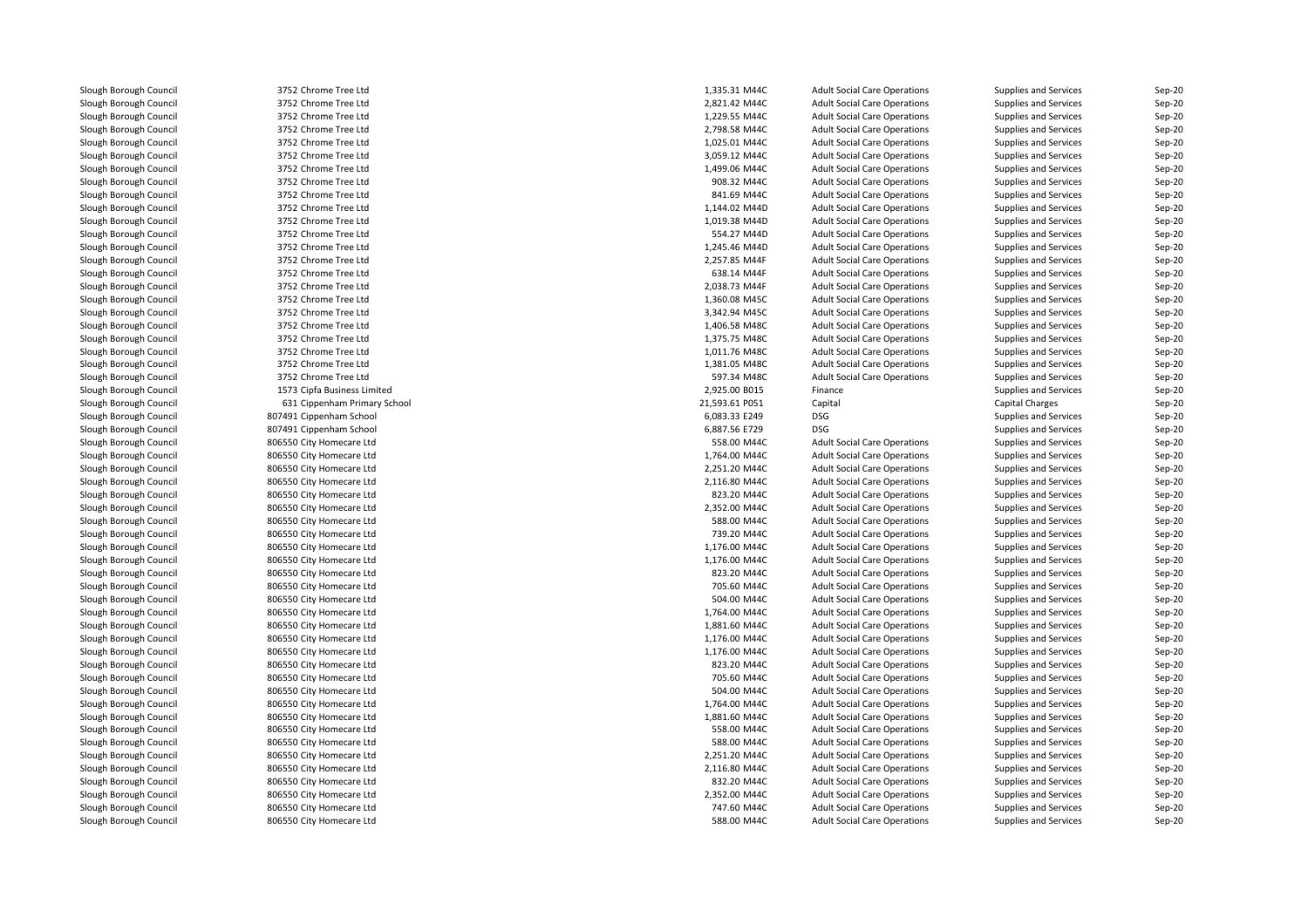| | | | | | | |
|---|---|---|---|---|---|---|
| Slough Borough Council | 3752 Chrome Tree Ltd | 1,335.31 M44C | Adult Social Care Operations | Supplies and Services | Sep-20 |
| Slough Borough Council | 3752 Chrome Tree Ltd | 2,821.42 M44C | Adult Social Care Operations | Supplies and Services | Sep-20 |
| Slough Borough Council | 3752 Chrome Tree Ltd | 1,229.55 M44C | Adult Social Care Operations | Supplies and Services | Sep-20 |
| Slough Borough Council | 3752 Chrome Tree Ltd | 2,798.58 M44C | Adult Social Care Operations | Supplies and Services | Sep-20 |
| Slough Borough Council | 3752 Chrome Tree Ltd | 1,025.01 M44C | Adult Social Care Operations | Supplies and Services | Sep-20 |
| Slough Borough Council | 3752 Chrome Tree Ltd | 3,059.12 M44C | Adult Social Care Operations | Supplies and Services | Sep-20 |
| Slough Borough Council | 3752 Chrome Tree Ltd | 1,499.06 M44C | Adult Social Care Operations | Supplies and Services | Sep-20 |
| Slough Borough Council | 3752 Chrome Tree Ltd | 908.32 M44C | Adult Social Care Operations | Supplies and Services | Sep-20 |
| Slough Borough Council | 3752 Chrome Tree Ltd | 841.69 M44C | Adult Social Care Operations | Supplies and Services | Sep-20 |
| Slough Borough Council | 3752 Chrome Tree Ltd | 1,144.02 M44D | Adult Social Care Operations | Supplies and Services | Sep-20 |
| Slough Borough Council | 3752 Chrome Tree Ltd | 1,019.38 M44D | Adult Social Care Operations | Supplies and Services | Sep-20 |
| Slough Borough Council | 3752 Chrome Tree Ltd | 554.27 M44D | Adult Social Care Operations | Supplies and Services | Sep-20 |
| Slough Borough Council | 3752 Chrome Tree Ltd | 1,245.46 M44D | Adult Social Care Operations | Supplies and Services | Sep-20 |
| Slough Borough Council | 3752 Chrome Tree Ltd | 2,257.85 M44F | Adult Social Care Operations | Supplies and Services | Sep-20 |
| Slough Borough Council | 3752 Chrome Tree Ltd | 638.14 M44F | Adult Social Care Operations | Supplies and Services | Sep-20 |
| Slough Borough Council | 3752 Chrome Tree Ltd | 2,038.73 M44F | Adult Social Care Operations | Supplies and Services | Sep-20 |
| Slough Borough Council | 3752 Chrome Tree Ltd | 1,360.08 M45C | Adult Social Care Operations | Supplies and Services | Sep-20 |
| Slough Borough Council | 3752 Chrome Tree Ltd | 3,342.94 M45C | Adult Social Care Operations | Supplies and Services | Sep-20 |
| Slough Borough Council | 3752 Chrome Tree Ltd | 1,406.58 M48C | Adult Social Care Operations | Supplies and Services | Sep-20 |
| Slough Borough Council | 3752 Chrome Tree Ltd | 1,375.75 M48C | Adult Social Care Operations | Supplies and Services | Sep-20 |
| Slough Borough Council | 3752 Chrome Tree Ltd | 1,011.76 M48C | Adult Social Care Operations | Supplies and Services | Sep-20 |
| Slough Borough Council | 3752 Chrome Tree Ltd | 1,381.05 M48C | Adult Social Care Operations | Supplies and Services | Sep-20 |
| Slough Borough Council | 3752 Chrome Tree Ltd | 597.34 M48C | Adult Social Care Operations | Supplies and Services | Sep-20 |
| Slough Borough Council | 1573 Cipfa Business Limited | 2,925.00 B015 | Finance | Supplies and Services | Sep-20 |
| Slough Borough Council | 631 Cippenham Primary School | 21,593.61 P051 | Capital | Capital Charges | Sep-20 |
| Slough Borough Council | 807491 Cippenham School | 6,083.33 E249 | DSG | Supplies and Services | Sep-20 |
| Slough Borough Council | 807491 Cippenham School | 6,887.56 E729 | DSG | Supplies and Services | Sep-20 |
| Slough Borough Council | 806550 City Homecare Ltd | 558.00 M44C | Adult Social Care Operations | Supplies and Services | Sep-20 |
| Slough Borough Council | 806550 City Homecare Ltd | 1,764.00 M44C | Adult Social Care Operations | Supplies and Services | Sep-20 |
| Slough Borough Council | 806550 City Homecare Ltd | 2,251.20 M44C | Adult Social Care Operations | Supplies and Services | Sep-20 |
| Slough Borough Council | 806550 City Homecare Ltd | 2,116.80 M44C | Adult Social Care Operations | Supplies and Services | Sep-20 |
| Slough Borough Council | 806550 City Homecare Ltd | 823.20 M44C | Adult Social Care Operations | Supplies and Services | Sep-20 |
| Slough Borough Council | 806550 City Homecare Ltd | 2,352.00 M44C | Adult Social Care Operations | Supplies and Services | Sep-20 |
| Slough Borough Council | 806550 City Homecare Ltd | 588.00 M44C | Adult Social Care Operations | Supplies and Services | Sep-20 |
| Slough Borough Council | 806550 City Homecare Ltd | 739.20 M44C | Adult Social Care Operations | Supplies and Services | Sep-20 |
| Slough Borough Council | 806550 City Homecare Ltd | 1,176.00 M44C | Adult Social Care Operations | Supplies and Services | Sep-20 |
| Slough Borough Council | 806550 City Homecare Ltd | 1,176.00 M44C | Adult Social Care Operations | Supplies and Services | Sep-20 |
| Slough Borough Council | 806550 City Homecare Ltd | 823.20 M44C | Adult Social Care Operations | Supplies and Services | Sep-20 |
| Slough Borough Council | 806550 City Homecare Ltd | 705.60 M44C | Adult Social Care Operations | Supplies and Services | Sep-20 |
| Slough Borough Council | 806550 City Homecare Ltd | 504.00 M44C | Adult Social Care Operations | Supplies and Services | Sep-20 |
| Slough Borough Council | 806550 City Homecare Ltd | 1,764.00 M44C | Adult Social Care Operations | Supplies and Services | Sep-20 |
| Slough Borough Council | 806550 City Homecare Ltd | 1,881.60 M44C | Adult Social Care Operations | Supplies and Services | Sep-20 |
| Slough Borough Council | 806550 City Homecare Ltd | 1,176.00 M44C | Adult Social Care Operations | Supplies and Services | Sep-20 |
| Slough Borough Council | 806550 City Homecare Ltd | 1,176.00 M44C | Adult Social Care Operations | Supplies and Services | Sep-20 |
| Slough Borough Council | 806550 City Homecare Ltd | 823.20 M44C | Adult Social Care Operations | Supplies and Services | Sep-20 |
| Slough Borough Council | 806550 City Homecare Ltd | 705.60 M44C | Adult Social Care Operations | Supplies and Services | Sep-20 |
| Slough Borough Council | 806550 City Homecare Ltd | 504.00 M44C | Adult Social Care Operations | Supplies and Services | Sep-20 |
| Slough Borough Council | 806550 City Homecare Ltd | 1,764.00 M44C | Adult Social Care Operations | Supplies and Services | Sep-20 |
| Slough Borough Council | 806550 City Homecare Ltd | 1,881.60 M44C | Adult Social Care Operations | Supplies and Services | Sep-20 |
| Slough Borough Council | 806550 City Homecare Ltd | 558.00 M44C | Adult Social Care Operations | Supplies and Services | Sep-20 |
| Slough Borough Council | 806550 City Homecare Ltd | 588.00 M44C | Adult Social Care Operations | Supplies and Services | Sep-20 |
| Slough Borough Council | 806550 City Homecare Ltd | 2,251.20 M44C | Adult Social Care Operations | Supplies and Services | Sep-20 |
| Slough Borough Council | 806550 City Homecare Ltd | 2,116.80 M44C | Adult Social Care Operations | Supplies and Services | Sep-20 |
| Slough Borough Council | 806550 City Homecare Ltd | 832.20 M44C | Adult Social Care Operations | Supplies and Services | Sep-20 |
| Slough Borough Council | 806550 City Homecare Ltd | 2,352.00 M44C | Adult Social Care Operations | Supplies and Services | Sep-20 |
| Slough Borough Council | 806550 City Homecare Ltd | 747.60 M44C | Adult Social Care Operations | Supplies and Services | Sep-20 |
| Slough Borough Council | 806550 City Homecare Ltd | 588.00 M44C | Adult Social Care Operations | Supplies and Services | Sep-20 |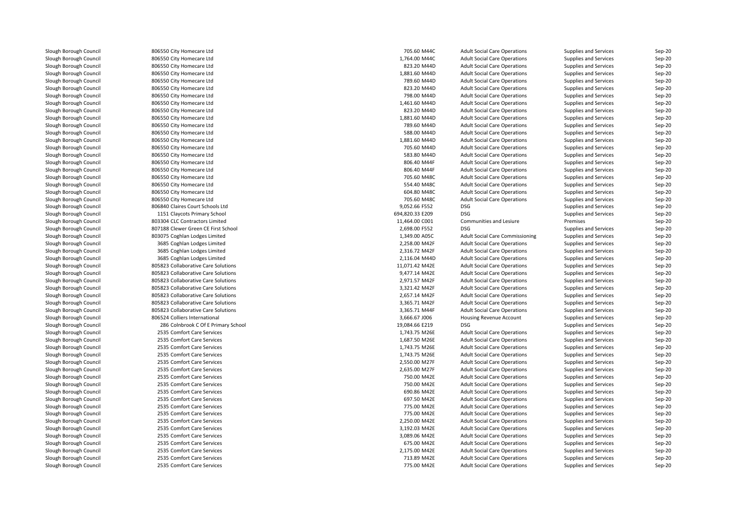| | | | | | |
|---|---|---|---|---|---|
| Slough Borough Council | 806550 City Homecare Ltd | 705.60 M44C | Adult Social Care Operations | Supplies and Services | Sep-20 |
| Slough Borough Council | 806550 City Homecare Ltd | 1,764.00 M44C | Adult Social Care Operations | Supplies and Services | Sep-20 |
| Slough Borough Council | 806550 City Homecare Ltd | 823.20 M44D | Adult Social Care Operations | Supplies and Services | Sep-20 |
| Slough Borough Council | 806550 City Homecare Ltd | 1,881.60 M44D | Adult Social Care Operations | Supplies and Services | Sep-20 |
| Slough Borough Council | 806550 City Homecare Ltd | 789.60 M44D | Adult Social Care Operations | Supplies and Services | Sep-20 |
| Slough Borough Council | 806550 City Homecare Ltd | 823.20 M44D | Adult Social Care Operations | Supplies and Services | Sep-20 |
| Slough Borough Council | 806550 City Homecare Ltd | 798.00 M44D | Adult Social Care Operations | Supplies and Services | Sep-20 |
| Slough Borough Council | 806550 City Homecare Ltd | 1,461.60 M44D | Adult Social Care Operations | Supplies and Services | Sep-20 |
| Slough Borough Council | 806550 City Homecare Ltd | 823.20 M44D | Adult Social Care Operations | Supplies and Services | Sep-20 |
| Slough Borough Council | 806550 City Homecare Ltd | 1,881.60 M44D | Adult Social Care Operations | Supplies and Services | Sep-20 |
| Slough Borough Council | 806550 City Homecare Ltd | 789.60 M44D | Adult Social Care Operations | Supplies and Services | Sep-20 |
| Slough Borough Council | 806550 City Homecare Ltd | 588.00 M44D | Adult Social Care Operations | Supplies and Services | Sep-20 |
| Slough Borough Council | 806550 City Homecare Ltd | 1,881.60 M44D | Adult Social Care Operations | Supplies and Services | Sep-20 |
| Slough Borough Council | 806550 City Homecare Ltd | 705.60 M44D | Adult Social Care Operations | Supplies and Services | Sep-20 |
| Slough Borough Council | 806550 City Homecare Ltd | 583.80 M44D | Adult Social Care Operations | Supplies and Services | Sep-20 |
| Slough Borough Council | 806550 City Homecare Ltd | 806.40 M44F | Adult Social Care Operations | Supplies and Services | Sep-20 |
| Slough Borough Council | 806550 City Homecare Ltd | 806.40 M44F | Adult Social Care Operations | Supplies and Services | Sep-20 |
| Slough Borough Council | 806550 City Homecare Ltd | 705.60 M48C | Adult Social Care Operations | Supplies and Services | Sep-20 |
| Slough Borough Council | 806550 City Homecare Ltd | 554.40 M48C | Adult Social Care Operations | Supplies and Services | Sep-20 |
| Slough Borough Council | 806550 City Homecare Ltd | 604.80 M48C | Adult Social Care Operations | Supplies and Services | Sep-20 |
| Slough Borough Council | 806550 City Homecare Ltd | 705.60 M48C | Adult Social Care Operations | Supplies and Services | Sep-20 |
| Slough Borough Council | 806840 Claires Court Schools Ltd | 9,052.66 F552 | DSG | Supplies and Services | Sep-20 |
| Slough Borough Council | 1151 Claycots Primary School | 694,820.33 E209 | DSG | Supplies and Services | Sep-20 |
| Slough Borough Council | 803304 CLC Contractors Limited | 11,464.00 C001 | Communities and Lesiure | Premises | Sep-20 |
| Slough Borough Council | 807188 Clewer Green CE First School | 2,698.00 F552 | DSG | Supplies and Services | Sep-20 |
| Slough Borough Council | 803075 Coghlan Lodges Limited | 1,349.00 A05C | Adult Social Care Commissioning | Supplies and Services | Sep-20 |
| Slough Borough Council | 3685 Coghlan Lodges Limited | 2,258.00 M42F | Adult Social Care Operations | Supplies and Services | Sep-20 |
| Slough Borough Council | 3685 Coghlan Lodges Limited | 2,316.72 M42F | Adult Social Care Operations | Supplies and Services | Sep-20 |
| Slough Borough Council | 3685 Coghlan Lodges Limited | 2,116.04 M44D | Adult Social Care Operations | Supplies and Services | Sep-20 |
| Slough Borough Council | 805823 Collaborative Care Solutions | 11,071.42 M42E | Adult Social Care Operations | Supplies and Services | Sep-20 |
| Slough Borough Council | 805823 Collaborative Care Solutions | 9,477.14 M42E | Adult Social Care Operations | Supplies and Services | Sep-20 |
| Slough Borough Council | 805823 Collaborative Care Solutions | 2,971.57 M42F | Adult Social Care Operations | Supplies and Services | Sep-20 |
| Slough Borough Council | 805823 Collaborative Care Solutions | 3,321.42 M42F | Adult Social Care Operations | Supplies and Services | Sep-20 |
| Slough Borough Council | 805823 Collaborative Care Solutions | 2,657.14 M42F | Adult Social Care Operations | Supplies and Services | Sep-20 |
| Slough Borough Council | 805823 Collaborative Care Solutions | 3,365.71 M42F | Adult Social Care Operations | Supplies and Services | Sep-20 |
| Slough Borough Council | 805823 Collaborative Care Solutions | 3,365.71 M44F | Adult Social Care Operations | Supplies and Services | Sep-20 |
| Slough Borough Council | 806524 Colliers International | 3,666.67 J006 | Housing Revenue Account | Supplies and Services | Sep-20 |
| Slough Borough Council | 286 Colnbrook C Of E Primary School | 19,084.66 E219 | DSG | Supplies and Services | Sep-20 |
| Slough Borough Council | 2535 Comfort Care Services | 1,743.75 M26E | Adult Social Care Operations | Supplies and Services | Sep-20 |
| Slough Borough Council | 2535 Comfort Care Services | 1,687.50 M26E | Adult Social Care Operations | Supplies and Services | Sep-20 |
| Slough Borough Council | 2535 Comfort Care Services | 1,743.75 M26E | Adult Social Care Operations | Supplies and Services | Sep-20 |
| Slough Borough Council | 2535 Comfort Care Services | 1,743.75 M26E | Adult Social Care Operations | Supplies and Services | Sep-20 |
| Slough Borough Council | 2535 Comfort Care Services | 2,550.00 M27F | Adult Social Care Operations | Supplies and Services | Sep-20 |
| Slough Borough Council | 2535 Comfort Care Services | 2,635.00 M27F | Adult Social Care Operations | Supplies and Services | Sep-20 |
| Slough Borough Council | 2535 Comfort Care Services | 750.00 M42E | Adult Social Care Operations | Supplies and Services | Sep-20 |
| Slough Borough Council | 2535 Comfort Care Services | 750.00 M42E | Adult Social Care Operations | Supplies and Services | Sep-20 |
| Slough Borough Council | 2535 Comfort Care Services | 690.86 M42E | Adult Social Care Operations | Supplies and Services | Sep-20 |
| Slough Borough Council | 2535 Comfort Care Services | 697.50 M42E | Adult Social Care Operations | Supplies and Services | Sep-20 |
| Slough Borough Council | 2535 Comfort Care Services | 775.00 M42E | Adult Social Care Operations | Supplies and Services | Sep-20 |
| Slough Borough Council | 2535 Comfort Care Services | 775.00 M42E | Adult Social Care Operations | Supplies and Services | Sep-20 |
| Slough Borough Council | 2535 Comfort Care Services | 2,250.00 M42E | Adult Social Care Operations | Supplies and Services | Sep-20 |
| Slough Borough Council | 2535 Comfort Care Services | 3,192.03 M42E | Adult Social Care Operations | Supplies and Services | Sep-20 |
| Slough Borough Council | 2535 Comfort Care Services | 3,089.06 M42E | Adult Social Care Operations | Supplies and Services | Sep-20 |
| Slough Borough Council | 2535 Comfort Care Services | 675.00 M42E | Adult Social Care Operations | Supplies and Services | Sep-20 |
| Slough Borough Council | 2535 Comfort Care Services | 2,175.00 M42E | Adult Social Care Operations | Supplies and Services | Sep-20 |
| Slough Borough Council | 2535 Comfort Care Services | 713.89 M42E | Adult Social Care Operations | Supplies and Services | Sep-20 |
| Slough Borough Council | 2535 Comfort Care Services | 775.00 M42E | Adult Social Care Operations | Supplies and Services | Sep-20 |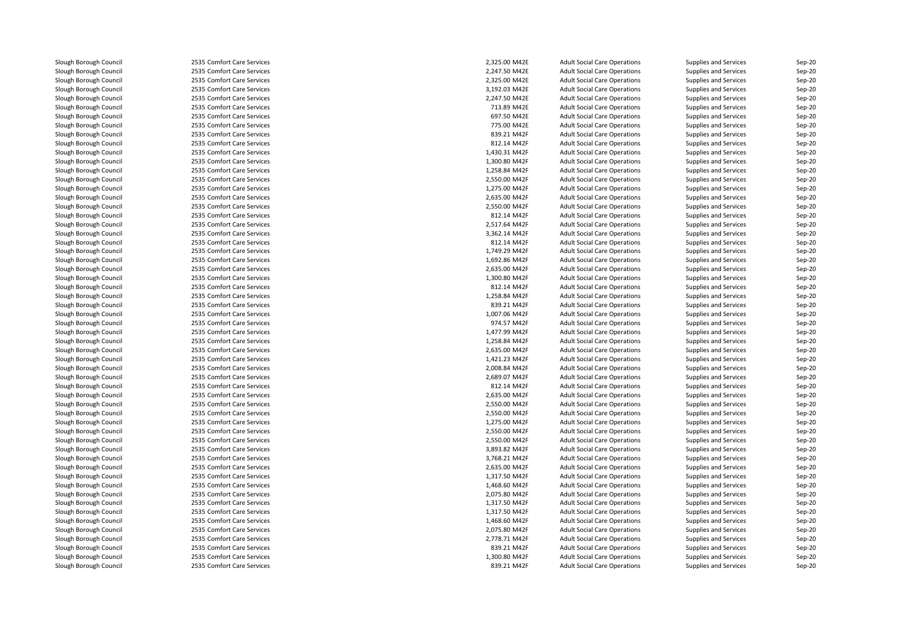| | | | | | | |
|---|---|---|---|---|---|---|
| Slough Borough Council | 2535 Comfort Care Services | 2,325.00 M42E | Adult Social Care Operations | Supplies and Services | Sep-20 |
| Slough Borough Council | 2535 Comfort Care Services | 2,247.50 M42E | Adult Social Care Operations | Supplies and Services | Sep-20 |
| Slough Borough Council | 2535 Comfort Care Services | 2,325.00 M42E | Adult Social Care Operations | Supplies and Services | Sep-20 |
| Slough Borough Council | 2535 Comfort Care Services | 3,192.03 M42E | Adult Social Care Operations | Supplies and Services | Sep-20 |
| Slough Borough Council | 2535 Comfort Care Services | 2,247.50 M42E | Adult Social Care Operations | Supplies and Services | Sep-20 |
| Slough Borough Council | 2535 Comfort Care Services | 713.89 M42E | Adult Social Care Operations | Supplies and Services | Sep-20 |
| Slough Borough Council | 2535 Comfort Care Services | 697.50 M42E | Adult Social Care Operations | Supplies and Services | Sep-20 |
| Slough Borough Council | 2535 Comfort Care Services | 775.00 M42E | Adult Social Care Operations | Supplies and Services | Sep-20 |
| Slough Borough Council | 2535 Comfort Care Services | 839.21 M42F | Adult Social Care Operations | Supplies and Services | Sep-20 |
| Slough Borough Council | 2535 Comfort Care Services | 812.14 M42F | Adult Social Care Operations | Supplies and Services | Sep-20 |
| Slough Borough Council | 2535 Comfort Care Services | 1,430.31 M42F | Adult Social Care Operations | Supplies and Services | Sep-20 |
| Slough Borough Council | 2535 Comfort Care Services | 1,300.80 M42F | Adult Social Care Operations | Supplies and Services | Sep-20 |
| Slough Borough Council | 2535 Comfort Care Services | 1,258.84 M42F | Adult Social Care Operations | Supplies and Services | Sep-20 |
| Slough Borough Council | 2535 Comfort Care Services | 2,550.00 M42F | Adult Social Care Operations | Supplies and Services | Sep-20 |
| Slough Borough Council | 2535 Comfort Care Services | 1,275.00 M42F | Adult Social Care Operations | Supplies and Services | Sep-20 |
| Slough Borough Council | 2535 Comfort Care Services | 2,635.00 M42F | Adult Social Care Operations | Supplies and Services | Sep-20 |
| Slough Borough Council | 2535 Comfort Care Services | 2,550.00 M42F | Adult Social Care Operations | Supplies and Services | Sep-20 |
| Slough Borough Council | 2535 Comfort Care Services | 812.14 M42F | Adult Social Care Operations | Supplies and Services | Sep-20 |
| Slough Borough Council | 2535 Comfort Care Services | 2,517.64 M42F | Adult Social Care Operations | Supplies and Services | Sep-20 |
| Slough Borough Council | 2535 Comfort Care Services | 3,362.14 M42F | Adult Social Care Operations | Supplies and Services | Sep-20 |
| Slough Borough Council | 2535 Comfort Care Services | 812.14 M42F | Adult Social Care Operations | Supplies and Services | Sep-20 |
| Slough Borough Council | 2535 Comfort Care Services | 1,749.29 M42F | Adult Social Care Operations | Supplies and Services | Sep-20 |
| Slough Borough Council | 2535 Comfort Care Services | 1,692.86 M42F | Adult Social Care Operations | Supplies and Services | Sep-20 |
| Slough Borough Council | 2535 Comfort Care Services | 2,635.00 M42F | Adult Social Care Operations | Supplies and Services | Sep-20 |
| Slough Borough Council | 2535 Comfort Care Services | 1,300.80 M42F | Adult Social Care Operations | Supplies and Services | Sep-20 |
| Slough Borough Council | 2535 Comfort Care Services | 812.14 M42F | Adult Social Care Operations | Supplies and Services | Sep-20 |
| Slough Borough Council | 2535 Comfort Care Services | 1,258.84 M42F | Adult Social Care Operations | Supplies and Services | Sep-20 |
| Slough Borough Council | 2535 Comfort Care Services | 839.21 M42F | Adult Social Care Operations | Supplies and Services | Sep-20 |
| Slough Borough Council | 2535 Comfort Care Services | 1,007.06 M42F | Adult Social Care Operations | Supplies and Services | Sep-20 |
| Slough Borough Council | 2535 Comfort Care Services | 974.57 M42F | Adult Social Care Operations | Supplies and Services | Sep-20 |
| Slough Borough Council | 2535 Comfort Care Services | 1,477.99 M42F | Adult Social Care Operations | Supplies and Services | Sep-20 |
| Slough Borough Council | 2535 Comfort Care Services | 1,258.84 M42F | Adult Social Care Operations | Supplies and Services | Sep-20 |
| Slough Borough Council | 2535 Comfort Care Services | 2,635.00 M42F | Adult Social Care Operations | Supplies and Services | Sep-20 |
| Slough Borough Council | 2535 Comfort Care Services | 1,421.23 M42F | Adult Social Care Operations | Supplies and Services | Sep-20 |
| Slough Borough Council | 2535 Comfort Care Services | 2,008.84 M42F | Adult Social Care Operations | Supplies and Services | Sep-20 |
| Slough Borough Council | 2535 Comfort Care Services | 2,689.07 M42F | Adult Social Care Operations | Supplies and Services | Sep-20 |
| Slough Borough Council | 2535 Comfort Care Services | 812.14 M42F | Adult Social Care Operations | Supplies and Services | Sep-20 |
| Slough Borough Council | 2535 Comfort Care Services | 2,635.00 M42F | Adult Social Care Operations | Supplies and Services | Sep-20 |
| Slough Borough Council | 2535 Comfort Care Services | 2,550.00 M42F | Adult Social Care Operations | Supplies and Services | Sep-20 |
| Slough Borough Council | 2535 Comfort Care Services | 2,550.00 M42F | Adult Social Care Operations | Supplies and Services | Sep-20 |
| Slough Borough Council | 2535 Comfort Care Services | 1,275.00 M42F | Adult Social Care Operations | Supplies and Services | Sep-20 |
| Slough Borough Council | 2535 Comfort Care Services | 2,550.00 M42F | Adult Social Care Operations | Supplies and Services | Sep-20 |
| Slough Borough Council | 2535 Comfort Care Services | 2,550.00 M42F | Adult Social Care Operations | Supplies and Services | Sep-20 |
| Slough Borough Council | 2535 Comfort Care Services | 3,893.82 M42F | Adult Social Care Operations | Supplies and Services | Sep-20 |
| Slough Borough Council | 2535 Comfort Care Services | 3,768.21 M42F | Adult Social Care Operations | Supplies and Services | Sep-20 |
| Slough Borough Council | 2535 Comfort Care Services | 2,635.00 M42F | Adult Social Care Operations | Supplies and Services | Sep-20 |
| Slough Borough Council | 2535 Comfort Care Services | 1,317.50 M42F | Adult Social Care Operations | Supplies and Services | Sep-20 |
| Slough Borough Council | 2535 Comfort Care Services | 1,468.60 M42F | Adult Social Care Operations | Supplies and Services | Sep-20 |
| Slough Borough Council | 2535 Comfort Care Services | 2,075.80 M42F | Adult Social Care Operations | Supplies and Services | Sep-20 |
| Slough Borough Council | 2535 Comfort Care Services | 1,317.50 M42F | Adult Social Care Operations | Supplies and Services | Sep-20 |
| Slough Borough Council | 2535 Comfort Care Services | 1,317.50 M42F | Adult Social Care Operations | Supplies and Services | Sep-20 |
| Slough Borough Council | 2535 Comfort Care Services | 1,468.60 M42F | Adult Social Care Operations | Supplies and Services | Sep-20 |
| Slough Borough Council | 2535 Comfort Care Services | 2,075.80 M42F | Adult Social Care Operations | Supplies and Services | Sep-20 |
| Slough Borough Council | 2535 Comfort Care Services | 2,778.71 M42F | Adult Social Care Operations | Supplies and Services | Sep-20 |
| Slough Borough Council | 2535 Comfort Care Services | 839.21 M42F | Adult Social Care Operations | Supplies and Services | Sep-20 |
| Slough Borough Council | 2535 Comfort Care Services | 1,300.80 M42F | Adult Social Care Operations | Supplies and Services | Sep-20 |
| Slough Borough Council | 2535 Comfort Care Services | 839.21 M42F | Adult Social Care Operations | Supplies and Services | Sep-20 |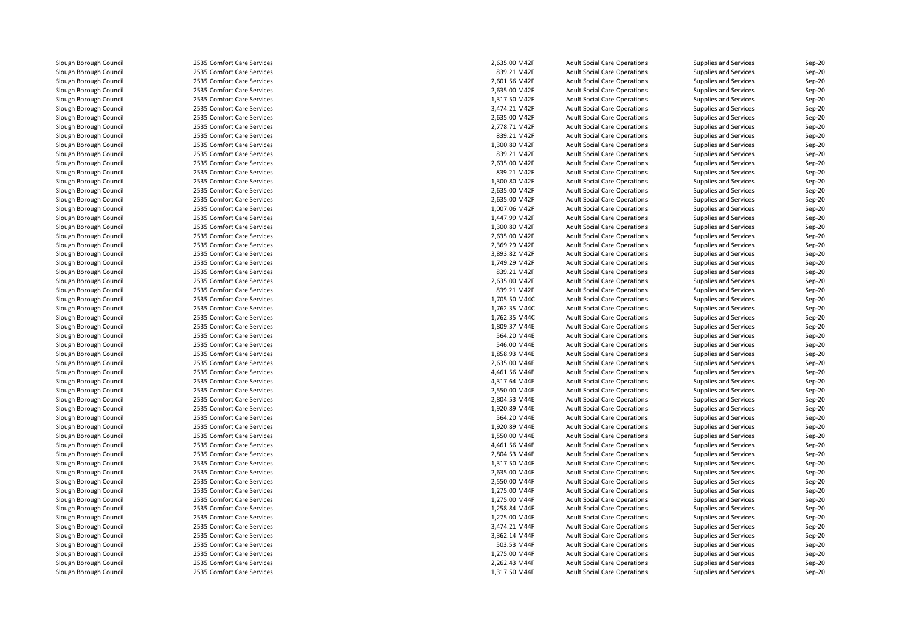| | | | | | | |
|---|---|---|---|---|---|---|
| Slough Borough Council | 2535 Comfort Care Services | 2,635.00 M42F | Adult Social Care Operations | Supplies and Services | Sep-20 |
| Slough Borough Council | 2535 Comfort Care Services | 839.21 M42F | Adult Social Care Operations | Supplies and Services | Sep-20 |
| Slough Borough Council | 2535 Comfort Care Services | 2,601.56 M42F | Adult Social Care Operations | Supplies and Services | Sep-20 |
| Slough Borough Council | 2535 Comfort Care Services | 2,635.00 M42F | Adult Social Care Operations | Supplies and Services | Sep-20 |
| Slough Borough Council | 2535 Comfort Care Services | 1,317.50 M42F | Adult Social Care Operations | Supplies and Services | Sep-20 |
| Slough Borough Council | 2535 Comfort Care Services | 3,474.21 M42F | Adult Social Care Operations | Supplies and Services | Sep-20 |
| Slough Borough Council | 2535 Comfort Care Services | 2,635.00 M42F | Adult Social Care Operations | Supplies and Services | Sep-20 |
| Slough Borough Council | 2535 Comfort Care Services | 2,778.71 M42F | Adult Social Care Operations | Supplies and Services | Sep-20 |
| Slough Borough Council | 2535 Comfort Care Services | 839.21 M42F | Adult Social Care Operations | Supplies and Services | Sep-20 |
| Slough Borough Council | 2535 Comfort Care Services | 1,300.80 M42F | Adult Social Care Operations | Supplies and Services | Sep-20 |
| Slough Borough Council | 2535 Comfort Care Services | 839.21 M42F | Adult Social Care Operations | Supplies and Services | Sep-20 |
| Slough Borough Council | 2535 Comfort Care Services | 2,635.00 M42F | Adult Social Care Operations | Supplies and Services | Sep-20 |
| Slough Borough Council | 2535 Comfort Care Services | 839.21 M42F | Adult Social Care Operations | Supplies and Services | Sep-20 |
| Slough Borough Council | 2535 Comfort Care Services | 1,300.80 M42F | Adult Social Care Operations | Supplies and Services | Sep-20 |
| Slough Borough Council | 2535 Comfort Care Services | 2,635.00 M42F | Adult Social Care Operations | Supplies and Services | Sep-20 |
| Slough Borough Council | 2535 Comfort Care Services | 2,635.00 M42F | Adult Social Care Operations | Supplies and Services | Sep-20 |
| Slough Borough Council | 2535 Comfort Care Services | 1,007.06 M42F | Adult Social Care Operations | Supplies and Services | Sep-20 |
| Slough Borough Council | 2535 Comfort Care Services | 1,447.99 M42F | Adult Social Care Operations | Supplies and Services | Sep-20 |
| Slough Borough Council | 2535 Comfort Care Services | 1,300.80 M42F | Adult Social Care Operations | Supplies and Services | Sep-20 |
| Slough Borough Council | 2535 Comfort Care Services | 2,635.00 M42F | Adult Social Care Operations | Supplies and Services | Sep-20 |
| Slough Borough Council | 2535 Comfort Care Services | 2,369.29 M42F | Adult Social Care Operations | Supplies and Services | Sep-20 |
| Slough Borough Council | 2535 Comfort Care Services | 3,893.82 M42F | Adult Social Care Operations | Supplies and Services | Sep-20 |
| Slough Borough Council | 2535 Comfort Care Services | 1,749.29 M42F | Adult Social Care Operations | Supplies and Services | Sep-20 |
| Slough Borough Council | 2535 Comfort Care Services | 839.21 M42F | Adult Social Care Operations | Supplies and Services | Sep-20 |
| Slough Borough Council | 2535 Comfort Care Services | 2,635.00 M42F | Adult Social Care Operations | Supplies and Services | Sep-20 |
| Slough Borough Council | 2535 Comfort Care Services | 839.21 M42F | Adult Social Care Operations | Supplies and Services | Sep-20 |
| Slough Borough Council | 2535 Comfort Care Services | 1,705.50 M44C | Adult Social Care Operations | Supplies and Services | Sep-20 |
| Slough Borough Council | 2535 Comfort Care Services | 1,762.35 M44C | Adult Social Care Operations | Supplies and Services | Sep-20 |
| Slough Borough Council | 2535 Comfort Care Services | 1,762.35 M44C | Adult Social Care Operations | Supplies and Services | Sep-20 |
| Slough Borough Council | 2535 Comfort Care Services | 1,809.37 M44E | Adult Social Care Operations | Supplies and Services | Sep-20 |
| Slough Borough Council | 2535 Comfort Care Services | 564.20 M44E | Adult Social Care Operations | Supplies and Services | Sep-20 |
| Slough Borough Council | 2535 Comfort Care Services | 546.00 M44E | Adult Social Care Operations | Supplies and Services | Sep-20 |
| Slough Borough Council | 2535 Comfort Care Services | 1,858.93 M44E | Adult Social Care Operations | Supplies and Services | Sep-20 |
| Slough Borough Council | 2535 Comfort Care Services | 2,635.00 M44E | Adult Social Care Operations | Supplies and Services | Sep-20 |
| Slough Borough Council | 2535 Comfort Care Services | 4,461.56 M44E | Adult Social Care Operations | Supplies and Services | Sep-20 |
| Slough Borough Council | 2535 Comfort Care Services | 4,317.64 M44E | Adult Social Care Operations | Supplies and Services | Sep-20 |
| Slough Borough Council | 2535 Comfort Care Services | 2,550.00 M44E | Adult Social Care Operations | Supplies and Services | Sep-20 |
| Slough Borough Council | 2535 Comfort Care Services | 2,804.53 M44E | Adult Social Care Operations | Supplies and Services | Sep-20 |
| Slough Borough Council | 2535 Comfort Care Services | 1,920.89 M44E | Adult Social Care Operations | Supplies and Services | Sep-20 |
| Slough Borough Council | 2535 Comfort Care Services | 564.20 M44E | Adult Social Care Operations | Supplies and Services | Sep-20 |
| Slough Borough Council | 2535 Comfort Care Services | 1,920.89 M44E | Adult Social Care Operations | Supplies and Services | Sep-20 |
| Slough Borough Council | 2535 Comfort Care Services | 1,550.00 M44E | Adult Social Care Operations | Supplies and Services | Sep-20 |
| Slough Borough Council | 2535 Comfort Care Services | 4,461.56 M44E | Adult Social Care Operations | Supplies and Services | Sep-20 |
| Slough Borough Council | 2535 Comfort Care Services | 2,804.53 M44E | Adult Social Care Operations | Supplies and Services | Sep-20 |
| Slough Borough Council | 2535 Comfort Care Services | 1,317.50 M44F | Adult Social Care Operations | Supplies and Services | Sep-20 |
| Slough Borough Council | 2535 Comfort Care Services | 2,635.00 M44F | Adult Social Care Operations | Supplies and Services | Sep-20 |
| Slough Borough Council | 2535 Comfort Care Services | 2,550.00 M44F | Adult Social Care Operations | Supplies and Services | Sep-20 |
| Slough Borough Council | 2535 Comfort Care Services | 1,275.00 M44F | Adult Social Care Operations | Supplies and Services | Sep-20 |
| Slough Borough Council | 2535 Comfort Care Services | 1,275.00 M44F | Adult Social Care Operations | Supplies and Services | Sep-20 |
| Slough Borough Council | 2535 Comfort Care Services | 1,258.84 M44F | Adult Social Care Operations | Supplies and Services | Sep-20 |
| Slough Borough Council | 2535 Comfort Care Services | 1,275.00 M44F | Adult Social Care Operations | Supplies and Services | Sep-20 |
| Slough Borough Council | 2535 Comfort Care Services | 3,474.21 M44F | Adult Social Care Operations | Supplies and Services | Sep-20 |
| Slough Borough Council | 2535 Comfort Care Services | 3,362.14 M44F | Adult Social Care Operations | Supplies and Services | Sep-20 |
| Slough Borough Council | 2535 Comfort Care Services | 503.53 M44F | Adult Social Care Operations | Supplies and Services | Sep-20 |
| Slough Borough Council | 2535 Comfort Care Services | 1,275.00 M44F | Adult Social Care Operations | Supplies and Services | Sep-20 |
| Slough Borough Council | 2535 Comfort Care Services | 2,262.43 M44F | Adult Social Care Operations | Supplies and Services | Sep-20 |
| Slough Borough Council | 2535 Comfort Care Services | 1,317.50 M44F | Adult Social Care Operations | Supplies and Services | Sep-20 |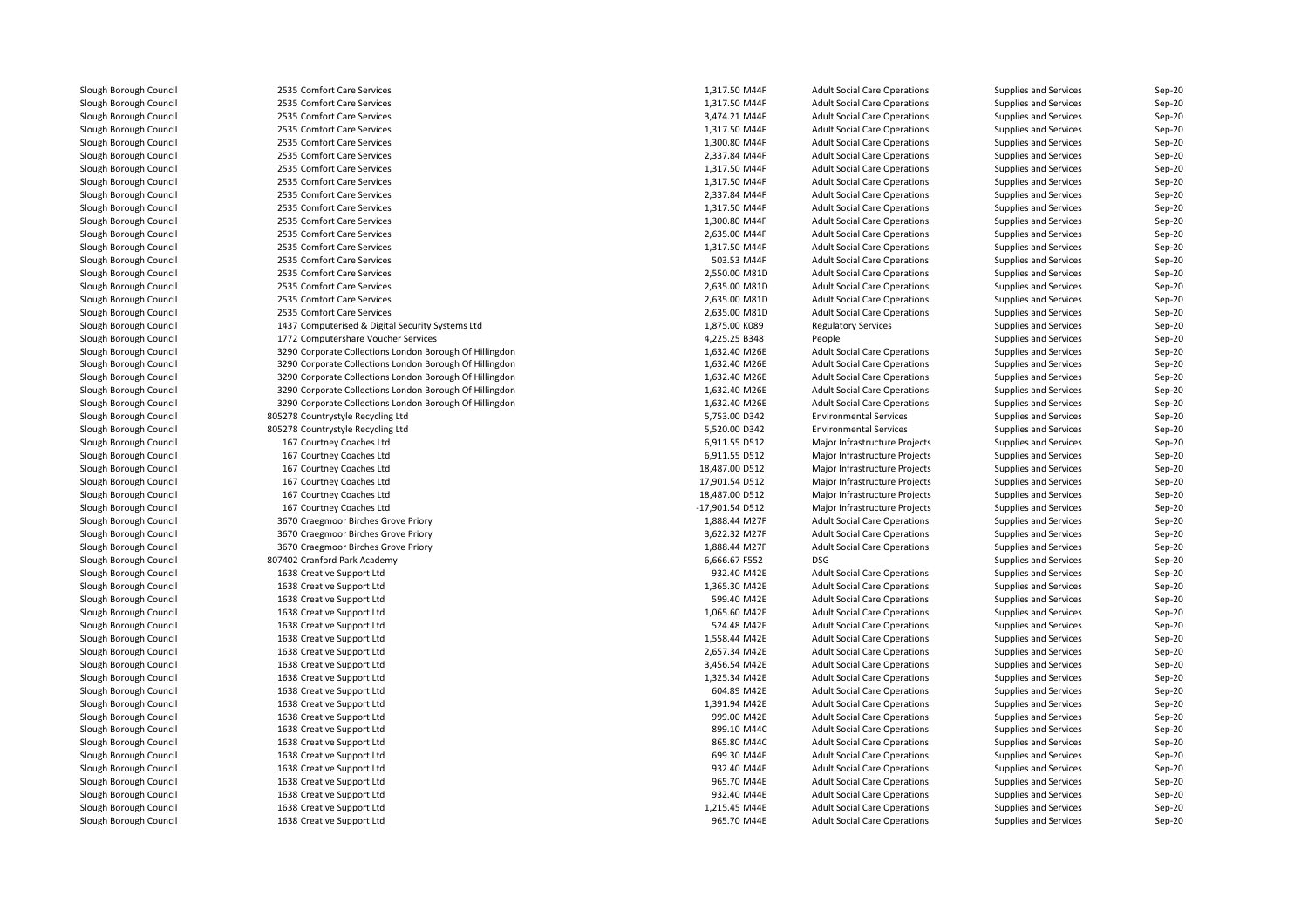| | | | | | |
|---|---|---|---|---|---|
| Slough Borough Council | 2535 Comfort Care Services | 1,317.50 M44F | Adult Social Care Operations | Supplies and Services | Sep-20 |
| Slough Borough Council | 2535 Comfort Care Services | 1,317.50 M44F | Adult Social Care Operations | Supplies and Services | Sep-20 |
| Slough Borough Council | 2535 Comfort Care Services | 3,474.21 M44F | Adult Social Care Operations | Supplies and Services | Sep-20 |
| Slough Borough Council | 2535 Comfort Care Services | 1,317.50 M44F | Adult Social Care Operations | Supplies and Services | Sep-20 |
| Slough Borough Council | 2535 Comfort Care Services | 1,300.80 M44F | Adult Social Care Operations | Supplies and Services | Sep-20 |
| Slough Borough Council | 2535 Comfort Care Services | 2,337.84 M44F | Adult Social Care Operations | Supplies and Services | Sep-20 |
| Slough Borough Council | 2535 Comfort Care Services | 1,317.50 M44F | Adult Social Care Operations | Supplies and Services | Sep-20 |
| Slough Borough Council | 2535 Comfort Care Services | 1,317.50 M44F | Adult Social Care Operations | Supplies and Services | Sep-20 |
| Slough Borough Council | 2535 Comfort Care Services | 2,337.84 M44F | Adult Social Care Operations | Supplies and Services | Sep-20 |
| Slough Borough Council | 2535 Comfort Care Services | 1,317.50 M44F | Adult Social Care Operations | Supplies and Services | Sep-20 |
| Slough Borough Council | 2535 Comfort Care Services | 1,300.80 M44F | Adult Social Care Operations | Supplies and Services | Sep-20 |
| Slough Borough Council | 2535 Comfort Care Services | 2,635.00 M44F | Adult Social Care Operations | Supplies and Services | Sep-20 |
| Slough Borough Council | 2535 Comfort Care Services | 1,317.50 M44F | Adult Social Care Operations | Supplies and Services | Sep-20 |
| Slough Borough Council | 2535 Comfort Care Services | 503.53 M44F | Adult Social Care Operations | Supplies and Services | Sep-20 |
| Slough Borough Council | 2535 Comfort Care Services | 2,550.00 M81D | Adult Social Care Operations | Supplies and Services | Sep-20 |
| Slough Borough Council | 2535 Comfort Care Services | 2,635.00 M81D | Adult Social Care Operations | Supplies and Services | Sep-20 |
| Slough Borough Council | 2535 Comfort Care Services | 2,635.00 M81D | Adult Social Care Operations | Supplies and Services | Sep-20 |
| Slough Borough Council | 2535 Comfort Care Services | 2,635.00 M81D | Adult Social Care Operations | Supplies and Services | Sep-20 |
| Slough Borough Council | 1437 Computerised & Digital Security Systems Ltd | 1,875.00 K089 | Regulatory Services | Supplies and Services | Sep-20 |
| Slough Borough Council | 1772 Computershare Voucher Services | 4,225.25 B348 | People | Supplies and Services | Sep-20 |
| Slough Borough Council | 3290 Corporate Collections London Borough Of Hillingdon | 1,632.40 M26E | Adult Social Care Operations | Supplies and Services | Sep-20 |
| Slough Borough Council | 3290 Corporate Collections London Borough Of Hillingdon | 1,632.40 M26E | Adult Social Care Operations | Supplies and Services | Sep-20 |
| Slough Borough Council | 3290 Corporate Collections London Borough Of Hillingdon | 1,632.40 M26E | Adult Social Care Operations | Supplies and Services | Sep-20 |
| Slough Borough Council | 3290 Corporate Collections London Borough Of Hillingdon | 1,632.40 M26E | Adult Social Care Operations | Supplies and Services | Sep-20 |
| Slough Borough Council | 3290 Corporate Collections London Borough Of Hillingdon | 1,632.40 M26E | Adult Social Care Operations | Supplies and Services | Sep-20 |
| Slough Borough Council | 805278 Countrystyle Recycling Ltd | 5,753.00 D342 | Environmental Services | Supplies and Services | Sep-20 |
| Slough Borough Council | 805278 Countrystyle Recycling Ltd | 5,520.00 D342 | Environmental Services | Supplies and Services | Sep-20 |
| Slough Borough Council | 167 Courtney Coaches Ltd | 6,911.55 D512 | Major Infrastructure Projects | Supplies and Services | Sep-20 |
| Slough Borough Council | 167 Courtney Coaches Ltd | 6,911.55 D512 | Major Infrastructure Projects | Supplies and Services | Sep-20 |
| Slough Borough Council | 167 Courtney Coaches Ltd | 18,487.00 D512 | Major Infrastructure Projects | Supplies and Services | Sep-20 |
| Slough Borough Council | 167 Courtney Coaches Ltd | 17,901.54 D512 | Major Infrastructure Projects | Supplies and Services | Sep-20 |
| Slough Borough Council | 167 Courtney Coaches Ltd | 18,487.00 D512 | Major Infrastructure Projects | Supplies and Services | Sep-20 |
| Slough Borough Council | 167 Courtney Coaches Ltd | -17,901.54 D512 | Major Infrastructure Projects | Supplies and Services | Sep-20 |
| Slough Borough Council | 3670 Craegmoor Birches Grove Priory | 1,888.44 M27F | Adult Social Care Operations | Supplies and Services | Sep-20 |
| Slough Borough Council | 3670 Craegmoor Birches Grove Priory | 3,622.32 M27F | Adult Social Care Operations | Supplies and Services | Sep-20 |
| Slough Borough Council | 3670 Craegmoor Birches Grove Priory | 1,888.44 M27F | Adult Social Care Operations | Supplies and Services | Sep-20 |
| Slough Borough Council | 807402 Cranford Park Academy | 6,666.67 F552 | DSG | Supplies and Services | Sep-20 |
| Slough Borough Council | 1638 Creative Support Ltd | 932.40 M42E | Adult Social Care Operations | Supplies and Services | Sep-20 |
| Slough Borough Council | 1638 Creative Support Ltd | 1,365.30 M42E | Adult Social Care Operations | Supplies and Services | Sep-20 |
| Slough Borough Council | 1638 Creative Support Ltd | 599.40 M42E | Adult Social Care Operations | Supplies and Services | Sep-20 |
| Slough Borough Council | 1638 Creative Support Ltd | 1,065.60 M42E | Adult Social Care Operations | Supplies and Services | Sep-20 |
| Slough Borough Council | 1638 Creative Support Ltd | 524.48 M42E | Adult Social Care Operations | Supplies and Services | Sep-20 |
| Slough Borough Council | 1638 Creative Support Ltd | 1,558.44 M42E | Adult Social Care Operations | Supplies and Services | Sep-20 |
| Slough Borough Council | 1638 Creative Support Ltd | 2,657.34 M42E | Adult Social Care Operations | Supplies and Services | Sep-20 |
| Slough Borough Council | 1638 Creative Support Ltd | 3,456.54 M42E | Adult Social Care Operations | Supplies and Services | Sep-20 |
| Slough Borough Council | 1638 Creative Support Ltd | 1,325.34 M42E | Adult Social Care Operations | Supplies and Services | Sep-20 |
| Slough Borough Council | 1638 Creative Support Ltd | 604.89 M42E | Adult Social Care Operations | Supplies and Services | Sep-20 |
| Slough Borough Council | 1638 Creative Support Ltd | 1,391.94 M42E | Adult Social Care Operations | Supplies and Services | Sep-20 |
| Slough Borough Council | 1638 Creative Support Ltd | 999.00 M42E | Adult Social Care Operations | Supplies and Services | Sep-20 |
| Slough Borough Council | 1638 Creative Support Ltd | 899.10 M44C | Adult Social Care Operations | Supplies and Services | Sep-20 |
| Slough Borough Council | 1638 Creative Support Ltd | 865.80 M44C | Adult Social Care Operations | Supplies and Services | Sep-20 |
| Slough Borough Council | 1638 Creative Support Ltd | 699.30 M44E | Adult Social Care Operations | Supplies and Services | Sep-20 |
| Slough Borough Council | 1638 Creative Support Ltd | 932.40 M44E | Adult Social Care Operations | Supplies and Services | Sep-20 |
| Slough Borough Council | 1638 Creative Support Ltd | 965.70 M44E | Adult Social Care Operations | Supplies and Services | Sep-20 |
| Slough Borough Council | 1638 Creative Support Ltd | 932.40 M44E | Adult Social Care Operations | Supplies and Services | Sep-20 |
| Slough Borough Council | 1638 Creative Support Ltd | 1,215.45 M44E | Adult Social Care Operations | Supplies and Services | Sep-20 |
| Slough Borough Council | 1638 Creative Support Ltd | 965.70 M44E | Adult Social Care Operations | Supplies and Services | Sep-20 |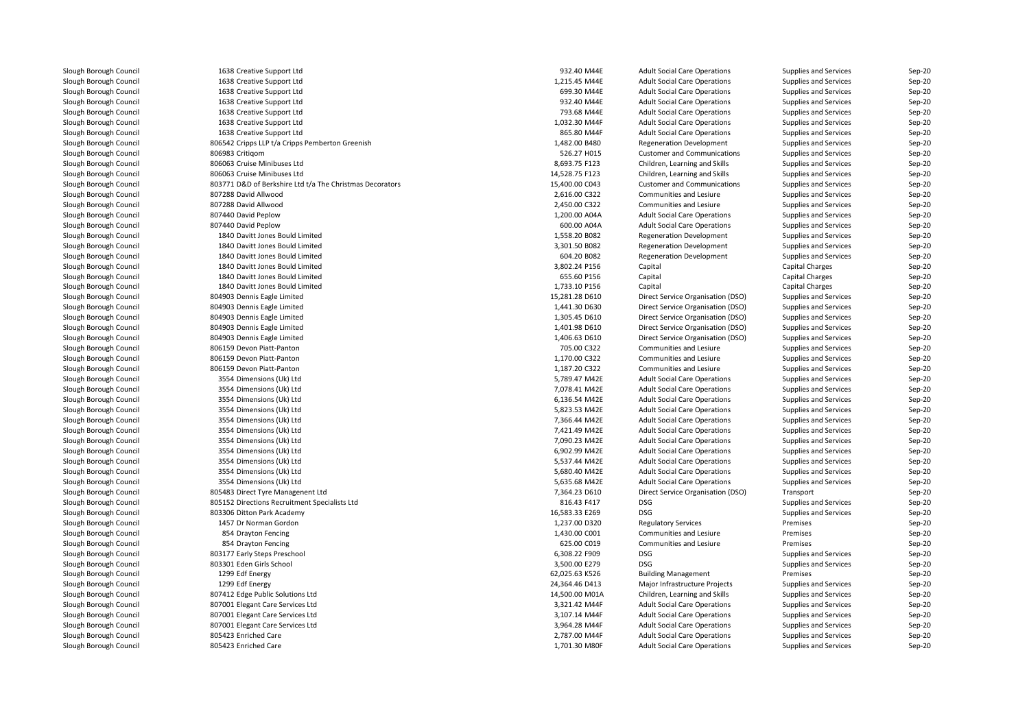| | | | | | | |
|---|---|---|---|---|---|---|
| Slough Borough Council | 1638 Creative Support Ltd | 932.40 M44E | Adult Social Care Operations | Supplies and Services | Sep-20 |
| Slough Borough Council | 1638 Creative Support Ltd | 1,215.45 M44E | Adult Social Care Operations | Supplies and Services | Sep-20 |
| Slough Borough Council | 1638 Creative Support Ltd | 699.30 M44E | Adult Social Care Operations | Supplies and Services | Sep-20 |
| Slough Borough Council | 1638 Creative Support Ltd | 932.40 M44E | Adult Social Care Operations | Supplies and Services | Sep-20 |
| Slough Borough Council | 1638 Creative Support Ltd | 793.68 M44E | Adult Social Care Operations | Supplies and Services | Sep-20 |
| Slough Borough Council | 1638 Creative Support Ltd | 1,032.30 M44F | Adult Social Care Operations | Supplies and Services | Sep-20 |
| Slough Borough Council | 1638 Creative Support Ltd | 865.80 M44F | Adult Social Care Operations | Supplies and Services | Sep-20 |
| Slough Borough Council | 806542 Cripps LLP t/a Cripps Pemberton Greenish | 1,482.00 B480 | Regeneration Development | Supplies and Services | Sep-20 |
| Slough Borough Council | 806983 Critiqom | 526.27 H015 | Customer and Communications | Supplies and Services | Sep-20 |
| Slough Borough Council | 806063 Cruise Minibuses Ltd | 8,693.75 F123 | Children, Learning and Skills | Supplies and Services | Sep-20 |
| Slough Borough Council | 806063 Cruise Minibuses Ltd | 14,528.75 F123 | Children, Learning and Skills | Supplies and Services | Sep-20 |
| Slough Borough Council | 803771 D&D of Berkshire Ltd t/a The Christmas Decorators | 15,400.00 C043 | Customer and Communications | Supplies and Services | Sep-20 |
| Slough Borough Council | 807288 David Allwood | 2,616.00 C322 | Communities and Lesiure | Supplies and Services | Sep-20 |
| Slough Borough Council | 807288 David Allwood | 2,450.00 C322 | Communities and Lesiure | Supplies and Services | Sep-20 |
| Slough Borough Council | 807440 David Peplow | 1,200.00 A04A | Adult Social Care Operations | Supplies and Services | Sep-20 |
| Slough Borough Council | 807440 David Peplow | 600.00 A04A | Adult Social Care Operations | Supplies and Services | Sep-20 |
| Slough Borough Council | 1840 Davitt Jones Bould Limited | 1,558.20 B082 | Regeneration Development | Supplies and Services | Sep-20 |
| Slough Borough Council | 1840 Davitt Jones Bould Limited | 3,301.50 B082 | Regeneration Development | Supplies and Services | Sep-20 |
| Slough Borough Council | 1840 Davitt Jones Bould Limited | 604.20 B082 | Regeneration Development | Supplies and Services | Sep-20 |
| Slough Borough Council | 1840 Davitt Jones Bould Limited | 3,802.24 P156 | Capital | Capital Charges | Sep-20 |
| Slough Borough Council | 1840 Davitt Jones Bould Limited | 655.60 P156 | Capital | Capital Charges | Sep-20 |
| Slough Borough Council | 1840 Davitt Jones Bould Limited | 1,733.10 P156 | Capital | Capital Charges | Sep-20 |
| Slough Borough Council | 804903 Dennis Eagle Limited | 15,281.28 D610 | Direct Service Organisation (DSO) | Supplies and Services | Sep-20 |
| Slough Borough Council | 804903 Dennis Eagle Limited | 1,441.30 D630 | Direct Service Organisation (DSO) | Supplies and Services | Sep-20 |
| Slough Borough Council | 804903 Dennis Eagle Limited | 1,305.45 D610 | Direct Service Organisation (DSO) | Supplies and Services | Sep-20 |
| Slough Borough Council | 804903 Dennis Eagle Limited | 1,401.98 D610 | Direct Service Organisation (DSO) | Supplies and Services | Sep-20 |
| Slough Borough Council | 804903 Dennis Eagle Limited | 1,406.63 D610 | Direct Service Organisation (DSO) | Supplies and Services | Sep-20 |
| Slough Borough Council | 806159 Devon Piatt-Panton | 705.00 C322 | Communities and Lesiure | Supplies and Services | Sep-20 |
| Slough Borough Council | 806159 Devon Piatt-Panton | 1,170.00 C322 | Communities and Lesiure | Supplies and Services | Sep-20 |
| Slough Borough Council | 806159 Devon Piatt-Panton | 1,187.20 C322 | Communities and Lesiure | Supplies and Services | Sep-20 |
| Slough Borough Council | 3554 Dimensions (Uk) Ltd | 5,789.47 M42E | Adult Social Care Operations | Supplies and Services | Sep-20 |
| Slough Borough Council | 3554 Dimensions (Uk) Ltd | 7,078.41 M42E | Adult Social Care Operations | Supplies and Services | Sep-20 |
| Slough Borough Council | 3554 Dimensions (Uk) Ltd | 6,136.54 M42E | Adult Social Care Operations | Supplies and Services | Sep-20 |
| Slough Borough Council | 3554 Dimensions (Uk) Ltd | 5,823.53 M42E | Adult Social Care Operations | Supplies and Services | Sep-20 |
| Slough Borough Council | 3554 Dimensions (Uk) Ltd | 7,366.44 M42E | Adult Social Care Operations | Supplies and Services | Sep-20 |
| Slough Borough Council | 3554 Dimensions (Uk) Ltd | 7,421.49 M42E | Adult Social Care Operations | Supplies and Services | Sep-20 |
| Slough Borough Council | 3554 Dimensions (Uk) Ltd | 7,090.23 M42E | Adult Social Care Operations | Supplies and Services | Sep-20 |
| Slough Borough Council | 3554 Dimensions (Uk) Ltd | 6,902.99 M42E | Adult Social Care Operations | Supplies and Services | Sep-20 |
| Slough Borough Council | 3554 Dimensions (Uk) Ltd | 5,537.44 M42E | Adult Social Care Operations | Supplies and Services | Sep-20 |
| Slough Borough Council | 3554 Dimensions (Uk) Ltd | 5,680.40 M42E | Adult Social Care Operations | Supplies and Services | Sep-20 |
| Slough Borough Council | 3554 Dimensions (Uk) Ltd | 5,635.68 M42E | Adult Social Care Operations | Supplies and Services | Sep-20 |
| Slough Borough Council | 805483 Direct Tyre Managenent Ltd | 7,364.23 D610 | Direct Service Organisation (DSO) | Transport | Sep-20 |
| Slough Borough Council | 805152 Directions Recruitment Specialists Ltd | 816.43 F417 | DSG | Supplies and Services | Sep-20 |
| Slough Borough Council | 803306 Ditton Park Academy | 16,583.33 E269 | DSG | Supplies and Services | Sep-20 |
| Slough Borough Council | 1457 Dr Norman Gordon | 1,237.00 D320 | Regulatory Services | Premises | Sep-20 |
| Slough Borough Council | 854 Drayton Fencing | 1,430.00 C001 | Communities and Lesiure | Premises | Sep-20 |
| Slough Borough Council | 854 Drayton Fencing | 625.00 C019 | Communities and Lesiure | Premises | Sep-20 |
| Slough Borough Council | 803177 Early Steps Preschool | 6,308.22 F909 | DSG | Supplies and Services | Sep-20 |
| Slough Borough Council | 803301 Eden Girls School | 3,500.00 E279 | DSG | Supplies and Services | Sep-20 |
| Slough Borough Council | 1299 Edf Energy | 62,025.63 K526 | Building Management | Premises | Sep-20 |
| Slough Borough Council | 1299 Edf Energy | 24,364.46 D413 | Major Infrastructure Projects | Supplies and Services | Sep-20 |
| Slough Borough Council | 807412 Edge Public Solutions Ltd | 14,500.00 M01A | Children, Learning and Skills | Supplies and Services | Sep-20 |
| Slough Borough Council | 807001 Elegant Care Services Ltd | 3,321.42 M44F | Adult Social Care Operations | Supplies and Services | Sep-20 |
| Slough Borough Council | 807001 Elegant Care Services Ltd | 3,107.14 M44F | Adult Social Care Operations | Supplies and Services | Sep-20 |
| Slough Borough Council | 807001 Elegant Care Services Ltd | 3,964.28 M44F | Adult Social Care Operations | Supplies and Services | Sep-20 |
| Slough Borough Council | 805423 Enriched Care | 2,787.00 M44F | Adult Social Care Operations | Supplies and Services | Sep-20 |
| Slough Borough Council | 805423 Enriched Care | 1,701.30 M80F | Adult Social Care Operations | Supplies and Services | Sep-20 |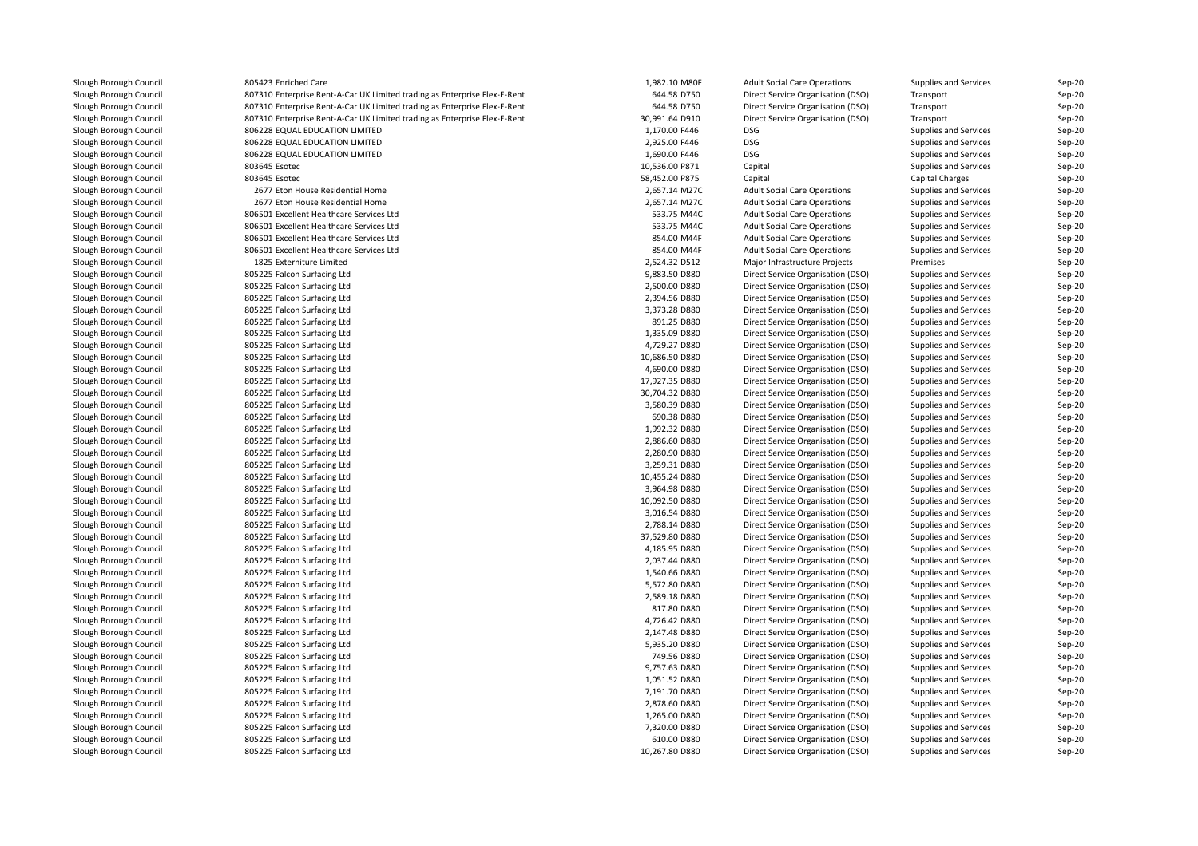| | | | | | | |
|---|---|---|---|---|---|---|
| Slough Borough Council | 805423 Enriched Care | 1,982.10 M80F | Adult Social Care Operations | Supplies and Services | Sep-20 |
| Slough Borough Council | 807310 Enterprise Rent-A-Car UK Limited trading as Enterprise Flex-E-Rent | 644.58 D750 | Direct Service Organisation (DSO) | Transport | Sep-20 |
| Slough Borough Council | 807310 Enterprise Rent-A-Car UK Limited trading as Enterprise Flex-E-Rent | 644.58 D750 | Direct Service Organisation (DSO) | Transport | Sep-20 |
| Slough Borough Council | 807310 Enterprise Rent-A-Car UK Limited trading as Enterprise Flex-E-Rent | 30,991.64 D910 | Direct Service Organisation (DSO) | Transport | Sep-20 |
| Slough Borough Council | 806228 EQUAL EDUCATION LIMITED | 1,170.00 F446 | DSG | Supplies and Services | Sep-20 |
| Slough Borough Council | 806228 EQUAL EDUCATION LIMITED | 2,925.00 F446 | DSG | Supplies and Services | Sep-20 |
| Slough Borough Council | 806228 EQUAL EDUCATION LIMITED | 1,690.00 F446 | DSG | Supplies and Services | Sep-20 |
| Slough Borough Council | 803645 Esotec | 10,536.00 P871 | Capital | Supplies and Services | Sep-20 |
| Slough Borough Council | 803645 Esotec | 58,452.00 P875 | Capital | Capital Charges | Sep-20 |
| Slough Borough Council | 2677 Eton House Residential Home | 2,657.14 M27C | Adult Social Care Operations | Supplies and Services | Sep-20 |
| Slough Borough Council | 2677 Eton House Residential Home | 2,657.14 M27C | Adult Social Care Operations | Supplies and Services | Sep-20 |
| Slough Borough Council | 806501 Excellent Healthcare Services Ltd | 533.75 M44C | Adult Social Care Operations | Supplies and Services | Sep-20 |
| Slough Borough Council | 806501 Excellent Healthcare Services Ltd | 533.75 M44C | Adult Social Care Operations | Supplies and Services | Sep-20 |
| Slough Borough Council | 806501 Excellent Healthcare Services Ltd | 854.00 M44F | Adult Social Care Operations | Supplies and Services | Sep-20 |
| Slough Borough Council | 806501 Excellent Healthcare Services Ltd | 854.00 M44F | Adult Social Care Operations | Supplies and Services | Sep-20 |
| Slough Borough Council | 1825 Externiture Limited | 2,524.32 D512 | Major Infrastructure Projects | Premises | Sep-20 |
| Slough Borough Council | 805225 Falcon Surfacing Ltd | 9,883.50 D880 | Direct Service Organisation (DSO) | Supplies and Services | Sep-20 |
| Slough Borough Council | 805225 Falcon Surfacing Ltd | 2,500.00 D880 | Direct Service Organisation (DSO) | Supplies and Services | Sep-20 |
| Slough Borough Council | 805225 Falcon Surfacing Ltd | 2,394.56 D880 | Direct Service Organisation (DSO) | Supplies and Services | Sep-20 |
| Slough Borough Council | 805225 Falcon Surfacing Ltd | 3,373.28 D880 | Direct Service Organisation (DSO) | Supplies and Services | Sep-20 |
| Slough Borough Council | 805225 Falcon Surfacing Ltd | 891.25 D880 | Direct Service Organisation (DSO) | Supplies and Services | Sep-20 |
| Slough Borough Council | 805225 Falcon Surfacing Ltd | 1,335.09 D880 | Direct Service Organisation (DSO) | Supplies and Services | Sep-20 |
| Slough Borough Council | 805225 Falcon Surfacing Ltd | 4,729.27 D880 | Direct Service Organisation (DSO) | Supplies and Services | Sep-20 |
| Slough Borough Council | 805225 Falcon Surfacing Ltd | 10,686.50 D880 | Direct Service Organisation (DSO) | Supplies and Services | Sep-20 |
| Slough Borough Council | 805225 Falcon Surfacing Ltd | 4,690.00 D880 | Direct Service Organisation (DSO) | Supplies and Services | Sep-20 |
| Slough Borough Council | 805225 Falcon Surfacing Ltd | 17,927.35 D880 | Direct Service Organisation (DSO) | Supplies and Services | Sep-20 |
| Slough Borough Council | 805225 Falcon Surfacing Ltd | 30,704.32 D880 | Direct Service Organisation (DSO) | Supplies and Services | Sep-20 |
| Slough Borough Council | 805225 Falcon Surfacing Ltd | 3,580.39 D880 | Direct Service Organisation (DSO) | Supplies and Services | Sep-20 |
| Slough Borough Council | 805225 Falcon Surfacing Ltd | 690.38 D880 | Direct Service Organisation (DSO) | Supplies and Services | Sep-20 |
| Slough Borough Council | 805225 Falcon Surfacing Ltd | 1,992.32 D880 | Direct Service Organisation (DSO) | Supplies and Services | Sep-20 |
| Slough Borough Council | 805225 Falcon Surfacing Ltd | 2,886.60 D880 | Direct Service Organisation (DSO) | Supplies and Services | Sep-20 |
| Slough Borough Council | 805225 Falcon Surfacing Ltd | 2,280.90 D880 | Direct Service Organisation (DSO) | Supplies and Services | Sep-20 |
| Slough Borough Council | 805225 Falcon Surfacing Ltd | 3,259.31 D880 | Direct Service Organisation (DSO) | Supplies and Services | Sep-20 |
| Slough Borough Council | 805225 Falcon Surfacing Ltd | 10,455.24 D880 | Direct Service Organisation (DSO) | Supplies and Services | Sep-20 |
| Slough Borough Council | 805225 Falcon Surfacing Ltd | 3,964.98 D880 | Direct Service Organisation (DSO) | Supplies and Services | Sep-20 |
| Slough Borough Council | 805225 Falcon Surfacing Ltd | 10,092.50 D880 | Direct Service Organisation (DSO) | Supplies and Services | Sep-20 |
| Slough Borough Council | 805225 Falcon Surfacing Ltd | 3,016.54 D880 | Direct Service Organisation (DSO) | Supplies and Services | Sep-20 |
| Slough Borough Council | 805225 Falcon Surfacing Ltd | 2,788.14 D880 | Direct Service Organisation (DSO) | Supplies and Services | Sep-20 |
| Slough Borough Council | 805225 Falcon Surfacing Ltd | 37,529.80 D880 | Direct Service Organisation (DSO) | Supplies and Services | Sep-20 |
| Slough Borough Council | 805225 Falcon Surfacing Ltd | 4,185.95 D880 | Direct Service Organisation (DSO) | Supplies and Services | Sep-20 |
| Slough Borough Council | 805225 Falcon Surfacing Ltd | 2,037.44 D880 | Direct Service Organisation (DSO) | Supplies and Services | Sep-20 |
| Slough Borough Council | 805225 Falcon Surfacing Ltd | 1,540.66 D880 | Direct Service Organisation (DSO) | Supplies and Services | Sep-20 |
| Slough Borough Council | 805225 Falcon Surfacing Ltd | 5,572.80 D880 | Direct Service Organisation (DSO) | Supplies and Services | Sep-20 |
| Slough Borough Council | 805225 Falcon Surfacing Ltd | 2,589.18 D880 | Direct Service Organisation (DSO) | Supplies and Services | Sep-20 |
| Slough Borough Council | 805225 Falcon Surfacing Ltd | 817.80 D880 | Direct Service Organisation (DSO) | Supplies and Services | Sep-20 |
| Slough Borough Council | 805225 Falcon Surfacing Ltd | 4,726.42 D880 | Direct Service Organisation (DSO) | Supplies and Services | Sep-20 |
| Slough Borough Council | 805225 Falcon Surfacing Ltd | 2,147.48 D880 | Direct Service Organisation (DSO) | Supplies and Services | Sep-20 |
| Slough Borough Council | 805225 Falcon Surfacing Ltd | 5,935.20 D880 | Direct Service Organisation (DSO) | Supplies and Services | Sep-20 |
| Slough Borough Council | 805225 Falcon Surfacing Ltd | 749.56 D880 | Direct Service Organisation (DSO) | Supplies and Services | Sep-20 |
| Slough Borough Council | 805225 Falcon Surfacing Ltd | 9,757.63 D880 | Direct Service Organisation (DSO) | Supplies and Services | Sep-20 |
| Slough Borough Council | 805225 Falcon Surfacing Ltd | 1,051.52 D880 | Direct Service Organisation (DSO) | Supplies and Services | Sep-20 |
| Slough Borough Council | 805225 Falcon Surfacing Ltd | 7,191.70 D880 | Direct Service Organisation (DSO) | Supplies and Services | Sep-20 |
| Slough Borough Council | 805225 Falcon Surfacing Ltd | 2,878.60 D880 | Direct Service Organisation (DSO) | Supplies and Services | Sep-20 |
| Slough Borough Council | 805225 Falcon Surfacing Ltd | 1,265.00 D880 | Direct Service Organisation (DSO) | Supplies and Services | Sep-20 |
| Slough Borough Council | 805225 Falcon Surfacing Ltd | 7,320.00 D880 | Direct Service Organisation (DSO) | Supplies and Services | Sep-20 |
| Slough Borough Council | 805225 Falcon Surfacing Ltd | 610.00 D880 | Direct Service Organisation (DSO) | Supplies and Services | Sep-20 |
| Slough Borough Council | 805225 Falcon Surfacing Ltd | 10,267.80 D880 | Direct Service Organisation (DSO) | Supplies and Services | Sep-20 |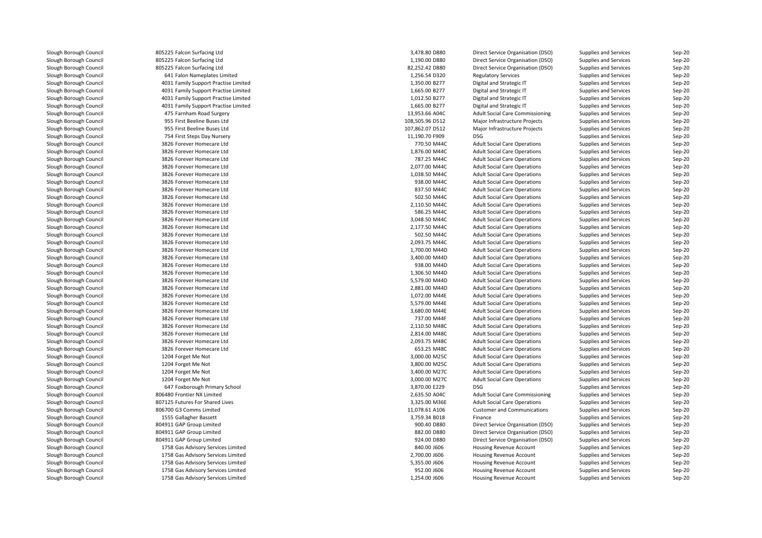| | | | | | |
|---|---|---|---|---|---|
| Slough Borough Council | 805225 Falcon Surfacing Ltd | 3,478.80 D880 | Direct Service Organisation (DSO) | Supplies and Services | Sep-20 |
| Slough Borough Council | 805225 Falcon Surfacing Ltd | 1,190.00 D880 | Direct Service Organisation (DSO) | Supplies and Services | Sep-20 |
| Slough Borough Council | 805225 Falcon Surfacing Ltd | 82,252.42 D880 | Direct Service Organisation (DSO) | Supplies and Services | Sep-20 |
| Slough Borough Council | 641 Falon Nameplates Limited | 1,256.54 D320 | Regulatory Services | Supplies and Services | Sep-20 |
| Slough Borough Council | 4031 Family Support Practise Limited | 1,350.00 B277 | Digital and Strategic IT | Supplies and Services | Sep-20 |
| Slough Borough Council | 4031 Family Support Practise Limited | 1,665.00 B277 | Digital and Strategic IT | Supplies and Services | Sep-20 |
| Slough Borough Council | 4031 Family Support Practise Limited | 1,012.50 B277 | Digital and Strategic IT | Supplies and Services | Sep-20 |
| Slough Borough Council | 4031 Family Support Practise Limited | 1,665.00 B277 | Digital and Strategic IT | Supplies and Services | Sep-20 |
| Slough Borough Council | 475 Farnham Road Surgery | 13,953.66 A04C | Adult Social Care Commissioning | Supplies and Services | Sep-20 |
| Slough Borough Council | 955 First Beeline Buses Ltd | 108,505.96 D512 | Major Infrastructure Projects | Supplies and Services | Sep-20 |
| Slough Borough Council | 955 First Beeline Buses Ltd | 107,862.07 D512 | Major Infrastructure Projects | Supplies and Services | Sep-20 |
| Slough Borough Council | 754 First Steps Day Nursery | 11,190.70 F909 | DSG | Supplies and Services | Sep-20 |
| Slough Borough Council | 3826 Forever Homecare Ltd | 770.50 M44C | Adult Social Care Operations | Supplies and Services | Sep-20 |
| Slough Borough Council | 3826 Forever Homecare Ltd | 1,876.00 M44C | Adult Social Care Operations | Supplies and Services | Sep-20 |
| Slough Borough Council | 3826 Forever Homecare Ltd | 787.25 M44C | Adult Social Care Operations | Supplies and Services | Sep-20 |
| Slough Borough Council | 3826 Forever Homecare Ltd | 2,077.00 M44C | Adult Social Care Operations | Supplies and Services | Sep-20 |
| Slough Borough Council | 3826 Forever Homecare Ltd | 1,038.50 M44C | Adult Social Care Operations | Supplies and Services | Sep-20 |
| Slough Borough Council | 3826 Forever Homecare Ltd | 938.00 M44C | Adult Social Care Operations | Supplies and Services | Sep-20 |
| Slough Borough Council | 3826 Forever Homecare Ltd | 837.50 M44C | Adult Social Care Operations | Supplies and Services | Sep-20 |
| Slough Borough Council | 3826 Forever Homecare Ltd | 502.50 M44C | Adult Social Care Operations | Supplies and Services | Sep-20 |
| Slough Borough Council | 3826 Forever Homecare Ltd | 2,110.50 M44C | Adult Social Care Operations | Supplies and Services | Sep-20 |
| Slough Borough Council | 3826 Forever Homecare Ltd | 586.25 M44C | Adult Social Care Operations | Supplies and Services | Sep-20 |
| Slough Borough Council | 3826 Forever Homecare Ltd | 3,048.50 M44C | Adult Social Care Operations | Supplies and Services | Sep-20 |
| Slough Borough Council | 3826 Forever Homecare Ltd | 2,177.50 M44C | Adult Social Care Operations | Supplies and Services | Sep-20 |
| Slough Borough Council | 3826 Forever Homecare Ltd | 502.50 M44C | Adult Social Care Operations | Supplies and Services | Sep-20 |
| Slough Borough Council | 3826 Forever Homecare Ltd | 2,093.75 M44C | Adult Social Care Operations | Supplies and Services | Sep-20 |
| Slough Borough Council | 3826 Forever Homecare Ltd | 1,700.00 M44D | Adult Social Care Operations | Supplies and Services | Sep-20 |
| Slough Borough Council | 3826 Forever Homecare Ltd | 3,400.00 M44D | Adult Social Care Operations | Supplies and Services | Sep-20 |
| Slough Borough Council | 3826 Forever Homecare Ltd | 938.00 M44D | Adult Social Care Operations | Supplies and Services | Sep-20 |
| Slough Borough Council | 3826 Forever Homecare Ltd | 1,306.50 M44D | Adult Social Care Operations | Supplies and Services | Sep-20 |
| Slough Borough Council | 3826 Forever Homecare Ltd | 5,579.00 M44D | Adult Social Care Operations | Supplies and Services | Sep-20 |
| Slough Borough Council | 3826 Forever Homecare Ltd | 2,881.00 M44D | Adult Social Care Operations | Supplies and Services | Sep-20 |
| Slough Borough Council | 3826 Forever Homecare Ltd | 1,072.00 M44E | Adult Social Care Operations | Supplies and Services | Sep-20 |
| Slough Borough Council | 3826 Forever Homecare Ltd | 5,579.00 M44E | Adult Social Care Operations | Supplies and Services | Sep-20 |
| Slough Borough Council | 3826 Forever Homecare Ltd | 3,680.00 M44E | Adult Social Care Operations | Supplies and Services | Sep-20 |
| Slough Borough Council | 3826 Forever Homecare Ltd | 737.00 M44F | Adult Social Care Operations | Supplies and Services | Sep-20 |
| Slough Borough Council | 3826 Forever Homecare Ltd | 2,110.50 M48C | Adult Social Care Operations | Supplies and Services | Sep-20 |
| Slough Borough Council | 3826 Forever Homecare Ltd | 2,814.00 M48C | Adult Social Care Operations | Supplies and Services | Sep-20 |
| Slough Borough Council | 3826 Forever Homecare Ltd | 2,093.75 M48C | Adult Social Care Operations | Supplies and Services | Sep-20 |
| Slough Borough Council | 3826 Forever Homecare Ltd | 653.25 M48C | Adult Social Care Operations | Supplies and Services | Sep-20 |
| Slough Borough Council | 1204 Forget Me Not | 3,000.00 M25C | Adult Social Care Operations | Supplies and Services | Sep-20 |
| Slough Borough Council | 1204 Forget Me Not | 3,800.00 M25C | Adult Social Care Operations | Supplies and Services | Sep-20 |
| Slough Borough Council | 1204 Forget Me Not | 3,400.00 M27C | Adult Social Care Operations | Supplies and Services | Sep-20 |
| Slough Borough Council | 1204 Forget Me Not | 3,000.00 M27C | Adult Social Care Operations | Supplies and Services | Sep-20 |
| Slough Borough Council | 647 Foxborough Primary School | 3,870.00 E229 | DSG | Supplies and Services | Sep-20 |
| Slough Borough Council | 806480 Frontier NX Limited | 2,635.50 A04C | Adult Social Care Commissioning | Supplies and Services | Sep-20 |
| Slough Borough Council | 807125 Futures For Shared Lives | 3,325.00 M36E | Adult Social Care Operations | Supplies and Services | Sep-20 |
| Slough Borough Council | 806700 G3 Comms Limited | 11,078.61 A106 | Customer and Communications | Supplies and Services | Sep-20 |
| Slough Borough Council | 1555 Gallagher Bassett | 3,759.34 B018 | Finance | Supplies and Services | Sep-20 |
| Slough Borough Council | 804911 GAP Group Limited | 900.40 D880 | Direct Service Organisation (DSO) | Supplies and Services | Sep-20 |
| Slough Borough Council | 804911 GAP Group Limited | 882.00 D880 | Direct Service Organisation (DSO) | Supplies and Services | Sep-20 |
| Slough Borough Council | 804911 GAP Group Limited | 924.00 D880 | Direct Service Organisation (DSO) | Supplies and Services | Sep-20 |
| Slough Borough Council | 1758 Gas Advisory Services Limited | 840.00 J606 | Housing Revenue Account | Supplies and Services | Sep-20 |
| Slough Borough Council | 1758 Gas Advisory Services Limited | 2,700.00 J606 | Housing Revenue Account | Supplies and Services | Sep-20 |
| Slough Borough Council | 1758 Gas Advisory Services Limited | 5,355.00 J606 | Housing Revenue Account | Supplies and Services | Sep-20 |
| Slough Borough Council | 1758 Gas Advisory Services Limited | 952.00 J606 | Housing Revenue Account | Supplies and Services | Sep-20 |
| Slough Borough Council | 1758 Gas Advisory Services Limited | 1,254.00 J606 | Housing Revenue Account | Supplies and Services | Sep-20 |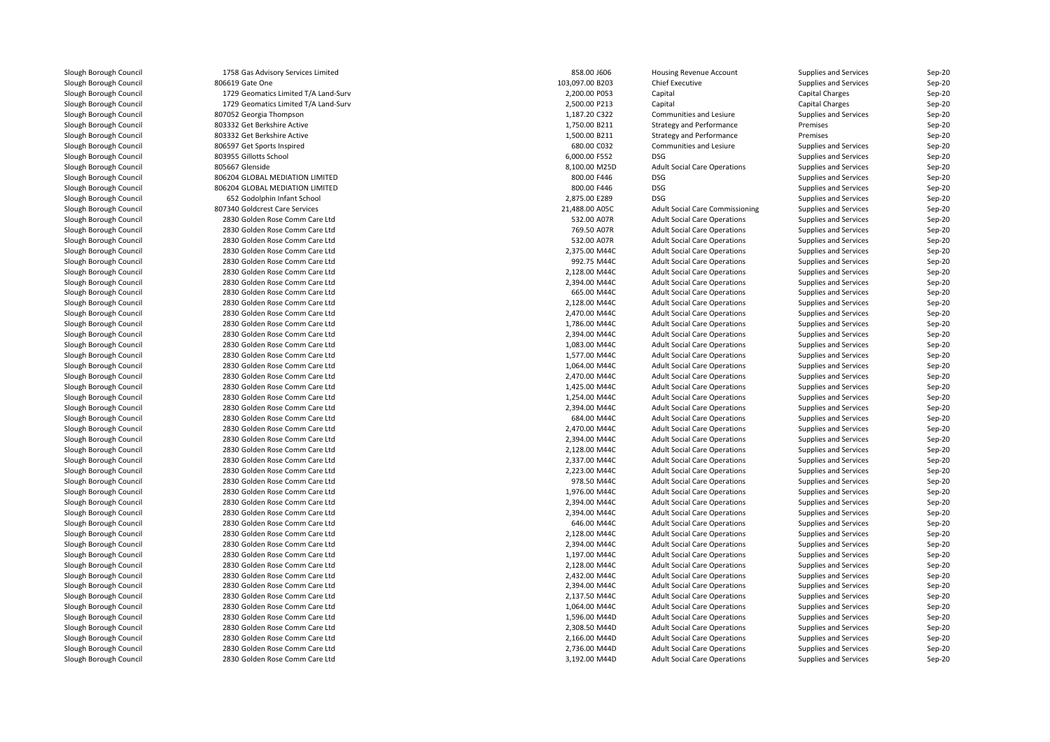| | | | | | |
|---|---|---|---|---|---|
| Slough Borough Council | 1758 Gas Advisory Services Limited | 858.00 J606 | Housing Revenue Account | Supplies and Services | Sep-20 |
| Slough Borough Council | 806619 Gate One | 103,097.00 B203 | Chief Executive | Supplies and Services | Sep-20 |
| Slough Borough Council | 1729 Geomatics Limited T/A Land-Surv | 2,200.00 P053 | Capital | Capital Charges | Sep-20 |
| Slough Borough Council | 1729 Geomatics Limited T/A Land-Surv | 2,500.00 P213 | Capital | Capital Charges | Sep-20 |
| Slough Borough Council | 807052 Georgia Thompson | 1,187.20 C322 | Communities and Lesiure | Supplies and Services | Sep-20 |
| Slough Borough Council | 803332 Get Berkshire Active | 1,750.00 B211 | Strategy and Performance | Premises | Sep-20 |
| Slough Borough Council | 803332 Get Berkshire Active | 1,500.00 B211 | Strategy and Performance | Premises | Sep-20 |
| Slough Borough Council | 806597 Get Sports Inspired | 680.00 C032 | Communities and Lesiure | Supplies and Services | Sep-20 |
| Slough Borough Council | 803955 Gillotts School | 6,000.00 F552 | DSG | Supplies and Services | Sep-20 |
| Slough Borough Council | 805667 Glenside | 8,100.00 M25D | Adult Social Care Operations | Supplies and Services | Sep-20 |
| Slough Borough Council | 806204 GLOBAL MEDIATION LIMITED | 800.00 F446 | DSG | Supplies and Services | Sep-20 |
| Slough Borough Council | 806204 GLOBAL MEDIATION LIMITED | 800.00 F446 | DSG | Supplies and Services | Sep-20 |
| Slough Borough Council | 652 Godolphin Infant School | 2,875.00 E289 | DSG | Supplies and Services | Sep-20 |
| Slough Borough Council | 807340 Goldcrest Care Services | 21,488.00 A05C | Adult Social Care Commissioning | Supplies and Services | Sep-20 |
| Slough Borough Council | 2830 Golden Rose Comm Care Ltd | 532.00 A07R | Adult Social Care Operations | Supplies and Services | Sep-20 |
| Slough Borough Council | 2830 Golden Rose Comm Care Ltd | 769.50 A07R | Adult Social Care Operations | Supplies and Services | Sep-20 |
| Slough Borough Council | 2830 Golden Rose Comm Care Ltd | 532.00 A07R | Adult Social Care Operations | Supplies and Services | Sep-20 |
| Slough Borough Council | 2830 Golden Rose Comm Care Ltd | 2,375.00 M44C | Adult Social Care Operations | Supplies and Services | Sep-20 |
| Slough Borough Council | 2830 Golden Rose Comm Care Ltd | 992.75 M44C | Adult Social Care Operations | Supplies and Services | Sep-20 |
| Slough Borough Council | 2830 Golden Rose Comm Care Ltd | 2,128.00 M44C | Adult Social Care Operations | Supplies and Services | Sep-20 |
| Slough Borough Council | 2830 Golden Rose Comm Care Ltd | 2,394.00 M44C | Adult Social Care Operations | Supplies and Services | Sep-20 |
| Slough Borough Council | 2830 Golden Rose Comm Care Ltd | 665.00 M44C | Adult Social Care Operations | Supplies and Services | Sep-20 |
| Slough Borough Council | 2830 Golden Rose Comm Care Ltd | 2,128.00 M44C | Adult Social Care Operations | Supplies and Services | Sep-20 |
| Slough Borough Council | 2830 Golden Rose Comm Care Ltd | 2,470.00 M44C | Adult Social Care Operations | Supplies and Services | Sep-20 |
| Slough Borough Council | 2830 Golden Rose Comm Care Ltd | 1,786.00 M44C | Adult Social Care Operations | Supplies and Services | Sep-20 |
| Slough Borough Council | 2830 Golden Rose Comm Care Ltd | 2,394.00 M44C | Adult Social Care Operations | Supplies and Services | Sep-20 |
| Slough Borough Council | 2830 Golden Rose Comm Care Ltd | 1,083.00 M44C | Adult Social Care Operations | Supplies and Services | Sep-20 |
| Slough Borough Council | 2830 Golden Rose Comm Care Ltd | 1,577.00 M44C | Adult Social Care Operations | Supplies and Services | Sep-20 |
| Slough Borough Council | 2830 Golden Rose Comm Care Ltd | 1,064.00 M44C | Adult Social Care Operations | Supplies and Services | Sep-20 |
| Slough Borough Council | 2830 Golden Rose Comm Care Ltd | 2,470.00 M44C | Adult Social Care Operations | Supplies and Services | Sep-20 |
| Slough Borough Council | 2830 Golden Rose Comm Care Ltd | 1,425.00 M44C | Adult Social Care Operations | Supplies and Services | Sep-20 |
| Slough Borough Council | 2830 Golden Rose Comm Care Ltd | 1,254.00 M44C | Adult Social Care Operations | Supplies and Services | Sep-20 |
| Slough Borough Council | 2830 Golden Rose Comm Care Ltd | 2,394.00 M44C | Adult Social Care Operations | Supplies and Services | Sep-20 |
| Slough Borough Council | 2830 Golden Rose Comm Care Ltd | 684.00 M44C | Adult Social Care Operations | Supplies and Services | Sep-20 |
| Slough Borough Council | 2830 Golden Rose Comm Care Ltd | 2,470.00 M44C | Adult Social Care Operations | Supplies and Services | Sep-20 |
| Slough Borough Council | 2830 Golden Rose Comm Care Ltd | 2,394.00 M44C | Adult Social Care Operations | Supplies and Services | Sep-20 |
| Slough Borough Council | 2830 Golden Rose Comm Care Ltd | 2,128.00 M44C | Adult Social Care Operations | Supplies and Services | Sep-20 |
| Slough Borough Council | 2830 Golden Rose Comm Care Ltd | 2,337.00 M44C | Adult Social Care Operations | Supplies and Services | Sep-20 |
| Slough Borough Council | 2830 Golden Rose Comm Care Ltd | 2,223.00 M44C | Adult Social Care Operations | Supplies and Services | Sep-20 |
| Slough Borough Council | 2830 Golden Rose Comm Care Ltd | 978.50 M44C | Adult Social Care Operations | Supplies and Services | Sep-20 |
| Slough Borough Council | 2830 Golden Rose Comm Care Ltd | 1,976.00 M44C | Adult Social Care Operations | Supplies and Services | Sep-20 |
| Slough Borough Council | 2830 Golden Rose Comm Care Ltd | 2,394.00 M44C | Adult Social Care Operations | Supplies and Services | Sep-20 |
| Slough Borough Council | 2830 Golden Rose Comm Care Ltd | 2,394.00 M44C | Adult Social Care Operations | Supplies and Services | Sep-20 |
| Slough Borough Council | 2830 Golden Rose Comm Care Ltd | 646.00 M44C | Adult Social Care Operations | Supplies and Services | Sep-20 |
| Slough Borough Council | 2830 Golden Rose Comm Care Ltd | 2,128.00 M44C | Adult Social Care Operations | Supplies and Services | Sep-20 |
| Slough Borough Council | 2830 Golden Rose Comm Care Ltd | 2,394.00 M44C | Adult Social Care Operations | Supplies and Services | Sep-20 |
| Slough Borough Council | 2830 Golden Rose Comm Care Ltd | 1,197.00 M44C | Adult Social Care Operations | Supplies and Services | Sep-20 |
| Slough Borough Council | 2830 Golden Rose Comm Care Ltd | 2,128.00 M44C | Adult Social Care Operations | Supplies and Services | Sep-20 |
| Slough Borough Council | 2830 Golden Rose Comm Care Ltd | 2,432.00 M44C | Adult Social Care Operations | Supplies and Services | Sep-20 |
| Slough Borough Council | 2830 Golden Rose Comm Care Ltd | 2,394.00 M44C | Adult Social Care Operations | Supplies and Services | Sep-20 |
| Slough Borough Council | 2830 Golden Rose Comm Care Ltd | 2,137.50 M44C | Adult Social Care Operations | Supplies and Services | Sep-20 |
| Slough Borough Council | 2830 Golden Rose Comm Care Ltd | 1,064.00 M44C | Adult Social Care Operations | Supplies and Services | Sep-20 |
| Slough Borough Council | 2830 Golden Rose Comm Care Ltd | 1,596.00 M44D | Adult Social Care Operations | Supplies and Services | Sep-20 |
| Slough Borough Council | 2830 Golden Rose Comm Care Ltd | 2,308.50 M44D | Adult Social Care Operations | Supplies and Services | Sep-20 |
| Slough Borough Council | 2830 Golden Rose Comm Care Ltd | 2,166.00 M44D | Adult Social Care Operations | Supplies and Services | Sep-20 |
| Slough Borough Council | 2830 Golden Rose Comm Care Ltd | 2,736.00 M44D | Adult Social Care Operations | Supplies and Services | Sep-20 |
| Slough Borough Council | 2830 Golden Rose Comm Care Ltd | 3,192.00 M44D | Adult Social Care Operations | Supplies and Services | Sep-20 |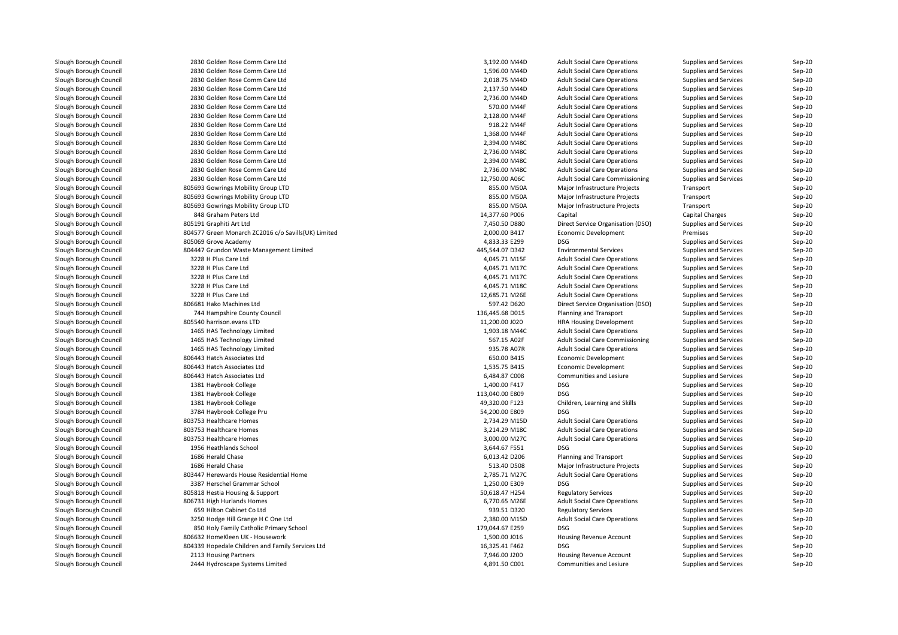| | | | | | | |
|---|---|---|---|---|---|---|
| Slough Borough Council | 2830 Golden Rose Comm Care Ltd | 3,192.00 M44D | Adult Social Care Operations | Supplies and Services | Sep-20 |
| Slough Borough Council | 2830 Golden Rose Comm Care Ltd | 1,596.00 M44D | Adult Social Care Operations | Supplies and Services | Sep-20 |
| Slough Borough Council | 2830 Golden Rose Comm Care Ltd | 2,018.75 M44D | Adult Social Care Operations | Supplies and Services | Sep-20 |
| Slough Borough Council | 2830 Golden Rose Comm Care Ltd | 2,137.50 M44D | Adult Social Care Operations | Supplies and Services | Sep-20 |
| Slough Borough Council | 2830 Golden Rose Comm Care Ltd | 2,736.00 M44D | Adult Social Care Operations | Supplies and Services | Sep-20 |
| Slough Borough Council | 2830 Golden Rose Comm Care Ltd | 570.00 M44F | Adult Social Care Operations | Supplies and Services | Sep-20 |
| Slough Borough Council | 2830 Golden Rose Comm Care Ltd | 2,128.00 M44F | Adult Social Care Operations | Supplies and Services | Sep-20 |
| Slough Borough Council | 2830 Golden Rose Comm Care Ltd | 918.22 M44F | Adult Social Care Operations | Supplies and Services | Sep-20 |
| Slough Borough Council | 2830 Golden Rose Comm Care Ltd | 1,368.00 M44F | Adult Social Care Operations | Supplies and Services | Sep-20 |
| Slough Borough Council | 2830 Golden Rose Comm Care Ltd | 2,394.00 M48C | Adult Social Care Operations | Supplies and Services | Sep-20 |
| Slough Borough Council | 2830 Golden Rose Comm Care Ltd | 2,736.00 M48C | Adult Social Care Operations | Supplies and Services | Sep-20 |
| Slough Borough Council | 2830 Golden Rose Comm Care Ltd | 2,394.00 M48C | Adult Social Care Operations | Supplies and Services | Sep-20 |
| Slough Borough Council | 2830 Golden Rose Comm Care Ltd | 2,736.00 M48C | Adult Social Care Operations | Supplies and Services | Sep-20 |
| Slough Borough Council | 2830 Golden Rose Comm Care Ltd | 12,750.00 A06C | Adult Social Care Commissioning | Supplies and Services | Sep-20 |
| Slough Borough Council | 805693 Gowrings Mobility Group LTD | 855.00 M50A | Major Infrastructure Projects | Transport | Sep-20 |
| Slough Borough Council | 805693 Gowrings Mobility Group LTD | 855.00 M50A | Major Infrastructure Projects | Transport | Sep-20 |
| Slough Borough Council | 805693 Gowrings Mobility Group LTD | 855.00 M50A | Major Infrastructure Projects | Transport | Sep-20 |
| Slough Borough Council | 848 Graham Peters Ltd | 14,377.60 P006 | Capital | Capital Charges | Sep-20 |
| Slough Borough Council | 805191 Graphiti Art Ltd | 7,450.50 D880 | Direct Service Organisation (DSO) | Supplies and Services | Sep-20 |
| Slough Borough Council | 804577 Green Monarch ZC2016 c/o Savills(UK) Limited | 2,000.00 B417 | Economic Development | Premises | Sep-20 |
| Slough Borough Council | 805069 Grove Academy | 4,833.33 E299 | DSG | Supplies and Services | Sep-20 |
| Slough Borough Council | 804447 Grundon Waste Management Limited | 445,544.07 D342 | Environmental Services | Supplies and Services | Sep-20 |
| Slough Borough Council | 3228 H Plus Care Ltd | 4,045.71 M15F | Adult Social Care Operations | Supplies and Services | Sep-20 |
| Slough Borough Council | 3228 H Plus Care Ltd | 4,045.71 M17C | Adult Social Care Operations | Supplies and Services | Sep-20 |
| Slough Borough Council | 3228 H Plus Care Ltd | 4,045.71 M17C | Adult Social Care Operations | Supplies and Services | Sep-20 |
| Slough Borough Council | 3228 H Plus Care Ltd | 4,045.71 M18C | Adult Social Care Operations | Supplies and Services | Sep-20 |
| Slough Borough Council | 3228 H Plus Care Ltd | 12,685.71 M26E | Adult Social Care Operations | Supplies and Services | Sep-20 |
| Slough Borough Council | 806681 Hako Machines Ltd | 597.42 D620 | Direct Service Organisation (DSO) | Supplies and Services | Sep-20 |
| Slough Borough Council | 744 Hampshire County Council | 136,445.68 D015 | Planning and Transport | Supplies and Services | Sep-20 |
| Slough Borough Council | 805540 harrison.evans LTD | 11,200.00 J020 | HRA Housing Development | Supplies and Services | Sep-20 |
| Slough Borough Council | 1465 HAS Technology Limited | 1,903.18 M44C | Adult Social Care Operations | Supplies and Services | Sep-20 |
| Slough Borough Council | 1465 HAS Technology Limited | 567.15 A02F | Adult Social Care Commissioning | Supplies and Services | Sep-20 |
| Slough Borough Council | 1465 HAS Technology Limited | 935.78 A07R | Adult Social Care Operations | Supplies and Services | Sep-20 |
| Slough Borough Council | 806443 Hatch Associates Ltd | 650.00 B415 | Economic Development | Supplies and Services | Sep-20 |
| Slough Borough Council | 806443 Hatch Associates Ltd | 1,535.75 B415 | Economic Development | Supplies and Services | Sep-20 |
| Slough Borough Council | 806443 Hatch Associates Ltd | 6,484.87 C008 | Communities and Lesiure | Supplies and Services | Sep-20 |
| Slough Borough Council | 1381 Haybrook College | 1,400.00 F417 | DSG | Supplies and Services | Sep-20 |
| Slough Borough Council | 1381 Haybrook College | 113,040.00 E809 | DSG | Supplies and Services | Sep-20 |
| Slough Borough Council | 1381 Haybrook College | 49,320.00 F123 | Children, Learning and Skills | Supplies and Services | Sep-20 |
| Slough Borough Council | 3784 Haybrook College Pru | 54,200.00 E809 | DSG | Supplies and Services | Sep-20 |
| Slough Borough Council | 803753 Healthcare Homes | 2,734.29 M15D | Adult Social Care Operations | Supplies and Services | Sep-20 |
| Slough Borough Council | 803753 Healthcare Homes | 3,214.29 M18C | Adult Social Care Operations | Supplies and Services | Sep-20 |
| Slough Borough Council | 803753 Healthcare Homes | 3,000.00 M27C | Adult Social Care Operations | Supplies and Services | Sep-20 |
| Slough Borough Council | 1956 Heathlands School | 3,644.67 F551 | DSG | Supplies and Services | Sep-20 |
| Slough Borough Council | 1686 Herald Chase | 6,013.42 D206 | Planning and Transport | Supplies and Services | Sep-20 |
| Slough Borough Council | 1686 Herald Chase | 513.40 D508 | Major Infrastructure Projects | Supplies and Services | Sep-20 |
| Slough Borough Council | 803447 Herewards House Residential Home | 2,785.71 M27C | Adult Social Care Operations | Supplies and Services | Sep-20 |
| Slough Borough Council | 3387 Herschel Grammar School | 1,250.00 E309 | DSG | Supplies and Services | Sep-20 |
| Slough Borough Council | 805818 Hestia Housing & Support | 50,618.47 H254 | Regulatory Services | Supplies and Services | Sep-20 |
| Slough Borough Council | 806731 High Hurlands Homes | 6,770.65 M26E | Adult Social Care Operations | Supplies and Services | Sep-20 |
| Slough Borough Council | 659 Hilton Cabinet Co Ltd | 939.51 D320 | Regulatory Services | Supplies and Services | Sep-20 |
| Slough Borough Council | 3250 Hodge Hill Grange H C One Ltd | 2,380.00 M15D | Adult Social Care Operations | Supplies and Services | Sep-20 |
| Slough Borough Council | 850 Holy Family Catholic Primary School | 179,044.67 E259 | DSG | Supplies and Services | Sep-20 |
| Slough Borough Council | 806632 HomeKleen UK - Housework | 1,500.00 J016 | Housing Revenue Account | Supplies and Services | Sep-20 |
| Slough Borough Council | 804339 Hopedale Children and Family Services Ltd | 16,325.41 F462 | DSG | Supplies and Services | Sep-20 |
| Slough Borough Council | 2113 Housing Partners | 7,946.00 J200 | Housing Revenue Account | Supplies and Services | Sep-20 |
| Slough Borough Council | 2444 Hydroscape Systems Limited | 4,891.50 C001 | Communities and Lesiure | Supplies and Services | Sep-20 |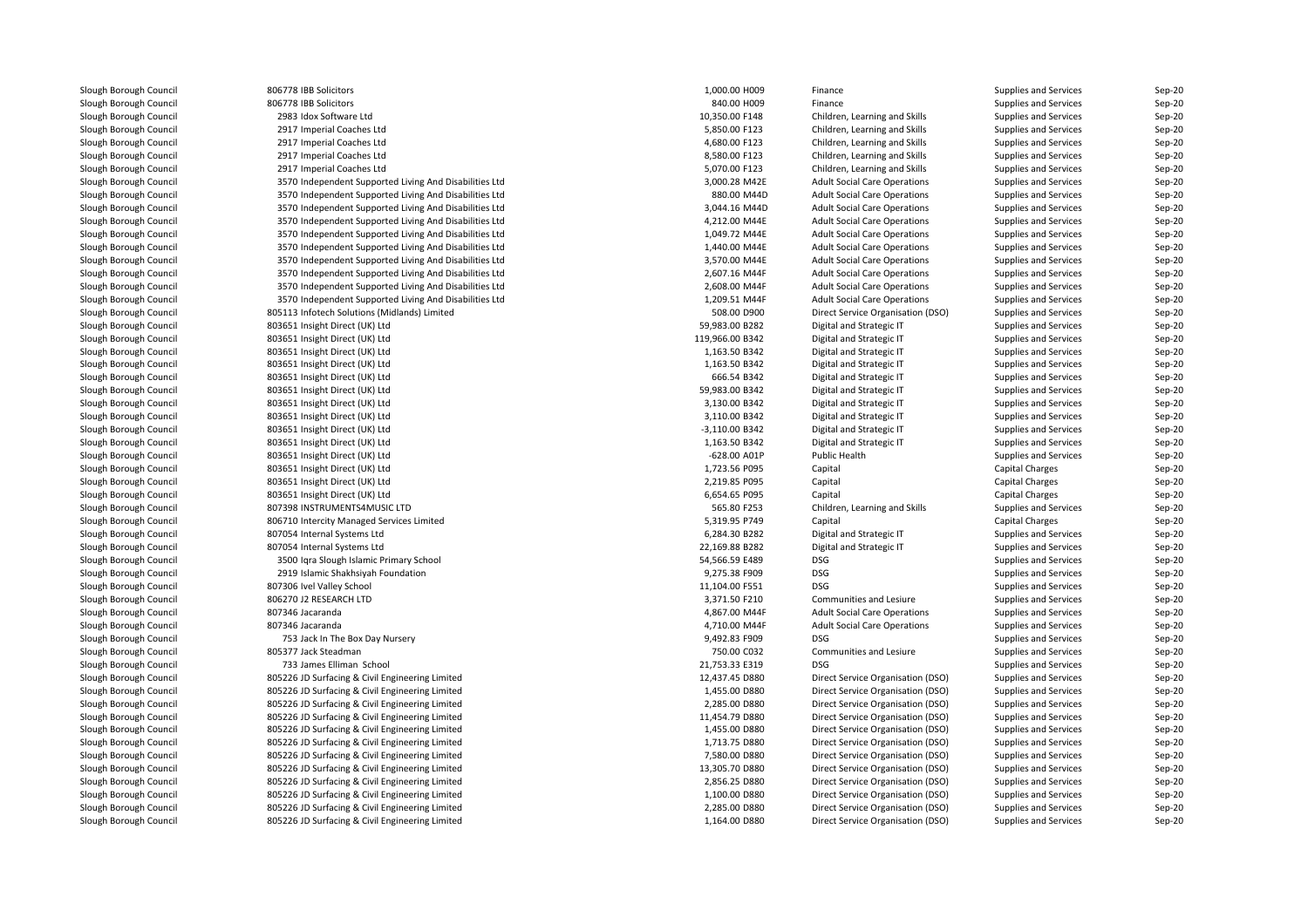| | | | | | | |
|---|---|---|---|---|---|---|
| Slough Borough Council | 806778 IBB Solicitors | 1,000.00 H009 | Finance | Supplies and Services | Sep-20 |
| Slough Borough Council | 806778 IBB Solicitors | 840.00 H009 | Finance | Supplies and Services | Sep-20 |
| Slough Borough Council | 2983 Idox Software Ltd | 10,350.00 F148 | Children, Learning and Skills | Supplies and Services | Sep-20 |
| Slough Borough Council | 2917 Imperial Coaches Ltd | 5,850.00 F123 | Children, Learning and Skills | Supplies and Services | Sep-20 |
| Slough Borough Council | 2917 Imperial Coaches Ltd | 4,680.00 F123 | Children, Learning and Skills | Supplies and Services | Sep-20 |
| Slough Borough Council | 2917 Imperial Coaches Ltd | 8,580.00 F123 | Children, Learning and Skills | Supplies and Services | Sep-20 |
| Slough Borough Council | 2917 Imperial Coaches Ltd | 5,070.00 F123 | Children, Learning and Skills | Supplies and Services | Sep-20 |
| Slough Borough Council | 3570 Independent Supported Living And Disabilities Ltd | 3,000.28 M42E | Adult Social Care Operations | Supplies and Services | Sep-20 |
| Slough Borough Council | 3570 Independent Supported Living And Disabilities Ltd | 880.00 M44D | Adult Social Care Operations | Supplies and Services | Sep-20 |
| Slough Borough Council | 3570 Independent Supported Living And Disabilities Ltd | 3,044.16 M44D | Adult Social Care Operations | Supplies and Services | Sep-20 |
| Slough Borough Council | 3570 Independent Supported Living And Disabilities Ltd | 4,212.00 M44E | Adult Social Care Operations | Supplies and Services | Sep-20 |
| Slough Borough Council | 3570 Independent Supported Living And Disabilities Ltd | 1,049.72 M44E | Adult Social Care Operations | Supplies and Services | Sep-20 |
| Slough Borough Council | 3570 Independent Supported Living And Disabilities Ltd | 1,440.00 M44E | Adult Social Care Operations | Supplies and Services | Sep-20 |
| Slough Borough Council | 3570 Independent Supported Living And Disabilities Ltd | 3,570.00 M44E | Adult Social Care Operations | Supplies and Services | Sep-20 |
| Slough Borough Council | 3570 Independent Supported Living And Disabilities Ltd | 2,607.16 M44F | Adult Social Care Operations | Supplies and Services | Sep-20 |
| Slough Borough Council | 3570 Independent Supported Living And Disabilities Ltd | 2,608.00 M44F | Adult Social Care Operations | Supplies and Services | Sep-20 |
| Slough Borough Council | 3570 Independent Supported Living And Disabilities Ltd | 1,209.51 M44F | Adult Social Care Operations | Supplies and Services | Sep-20 |
| Slough Borough Council | 805113 Infotech Solutions (Midlands) Limited | 508.00 D900 | Direct Service Organisation (DSO) | Supplies and Services | Sep-20 |
| Slough Borough Council | 803651 Insight Direct (UK) Ltd | 59,983.00 B282 | Digital and Strategic IT | Supplies and Services | Sep-20 |
| Slough Borough Council | 803651 Insight Direct (UK) Ltd | 119,966.00 B342 | Digital and Strategic IT | Supplies and Services | Sep-20 |
| Slough Borough Council | 803651 Insight Direct (UK) Ltd | 1,163.50 B342 | Digital and Strategic IT | Supplies and Services | Sep-20 |
| Slough Borough Council | 803651 Insight Direct (UK) Ltd | 1,163.50 B342 | Digital and Strategic IT | Supplies and Services | Sep-20 |
| Slough Borough Council | 803651 Insight Direct (UK) Ltd | 666.54 B342 | Digital and Strategic IT | Supplies and Services | Sep-20 |
| Slough Borough Council | 803651 Insight Direct (UK) Ltd | 59,983.00 B342 | Digital and Strategic IT | Supplies and Services | Sep-20 |
| Slough Borough Council | 803651 Insight Direct (UK) Ltd | 3,130.00 B342 | Digital and Strategic IT | Supplies and Services | Sep-20 |
| Slough Borough Council | 803651 Insight Direct (UK) Ltd | 3,110.00 B342 | Digital and Strategic IT | Supplies and Services | Sep-20 |
| Slough Borough Council | 803651 Insight Direct (UK) Ltd | -3,110.00 B342 | Digital and Strategic IT | Supplies and Services | Sep-20 |
| Slough Borough Council | 803651 Insight Direct (UK) Ltd | 1,163.50 B342 | Digital and Strategic IT | Supplies and Services | Sep-20 |
| Slough Borough Council | 803651 Insight Direct (UK) Ltd | -628.00 A01P | Public Health | Supplies and Services | Sep-20 |
| Slough Borough Council | 803651 Insight Direct (UK) Ltd | 1,723.56 P095 | Capital | Capital Charges | Sep-20 |
| Slough Borough Council | 803651 Insight Direct (UK) Ltd | 2,219.85 P095 | Capital | Capital Charges | Sep-20 |
| Slough Borough Council | 803651 Insight Direct (UK) Ltd | 6,654.65 P095 | Capital | Capital Charges | Sep-20 |
| Slough Borough Council | 807398 INSTRUMENTS4MUSIC LTD | 565.80 F253 | Children, Learning and Skills | Supplies and Services | Sep-20 |
| Slough Borough Council | 806710 Intercity Managed Services Limited | 5,319.95 P749 | Capital | Capital Charges | Sep-20 |
| Slough Borough Council | 807054 Internal Systems Ltd | 6,284.30 B282 | Digital and Strategic IT | Supplies and Services | Sep-20 |
| Slough Borough Council | 807054 Internal Systems Ltd | 22,169.88 B282 | Digital and Strategic IT | Supplies and Services | Sep-20 |
| Slough Borough Council | 3500 Iqra Slough Islamic Primary School | 54,566.59 E489 | DSG | Supplies and Services | Sep-20 |
| Slough Borough Council | 2919 Islamic Shakhsiyah Foundation | 9,275.38 F909 | DSG | Supplies and Services | Sep-20 |
| Slough Borough Council | 807306 Ivel Valley School | 11,104.00 F551 | DSG | Supplies and Services | Sep-20 |
| Slough Borough Council | 806270 J2 RESEARCH LTD | 3,371.50 F210 | Communities and Lesiure | Supplies and Services | Sep-20 |
| Slough Borough Council | 807346 Jacaranda | 4,867.00 M44F | Adult Social Care Operations | Supplies and Services | Sep-20 |
| Slough Borough Council | 807346 Jacaranda | 4,710.00 M44F | Adult Social Care Operations | Supplies and Services | Sep-20 |
| Slough Borough Council | 753 Jack In The Box Day Nursery | 9,492.83 F909 | DSG | Supplies and Services | Sep-20 |
| Slough Borough Council | 805377 Jack Steadman | 750.00 C032 | Communities and Lesiure | Supplies and Services | Sep-20 |
| Slough Borough Council | 733 James Elliman School | 21,753.33 E319 | DSG | Supplies and Services | Sep-20 |
| Slough Borough Council | 805226 JD Surfacing & Civil Engineering Limited | 12,437.45 D880 | Direct Service Organisation (DSO) | Supplies and Services | Sep-20 |
| Slough Borough Council | 805226 JD Surfacing & Civil Engineering Limited | 1,455.00 D880 | Direct Service Organisation (DSO) | Supplies and Services | Sep-20 |
| Slough Borough Council | 805226 JD Surfacing & Civil Engineering Limited | 2,285.00 D880 | Direct Service Organisation (DSO) | Supplies and Services | Sep-20 |
| Slough Borough Council | 805226 JD Surfacing & Civil Engineering Limited | 11,454.79 D880 | Direct Service Organisation (DSO) | Supplies and Services | Sep-20 |
| Slough Borough Council | 805226 JD Surfacing & Civil Engineering Limited | 1,455.00 D880 | Direct Service Organisation (DSO) | Supplies and Services | Sep-20 |
| Slough Borough Council | 805226 JD Surfacing & Civil Engineering Limited | 1,713.75 D880 | Direct Service Organisation (DSO) | Supplies and Services | Sep-20 |
| Slough Borough Council | 805226 JD Surfacing & Civil Engineering Limited | 7,580.00 D880 | Direct Service Organisation (DSO) | Supplies and Services | Sep-20 |
| Slough Borough Council | 805226 JD Surfacing & Civil Engineering Limited | 13,305.70 D880 | Direct Service Organisation (DSO) | Supplies and Services | Sep-20 |
| Slough Borough Council | 805226 JD Surfacing & Civil Engineering Limited | 2,856.25 D880 | Direct Service Organisation (DSO) | Supplies and Services | Sep-20 |
| Slough Borough Council | 805226 JD Surfacing & Civil Engineering Limited | 1,100.00 D880 | Direct Service Organisation (DSO) | Supplies and Services | Sep-20 |
| Slough Borough Council | 805226 JD Surfacing & Civil Engineering Limited | 2,285.00 D880 | Direct Service Organisation (DSO) | Supplies and Services | Sep-20 |
| Slough Borough Council | 805226 JD Surfacing & Civil Engineering Limited | 1,164.00 D880 | Direct Service Organisation (DSO) | Supplies and Services | Sep-20 |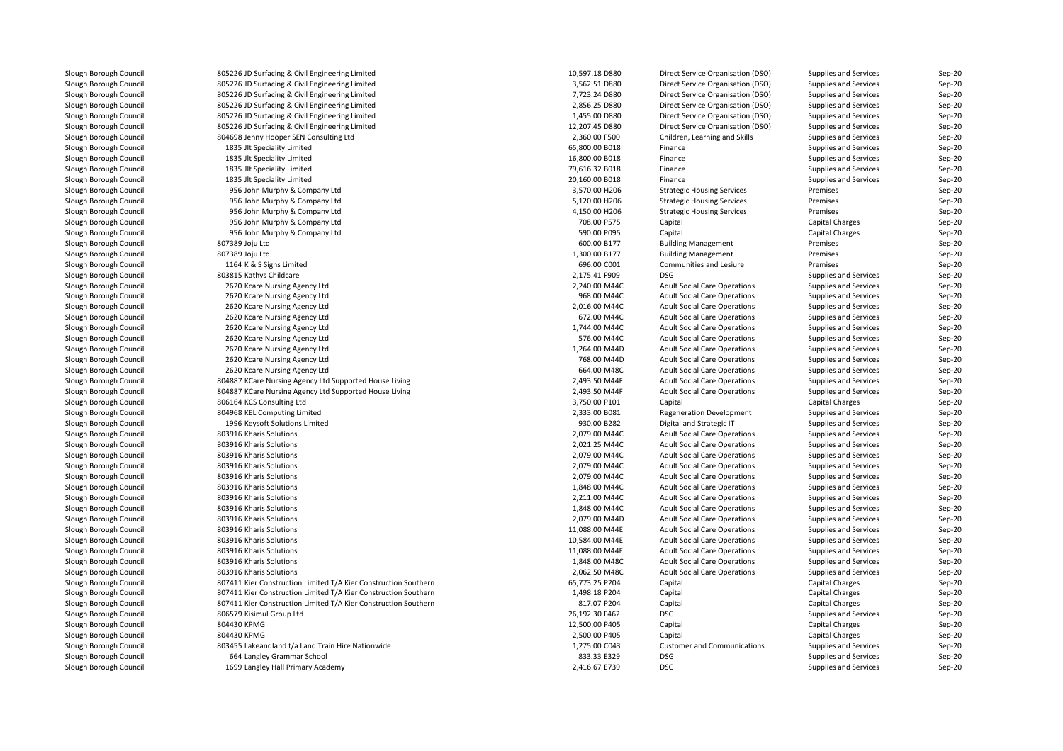| | | | | | |
|---|---|---|---|---|---|
| Slough Borough Council | 805226 JD Surfacing & Civil Engineering Limited | 10,597.18 D880 | Direct Service Organisation (DSO) | Supplies and Services | Sep-20 |
| Slough Borough Council | 805226 JD Surfacing & Civil Engineering Limited | 3,562.51 D880 | Direct Service Organisation (DSO) | Supplies and Services | Sep-20 |
| Slough Borough Council | 805226 JD Surfacing & Civil Engineering Limited | 7,723.24 D880 | Direct Service Organisation (DSO) | Supplies and Services | Sep-20 |
| Slough Borough Council | 805226 JD Surfacing & Civil Engineering Limited | 2,856.25 D880 | Direct Service Organisation (DSO) | Supplies and Services | Sep-20 |
| Slough Borough Council | 805226 JD Surfacing & Civil Engineering Limited | 1,455.00 D880 | Direct Service Organisation (DSO) | Supplies and Services | Sep-20 |
| Slough Borough Council | 805226 JD Surfacing & Civil Engineering Limited | 12,207.45 D880 | Direct Service Organisation (DSO) | Supplies and Services | Sep-20 |
| Slough Borough Council | 804698 Jenny Hooper SEN Consulting Ltd | 2,360.00 F500 | Children, Learning and Skills | Supplies and Services | Sep-20 |
| Slough Borough Council | 1835 Jlt Speciality Limited | 65,800.00 B018 | Finance | Supplies and Services | Sep-20 |
| Slough Borough Council | 1835 Jlt Speciality Limited | 16,800.00 B018 | Finance | Supplies and Services | Sep-20 |
| Slough Borough Council | 1835 Jlt Speciality Limited | 79,616.32 B018 | Finance | Supplies and Services | Sep-20 |
| Slough Borough Council | 1835 Jlt Speciality Limited | 20,160.00 B018 | Finance | Supplies and Services | Sep-20 |
| Slough Borough Council | 956 John Murphy & Company Ltd | 3,570.00 H206 | Strategic Housing Services | Premises | Sep-20 |
| Slough Borough Council | 956 John Murphy & Company Ltd | 5,120.00 H206 | Strategic Housing Services | Premises | Sep-20 |
| Slough Borough Council | 956 John Murphy & Company Ltd | 4,150.00 H206 | Strategic Housing Services | Premises | Sep-20 |
| Slough Borough Council | 956 John Murphy & Company Ltd | 708.00 P575 | Capital | Capital Charges | Sep-20 |
| Slough Borough Council | 956 John Murphy & Company Ltd | 590.00 P095 | Capital | Capital Charges | Sep-20 |
| Slough Borough Council | 807389 Joju Ltd | 600.00 B177 | Building Management | Premises | Sep-20 |
| Slough Borough Council | 807389 Joju Ltd | 1,300.00 B177 | Building Management | Premises | Sep-20 |
| Slough Borough Council | 1164 K & S Signs Limited | 696.00 C001 | Communities and Lesiure | Premises | Sep-20 |
| Slough Borough Council | 803815 Kathys Childcare | 2,175.41 F909 | DSG | Supplies and Services | Sep-20 |
| Slough Borough Council | 2620 Kcare Nursing Agency Ltd | 2,240.00 M44C | Adult Social Care Operations | Supplies and Services | Sep-20 |
| Slough Borough Council | 2620 Kcare Nursing Agency Ltd | 968.00 M44C | Adult Social Care Operations | Supplies and Services | Sep-20 |
| Slough Borough Council | 2620 Kcare Nursing Agency Ltd | 2,016.00 M44C | Adult Social Care Operations | Supplies and Services | Sep-20 |
| Slough Borough Council | 2620 Kcare Nursing Agency Ltd | 672.00 M44C | Adult Social Care Operations | Supplies and Services | Sep-20 |
| Slough Borough Council | 2620 Kcare Nursing Agency Ltd | 1,744.00 M44C | Adult Social Care Operations | Supplies and Services | Sep-20 |
| Slough Borough Council | 2620 Kcare Nursing Agency Ltd | 576.00 M44C | Adult Social Care Operations | Supplies and Services | Sep-20 |
| Slough Borough Council | 2620 Kcare Nursing Agency Ltd | 1,264.00 M44D | Adult Social Care Operations | Supplies and Services | Sep-20 |
| Slough Borough Council | 2620 Kcare Nursing Agency Ltd | 768.00 M44D | Adult Social Care Operations | Supplies and Services | Sep-20 |
| Slough Borough Council | 2620 Kcare Nursing Agency Ltd | 664.00 M48C | Adult Social Care Operations | Supplies and Services | Sep-20 |
| Slough Borough Council | 804887 KCare Nursing Agency Ltd Supported House Living | 2,493.50 M44F | Adult Social Care Operations | Supplies and Services | Sep-20 |
| Slough Borough Council | 804887 KCare Nursing Agency Ltd Supported House Living | 2,493.50 M44F | Adult Social Care Operations | Supplies and Services | Sep-20 |
| Slough Borough Council | 806164 KCS Consulting Ltd | 3,750.00 P101 | Capital | Capital Charges | Sep-20 |
| Slough Borough Council | 804968 KEL Computing Limited | 2,333.00 B081 | Regeneration Development | Supplies and Services | Sep-20 |
| Slough Borough Council | 1996 Keysoft Solutions Limited | 930.00 B282 | Digital and Strategic IT | Supplies and Services | Sep-20 |
| Slough Borough Council | 803916 Kharis Solutions | 2,079.00 M44C | Adult Social Care Operations | Supplies and Services | Sep-20 |
| Slough Borough Council | 803916 Kharis Solutions | 2,021.25 M44C | Adult Social Care Operations | Supplies and Services | Sep-20 |
| Slough Borough Council | 803916 Kharis Solutions | 2,079.00 M44C | Adult Social Care Operations | Supplies and Services | Sep-20 |
| Slough Borough Council | 803916 Kharis Solutions | 2,079.00 M44C | Adult Social Care Operations | Supplies and Services | Sep-20 |
| Slough Borough Council | 803916 Kharis Solutions | 2,079.00 M44C | Adult Social Care Operations | Supplies and Services | Sep-20 |
| Slough Borough Council | 803916 Kharis Solutions | 1,848.00 M44C | Adult Social Care Operations | Supplies and Services | Sep-20 |
| Slough Borough Council | 803916 Kharis Solutions | 2,211.00 M44C | Adult Social Care Operations | Supplies and Services | Sep-20 |
| Slough Borough Council | 803916 Kharis Solutions | 1,848.00 M44C | Adult Social Care Operations | Supplies and Services | Sep-20 |
| Slough Borough Council | 803916 Kharis Solutions | 2,079.00 M44D | Adult Social Care Operations | Supplies and Services | Sep-20 |
| Slough Borough Council | 803916 Kharis Solutions | 11,088.00 M44E | Adult Social Care Operations | Supplies and Services | Sep-20 |
| Slough Borough Council | 803916 Kharis Solutions | 10,584.00 M44E | Adult Social Care Operations | Supplies and Services | Sep-20 |
| Slough Borough Council | 803916 Kharis Solutions | 11,088.00 M44E | Adult Social Care Operations | Supplies and Services | Sep-20 |
| Slough Borough Council | 803916 Kharis Solutions | 1,848.00 M48C | Adult Social Care Operations | Supplies and Services | Sep-20 |
| Slough Borough Council | 803916 Kharis Solutions | 2,062.50 M48C | Adult Social Care Operations | Supplies and Services | Sep-20 |
| Slough Borough Council | 807411 Kier Construction Limited T/A Kier Construction Southern | 65,773.25 P204 | Capital | Capital Charges | Sep-20 |
| Slough Borough Council | 807411 Kier Construction Limited T/A Kier Construction Southern | 1,498.18 P204 | Capital | Capital Charges | Sep-20 |
| Slough Borough Council | 807411 Kier Construction Limited T/A Kier Construction Southern | 817.07 P204 | Capital | Capital Charges | Sep-20 |
| Slough Borough Council | 806579 Kisimul Group Ltd | 26,192.30 F462 | DSG | Supplies and Services | Sep-20 |
| Slough Borough Council | 804430 KPMG | 12,500.00 P405 | Capital | Capital Charges | Sep-20 |
| Slough Borough Council | 804430 KPMG | 2,500.00 P405 | Capital | Capital Charges | Sep-20 |
| Slough Borough Council | 803455 Lakeandland t/a Land Train Hire Nationwide | 1,275.00 C043 | Customer and Communications | Supplies and Services | Sep-20 |
| Slough Borough Council | 664 Langley Grammar School | 833.33 E329 | DSG | Supplies and Services | Sep-20 |
| Slough Borough Council | 1699 Langley Hall Primary Academy | 2,416.67 E739 | DSG | Supplies and Services | Sep-20 |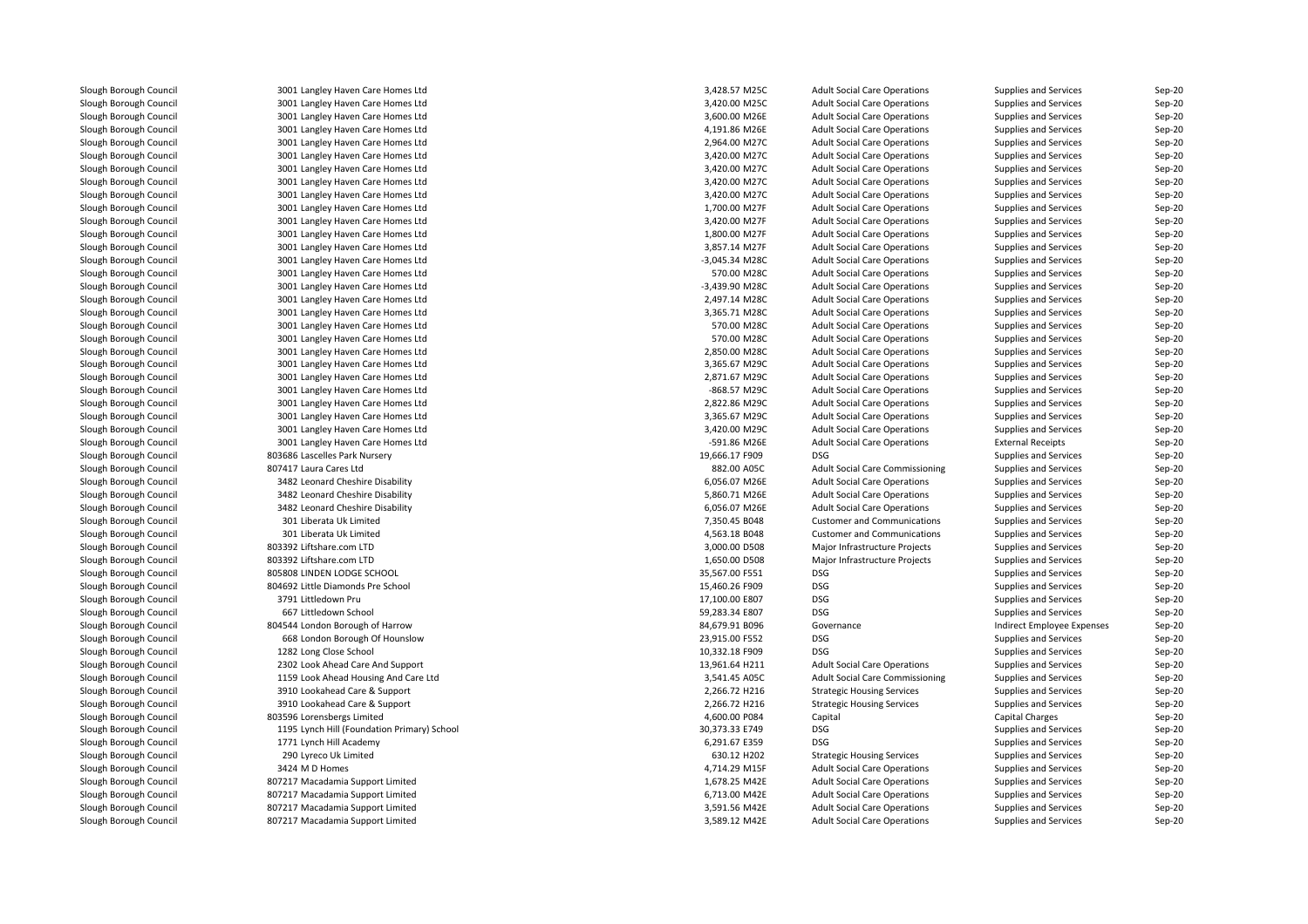| | | | | | | |
|---|---|---|---|---|---|---|
| Slough Borough Council | 3001 Langley Haven Care Homes Ltd | 3,428.57 M25C | Adult Social Care Operations | Supplies and Services | Sep-20 |
| Slough Borough Council | 3001 Langley Haven Care Homes Ltd | 3,420.00 M25C | Adult Social Care Operations | Supplies and Services | Sep-20 |
| Slough Borough Council | 3001 Langley Haven Care Homes Ltd | 3,600.00 M26E | Adult Social Care Operations | Supplies and Services | Sep-20 |
| Slough Borough Council | 3001 Langley Haven Care Homes Ltd | 4,191.86 M26E | Adult Social Care Operations | Supplies and Services | Sep-20 |
| Slough Borough Council | 3001 Langley Haven Care Homes Ltd | 2,964.00 M27C | Adult Social Care Operations | Supplies and Services | Sep-20 |
| Slough Borough Council | 3001 Langley Haven Care Homes Ltd | 3,420.00 M27C | Adult Social Care Operations | Supplies and Services | Sep-20 |
| Slough Borough Council | 3001 Langley Haven Care Homes Ltd | 3,420.00 M27C | Adult Social Care Operations | Supplies and Services | Sep-20 |
| Slough Borough Council | 3001 Langley Haven Care Homes Ltd | 3,420.00 M27C | Adult Social Care Operations | Supplies and Services | Sep-20 |
| Slough Borough Council | 3001 Langley Haven Care Homes Ltd | 3,420.00 M27C | Adult Social Care Operations | Supplies and Services | Sep-20 |
| Slough Borough Council | 3001 Langley Haven Care Homes Ltd | 1,700.00 M27F | Adult Social Care Operations | Supplies and Services | Sep-20 |
| Slough Borough Council | 3001 Langley Haven Care Homes Ltd | 3,420.00 M27F | Adult Social Care Operations | Supplies and Services | Sep-20 |
| Slough Borough Council | 3001 Langley Haven Care Homes Ltd | 1,800.00 M27F | Adult Social Care Operations | Supplies and Services | Sep-20 |
| Slough Borough Council | 3001 Langley Haven Care Homes Ltd | 3,857.14 M27F | Adult Social Care Operations | Supplies and Services | Sep-20 |
| Slough Borough Council | 3001 Langley Haven Care Homes Ltd | -3,045.34 M28C | Adult Social Care Operations | Supplies and Services | Sep-20 |
| Slough Borough Council | 3001 Langley Haven Care Homes Ltd | 570.00 M28C | Adult Social Care Operations | Supplies and Services | Sep-20 |
| Slough Borough Council | 3001 Langley Haven Care Homes Ltd | -3,439.90 M28C | Adult Social Care Operations | Supplies and Services | Sep-20 |
| Slough Borough Council | 3001 Langley Haven Care Homes Ltd | 2,497.14 M28C | Adult Social Care Operations | Supplies and Services | Sep-20 |
| Slough Borough Council | 3001 Langley Haven Care Homes Ltd | 3,365.71 M28C | Adult Social Care Operations | Supplies and Services | Sep-20 |
| Slough Borough Council | 3001 Langley Haven Care Homes Ltd | 570.00 M28C | Adult Social Care Operations | Supplies and Services | Sep-20 |
| Slough Borough Council | 3001 Langley Haven Care Homes Ltd | 570.00 M28C | Adult Social Care Operations | Supplies and Services | Sep-20 |
| Slough Borough Council | 3001 Langley Haven Care Homes Ltd | 2,850.00 M28C | Adult Social Care Operations | Supplies and Services | Sep-20 |
| Slough Borough Council | 3001 Langley Haven Care Homes Ltd | 3,365.67 M29C | Adult Social Care Operations | Supplies and Services | Sep-20 |
| Slough Borough Council | 3001 Langley Haven Care Homes Ltd | 2,871.67 M29C | Adult Social Care Operations | Supplies and Services | Sep-20 |
| Slough Borough Council | 3001 Langley Haven Care Homes Ltd | -868.57 M29C | Adult Social Care Operations | Supplies and Services | Sep-20 |
| Slough Borough Council | 3001 Langley Haven Care Homes Ltd | 2,822.86 M29C | Adult Social Care Operations | Supplies and Services | Sep-20 |
| Slough Borough Council | 3001 Langley Haven Care Homes Ltd | 3,365.67 M29C | Adult Social Care Operations | Supplies and Services | Sep-20 |
| Slough Borough Council | 3001 Langley Haven Care Homes Ltd | 3,420.00 M29C | Adult Social Care Operations | Supplies and Services | Sep-20 |
| Slough Borough Council | 3001 Langley Haven Care Homes Ltd | -591.86 M26E | Adult Social Care Operations | External Receipts | Sep-20 |
| Slough Borough Council | 803686 Lascelles Park Nursery | 19,666.17 F909 | DSG | Supplies and Services | Sep-20 |
| Slough Borough Council | 807417 Laura Cares Ltd | 882.00 A05C | Adult Social Care Commissioning | Supplies and Services | Sep-20 |
| Slough Borough Council | 3482 Leonard Cheshire Disability | 6,056.07 M26E | Adult Social Care Operations | Supplies and Services | Sep-20 |
| Slough Borough Council | 3482 Leonard Cheshire Disability | 5,860.71 M26E | Adult Social Care Operations | Supplies and Services | Sep-20 |
| Slough Borough Council | 3482 Leonard Cheshire Disability | 6,056.07 M26E | Adult Social Care Operations | Supplies and Services | Sep-20 |
| Slough Borough Council | 301 Liberata Uk Limited | 7,350.45 B048 | Customer and Communications | Supplies and Services | Sep-20 |
| Slough Borough Council | 301 Liberata Uk Limited | 4,563.18 B048 | Customer and Communications | Supplies and Services | Sep-20 |
| Slough Borough Council | 803392 Liftshare.com LTD | 3,000.00 D508 | Major Infrastructure Projects | Supplies and Services | Sep-20 |
| Slough Borough Council | 803392 Liftshare.com LTD | 1,650.00 D508 | Major Infrastructure Projects | Supplies and Services | Sep-20 |
| Slough Borough Council | 805808 LINDEN LODGE SCHOOL | 35,567.00 F551 | DSG | Supplies and Services | Sep-20 |
| Slough Borough Council | 804692 Little Diamonds Pre School | 15,460.26 F909 | DSG | Supplies and Services | Sep-20 |
| Slough Borough Council | 3791 Littledown Pru | 17,100.00 E807 | DSG | Supplies and Services | Sep-20 |
| Slough Borough Council | 667 Littledown School | 59,283.34 E807 | DSG | Supplies and Services | Sep-20 |
| Slough Borough Council | 804544 London Borough of Harrow | 84,679.91 B096 | Governance | Indirect Employee Expenses | Sep-20 |
| Slough Borough Council | 668 London Borough Of Hounslow | 23,915.00 F552 | DSG | Supplies and Services | Sep-20 |
| Slough Borough Council | 1282 Long Close School | 10,332.18 F909 | DSG | Supplies and Services | Sep-20 |
| Slough Borough Council | 2302 Look Ahead Care And Support | 13,961.64 H211 | Adult Social Care Operations | Supplies and Services | Sep-20 |
| Slough Borough Council | 1159 Look Ahead Housing And Care Ltd | 3,541.45 A05C | Adult Social Care Commissioning | Supplies and Services | Sep-20 |
| Slough Borough Council | 3910 Lookahead Care & Support | 2,266.72 H216 | Strategic Housing Services | Supplies and Services | Sep-20 |
| Slough Borough Council | 3910 Lookahead Care & Support | 2,266.72 H216 | Strategic Housing Services | Supplies and Services | Sep-20 |
| Slough Borough Council | 803596 Lorensbergs Limited | 4,600.00 P084 | Capital | Capital Charges | Sep-20 |
| Slough Borough Council | 1195 Lynch Hill (Foundation Primary) School | 30,373.33 E749 | DSG | Supplies and Services | Sep-20 |
| Slough Borough Council | 1771 Lynch Hill Academy | 6,291.67 E359 | DSG | Supplies and Services | Sep-20 |
| Slough Borough Council | 290 Lyreco Uk Limited | 630.12 H202 | Strategic Housing Services | Supplies and Services | Sep-20 |
| Slough Borough Council | 3424 M D Homes | 4,714.29 M15F | Adult Social Care Operations | Supplies and Services | Sep-20 |
| Slough Borough Council | 807217 Macadamia Support Limited | 1,678.25 M42E | Adult Social Care Operations | Supplies and Services | Sep-20 |
| Slough Borough Council | 807217 Macadamia Support Limited | 6,713.00 M42E | Adult Social Care Operations | Supplies and Services | Sep-20 |
| Slough Borough Council | 807217 Macadamia Support Limited | 3,591.56 M42E | Adult Social Care Operations | Supplies and Services | Sep-20 |
| Slough Borough Council | 807217 Macadamia Support Limited | 3,589.12 M42E | Adult Social Care Operations | Supplies and Services | Sep-20 |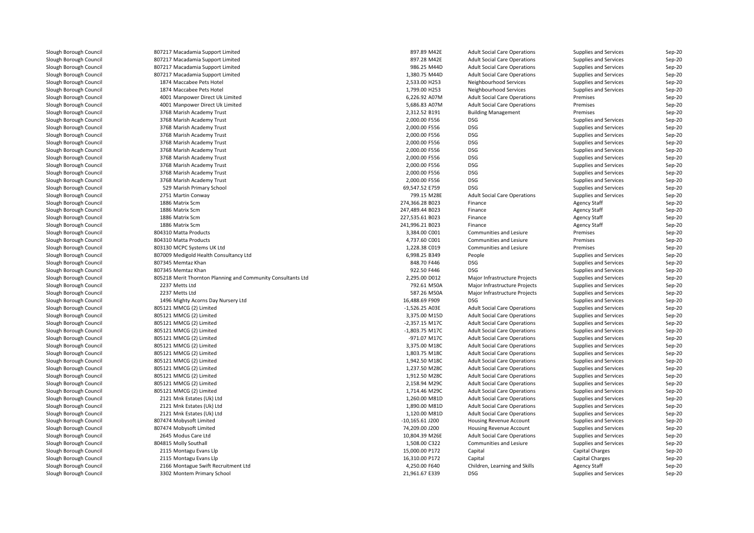| | | | | | | |
|---|---|---|---|---|---|---|
| Slough Borough Council | 807217 Macadamia Support Limited | 897.89 M42E | Adult Social Care Operations | Supplies and Services | Sep-20 |
| Slough Borough Council | 807217 Macadamia Support Limited | 897.28 M42E | Adult Social Care Operations | Supplies and Services | Sep-20 |
| Slough Borough Council | 807217 Macadamia Support Limited | 986.25 M44D | Adult Social Care Operations | Supplies and Services | Sep-20 |
| Slough Borough Council | 807217 Macadamia Support Limited | 1,380.75 M44D | Adult Social Care Operations | Supplies and Services | Sep-20 |
| Slough Borough Council | 1874 Maccabee Pets Hotel | 2,533.00 H253 | Neighbourhood Services | Supplies and Services | Sep-20 |
| Slough Borough Council | 1874 Maccabee Pets Hotel | 1,799.00 H253 | Neighbourhood Services | Supplies and Services | Sep-20 |
| Slough Borough Council | 4001 Manpower Direct Uk Limited | 6,226.92 A07M | Adult Social Care Operations | Premises | Sep-20 |
| Slough Borough Council | 4001 Manpower Direct Uk Limited | 5,686.83 A07M | Adult Social Care Operations | Premises | Sep-20 |
| Slough Borough Council | 3768 Marish Academy Trust | 2,312.52 B191 | Building Management | Premises | Sep-20 |
| Slough Borough Council | 3768 Marish Academy Trust | 2,000.00 F556 | DSG | Supplies and Services | Sep-20 |
| Slough Borough Council | 3768 Marish Academy Trust | 2,000.00 F556 | DSG | Supplies and Services | Sep-20 |
| Slough Borough Council | 3768 Marish Academy Trust | 2,000.00 F556 | DSG | Supplies and Services | Sep-20 |
| Slough Borough Council | 3768 Marish Academy Trust | 2,000.00 F556 | DSG | Supplies and Services | Sep-20 |
| Slough Borough Council | 3768 Marish Academy Trust | 2,000.00 F556 | DSG | Supplies and Services | Sep-20 |
| Slough Borough Council | 3768 Marish Academy Trust | 2,000.00 F556 | DSG | Supplies and Services | Sep-20 |
| Slough Borough Council | 3768 Marish Academy Trust | 2,000.00 F556 | DSG | Supplies and Services | Sep-20 |
| Slough Borough Council | 3768 Marish Academy Trust | 2,000.00 F556 | DSG | Supplies and Services | Sep-20 |
| Slough Borough Council | 3768 Marish Academy Trust | 2,000.00 F556 | DSG | Supplies and Services | Sep-20 |
| Slough Borough Council | 529 Marish Primary School | 69,547.52 E759 | DSG | Supplies and Services | Sep-20 |
| Slough Borough Council | 2751 Martin Conway | 799.15 M28E | Adult Social Care Operations | Supplies and Services | Sep-20 |
| Slough Borough Council | 1886 Matrix Scm | 274,366.28 B023 | Finance | Agency Staff | Sep-20 |
| Slough Borough Council | 1886 Matrix Scm | 247,489.44 B023 | Finance | Agency Staff | Sep-20 |
| Slough Borough Council | 1886 Matrix Scm | 227,535.61 B023 | Finance | Agency Staff | Sep-20 |
| Slough Borough Council | 1886 Matrix Scm | 241,996.21 B023 | Finance | Agency Staff | Sep-20 |
| Slough Borough Council | 804310 Matta Products | 3,384.00 C001 | Communities and Lesiure | Premises | Sep-20 |
| Slough Borough Council | 804310 Matta Products | 4,737.60 C001 | Communities and Lesiure | Premises | Sep-20 |
| Slough Borough Council | 803130 MCPC Systems UK Ltd | 1,228.38 C019 | Communities and Lesiure | Premises | Sep-20 |
| Slough Borough Council | 807009 Medigold Health Consultancy Ltd | 6,998.25 B349 | People | Supplies and Services | Sep-20 |
| Slough Borough Council | 807345 Memtaz Khan | 848.70 F446 | DSG | Supplies and Services | Sep-20 |
| Slough Borough Council | 807345 Memtaz Khan | 922.50 F446 | DSG | Supplies and Services | Sep-20 |
| Slough Borough Council | 805218 Merit Thornton Planning and Community Consultants Ltd | 2,295.00 D012 | Major Infrastructure Projects | Supplies and Services | Sep-20 |
| Slough Borough Council | 2237 Metts Ltd | 792.61 M50A | Major Infrastructure Projects | Supplies and Services | Sep-20 |
| Slough Borough Council | 2237 Metts Ltd | 587.26 M50A | Major Infrastructure Projects | Supplies and Services | Sep-20 |
| Slough Borough Council | 1496 Mighty Acorns Day Nursery Ltd | 16,488.69 F909 | DSG | Supplies and Services | Sep-20 |
| Slough Borough Council | 805121 MMCG (2) Limited | -1,526.25 A03E | Adult Social Care Operations | Supplies and Services | Sep-20 |
| Slough Borough Council | 805121 MMCG (2) Limited | 3,375.00 M15D | Adult Social Care Operations | Supplies and Services | Sep-20 |
| Slough Borough Council | 805121 MMCG (2) Limited | -2,357.15 M17C | Adult Social Care Operations | Supplies and Services | Sep-20 |
| Slough Borough Council | 805121 MMCG (2) Limited | -1,803.75 M17C | Adult Social Care Operations | Supplies and Services | Sep-20 |
| Slough Borough Council | 805121 MMCG (2) Limited | -971.07 M17C | Adult Social Care Operations | Supplies and Services | Sep-20 |
| Slough Borough Council | 805121 MMCG (2) Limited | 3,375.00 M18C | Adult Social Care Operations | Supplies and Services | Sep-20 |
| Slough Borough Council | 805121 MMCG (2) Limited | 1,803.75 M18C | Adult Social Care Operations | Supplies and Services | Sep-20 |
| Slough Borough Council | 805121 MMCG (2) Limited | 1,942.50 M18C | Adult Social Care Operations | Supplies and Services | Sep-20 |
| Slough Borough Council | 805121 MMCG (2) Limited | 1,237.50 M28C | Adult Social Care Operations | Supplies and Services | Sep-20 |
| Slough Borough Council | 805121 MMCG (2) Limited | 1,912.50 M28C | Adult Social Care Operations | Supplies and Services | Sep-20 |
| Slough Borough Council | 805121 MMCG (2) Limited | 2,158.94 M29C | Adult Social Care Operations | Supplies and Services | Sep-20 |
| Slough Borough Council | 805121 MMCG (2) Limited | 1,714.46 M29C | Adult Social Care Operations | Supplies and Services | Sep-20 |
| Slough Borough Council | 2121 Mnk Estates (Uk) Ltd | 1,260.00 M81D | Adult Social Care Operations | Supplies and Services | Sep-20 |
| Slough Borough Council | 2121 Mnk Estates (Uk) Ltd | 1,890.00 M81D | Adult Social Care Operations | Supplies and Services | Sep-20 |
| Slough Borough Council | 2121 Mnk Estates (Uk) Ltd | 1,120.00 M81D | Adult Social Care Operations | Supplies and Services | Sep-20 |
| Slough Borough Council | 807474 Mobysoft Limited | -10,165.61 J200 | Housing Revenue Account | Supplies and Services | Sep-20 |
| Slough Borough Council | 807474 Mobysoft Limited | 74,209.00 J200 | Housing Revenue Account | Supplies and Services | Sep-20 |
| Slough Borough Council | 2645 Modus Care Ltd | 10,804.39 M26E | Adult Social Care Operations | Supplies and Services | Sep-20 |
| Slough Borough Council | 804815 Molly Southall | 1,508.00 C322 | Communities and Lesiure | Supplies and Services | Sep-20 |
| Slough Borough Council | 2115 Montagu Evans Llp | 15,000.00 P172 | Capital | Capital Charges | Sep-20 |
| Slough Borough Council | 2115 Montagu Evans Llp | 16,310.00 P172 | Capital | Capital Charges | Sep-20 |
| Slough Borough Council | 2166 Montague Swift Recruitment Ltd | 4,250.00 F640 | Children, Learning and Skills | Agency Staff | Sep-20 |
| Slough Borough Council | 3302 Montem Primary School | 21,961.67 E339 | DSG | Supplies and Services | Sep-20 |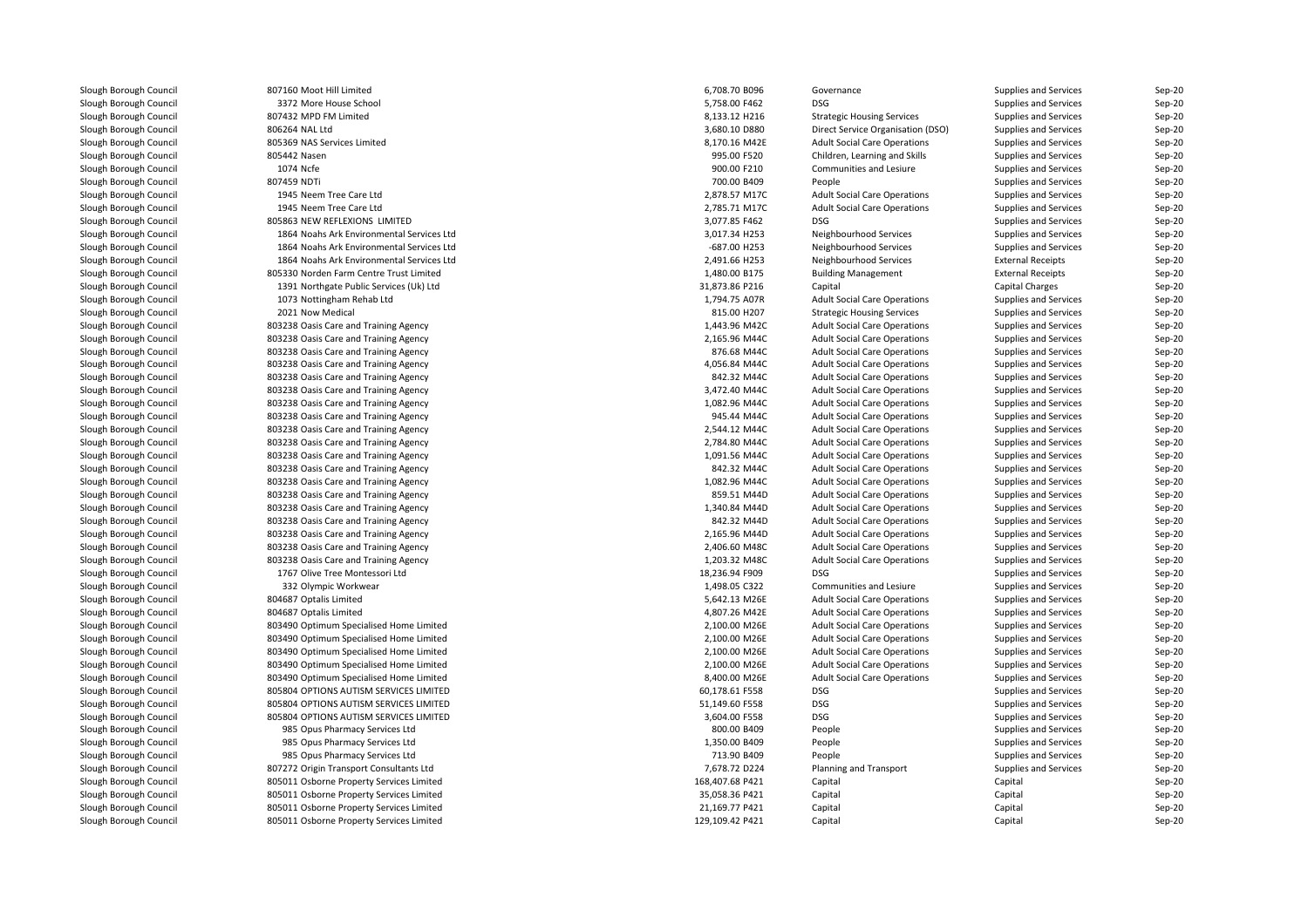| | | | | | | |
|---|---|---|---|---|---|---|
| Slough Borough Council | 807160 Moot Hill Limited | 6,708.70 B096 | Governance | Supplies and Services | Sep-20 |
| Slough Borough Council | 3372 More House School | 5,758.00 F462 | DSG | Supplies and Services | Sep-20 |
| Slough Borough Council | 807432 MPD FM Limited | 8,133.12 H216 | Strategic Housing Services | Supplies and Services | Sep-20 |
| Slough Borough Council | 806264 NAL Ltd | 3,680.10 D880 | Direct Service Organisation (DSO) | Supplies and Services | Sep-20 |
| Slough Borough Council | 805369 NAS Services Limited | 8,170.16 M42E | Adult Social Care Operations | Supplies and Services | Sep-20 |
| Slough Borough Council | 805442 Nasen | 995.00 F520 | Children, Learning and Skills | Supplies and Services | Sep-20 |
| Slough Borough Council | 1074 Ncfe | 900.00 F210 | Communities and Lesiure | Supplies and Services | Sep-20 |
| Slough Borough Council | 807459 NDTi | 700.00 B409 | People | Supplies and Services | Sep-20 |
| Slough Borough Council | 1945 Neem Tree Care Ltd | 2,878.57 M17C | Adult Social Care Operations | Supplies and Services | Sep-20 |
| Slough Borough Council | 1945 Neem Tree Care Ltd | 2,785.71 M17C | Adult Social Care Operations | Supplies and Services | Sep-20 |
| Slough Borough Council | 805863 NEW REFLEXIONS LIMITED | 3,077.85 F462 | DSG | Supplies and Services | Sep-20 |
| Slough Borough Council | 1864 Noahs Ark Environmental Services Ltd | 3,017.34 H253 | Neighbourhood Services | Supplies and Services | Sep-20 |
| Slough Borough Council | 1864 Noahs Ark Environmental Services Ltd | -687.00 H253 | Neighbourhood Services | Supplies and Services | Sep-20 |
| Slough Borough Council | 1864 Noahs Ark Environmental Services Ltd | 2,491.66 H253 | Neighbourhood Services | External Receipts | Sep-20 |
| Slough Borough Council | 805330 Norden Farm Centre Trust Limited | 1,480.00 B175 | Building Management | External Receipts | Sep-20 |
| Slough Borough Council | 1391 Northgate Public Services (Uk) Ltd | 31,873.86 P216 | Capital | Capital Charges | Sep-20 |
| Slough Borough Council | 1073 Nottingham Rehab Ltd | 1,794.75 A07R | Adult Social Care Operations | Supplies and Services | Sep-20 |
| Slough Borough Council | 2021 Now Medical | 815.00 H207 | Strategic Housing Services | Supplies and Services | Sep-20 |
| Slough Borough Council | 803238 Oasis Care and Training Agency | 1,443.96 M42C | Adult Social Care Operations | Supplies and Services | Sep-20 |
| Slough Borough Council | 803238 Oasis Care and Training Agency | 2,165.96 M44C | Adult Social Care Operations | Supplies and Services | Sep-20 |
| Slough Borough Council | 803238 Oasis Care and Training Agency | 876.68 M44C | Adult Social Care Operations | Supplies and Services | Sep-20 |
| Slough Borough Council | 803238 Oasis Care and Training Agency | 4,056.84 M44C | Adult Social Care Operations | Supplies and Services | Sep-20 |
| Slough Borough Council | 803238 Oasis Care and Training Agency | 842.32 M44C | Adult Social Care Operations | Supplies and Services | Sep-20 |
| Slough Borough Council | 803238 Oasis Care and Training Agency | 3,472.40 M44C | Adult Social Care Operations | Supplies and Services | Sep-20 |
| Slough Borough Council | 803238 Oasis Care and Training Agency | 1,082.96 M44C | Adult Social Care Operations | Supplies and Services | Sep-20 |
| Slough Borough Council | 803238 Oasis Care and Training Agency | 945.44 M44C | Adult Social Care Operations | Supplies and Services | Sep-20 |
| Slough Borough Council | 803238 Oasis Care and Training Agency | 2,544.12 M44C | Adult Social Care Operations | Supplies and Services | Sep-20 |
| Slough Borough Council | 803238 Oasis Care and Training Agency | 2,784.80 M44C | Adult Social Care Operations | Supplies and Services | Sep-20 |
| Slough Borough Council | 803238 Oasis Care and Training Agency | 1,091.56 M44C | Adult Social Care Operations | Supplies and Services | Sep-20 |
| Slough Borough Council | 803238 Oasis Care and Training Agency | 842.32 M44C | Adult Social Care Operations | Supplies and Services | Sep-20 |
| Slough Borough Council | 803238 Oasis Care and Training Agency | 1,082.96 M44C | Adult Social Care Operations | Supplies and Services | Sep-20 |
| Slough Borough Council | 803238 Oasis Care and Training Agency | 859.51 M44D | Adult Social Care Operations | Supplies and Services | Sep-20 |
| Slough Borough Council | 803238 Oasis Care and Training Agency | 1,340.84 M44D | Adult Social Care Operations | Supplies and Services | Sep-20 |
| Slough Borough Council | 803238 Oasis Care and Training Agency | 842.32 M44D | Adult Social Care Operations | Supplies and Services | Sep-20 |
| Slough Borough Council | 803238 Oasis Care and Training Agency | 2,165.96 M44D | Adult Social Care Operations | Supplies and Services | Sep-20 |
| Slough Borough Council | 803238 Oasis Care and Training Agency | 2,406.60 M48C | Adult Social Care Operations | Supplies and Services | Sep-20 |
| Slough Borough Council | 803238 Oasis Care and Training Agency | 1,203.32 M48C | Adult Social Care Operations | Supplies and Services | Sep-20 |
| Slough Borough Council | 1767 Olive Tree Montessori Ltd | 18,236.94 F909 | DSG | Supplies and Services | Sep-20 |
| Slough Borough Council | 332 Olympic Workwear | 1,498.05 C322 | Communities and Lesiure | Supplies and Services | Sep-20 |
| Slough Borough Council | 804687 Optalis Limited | 5,642.13 M26E | Adult Social Care Operations | Supplies and Services | Sep-20 |
| Slough Borough Council | 804687 Optalis Limited | 4,807.26 M42E | Adult Social Care Operations | Supplies and Services | Sep-20 |
| Slough Borough Council | 803490 Optimum Specialised Home Limited | 2,100.00 M26E | Adult Social Care Operations | Supplies and Services | Sep-20 |
| Slough Borough Council | 803490 Optimum Specialised Home Limited | 2,100.00 M26E | Adult Social Care Operations | Supplies and Services | Sep-20 |
| Slough Borough Council | 803490 Optimum Specialised Home Limited | 2,100.00 M26E | Adult Social Care Operations | Supplies and Services | Sep-20 |
| Slough Borough Council | 803490 Optimum Specialised Home Limited | 2,100.00 M26E | Adult Social Care Operations | Supplies and Services | Sep-20 |
| Slough Borough Council | 803490 Optimum Specialised Home Limited | 8,400.00 M26E | Adult Social Care Operations | Supplies and Services | Sep-20 |
| Slough Borough Council | 805804 OPTIONS AUTISM SERVICES LIMITED | 60,178.61 F558 | DSG | Supplies and Services | Sep-20 |
| Slough Borough Council | 805804 OPTIONS AUTISM SERVICES LIMITED | 51,149.60 F558 | DSG | Supplies and Services | Sep-20 |
| Slough Borough Council | 805804 OPTIONS AUTISM SERVICES LIMITED | 3,604.00 F558 | DSG | Supplies and Services | Sep-20 |
| Slough Borough Council | 985 Opus Pharmacy Services Ltd | 800.00 B409 | People | Supplies and Services | Sep-20 |
| Slough Borough Council | 985 Opus Pharmacy Services Ltd | 1,350.00 B409 | People | Supplies and Services | Sep-20 |
| Slough Borough Council | 985 Opus Pharmacy Services Ltd | 713.90 B409 | People | Supplies and Services | Sep-20 |
| Slough Borough Council | 807272 Origin Transport Consultants Ltd | 7,678.72 D224 | Planning and Transport | Supplies and Services | Sep-20 |
| Slough Borough Council | 805011 Osborne Property Services Limited | 168,407.68 P421 | Capital | Capital | Sep-20 |
| Slough Borough Council | 805011 Osborne Property Services Limited | 35,058.36 P421 | Capital | Capital | Sep-20 |
| Slough Borough Council | 805011 Osborne Property Services Limited | 21,169.77 P421 | Capital | Capital | Sep-20 |
| Slough Borough Council | 805011 Osborne Property Services Limited | 129,109.42 P421 | Capital | Capital | Sep-20 |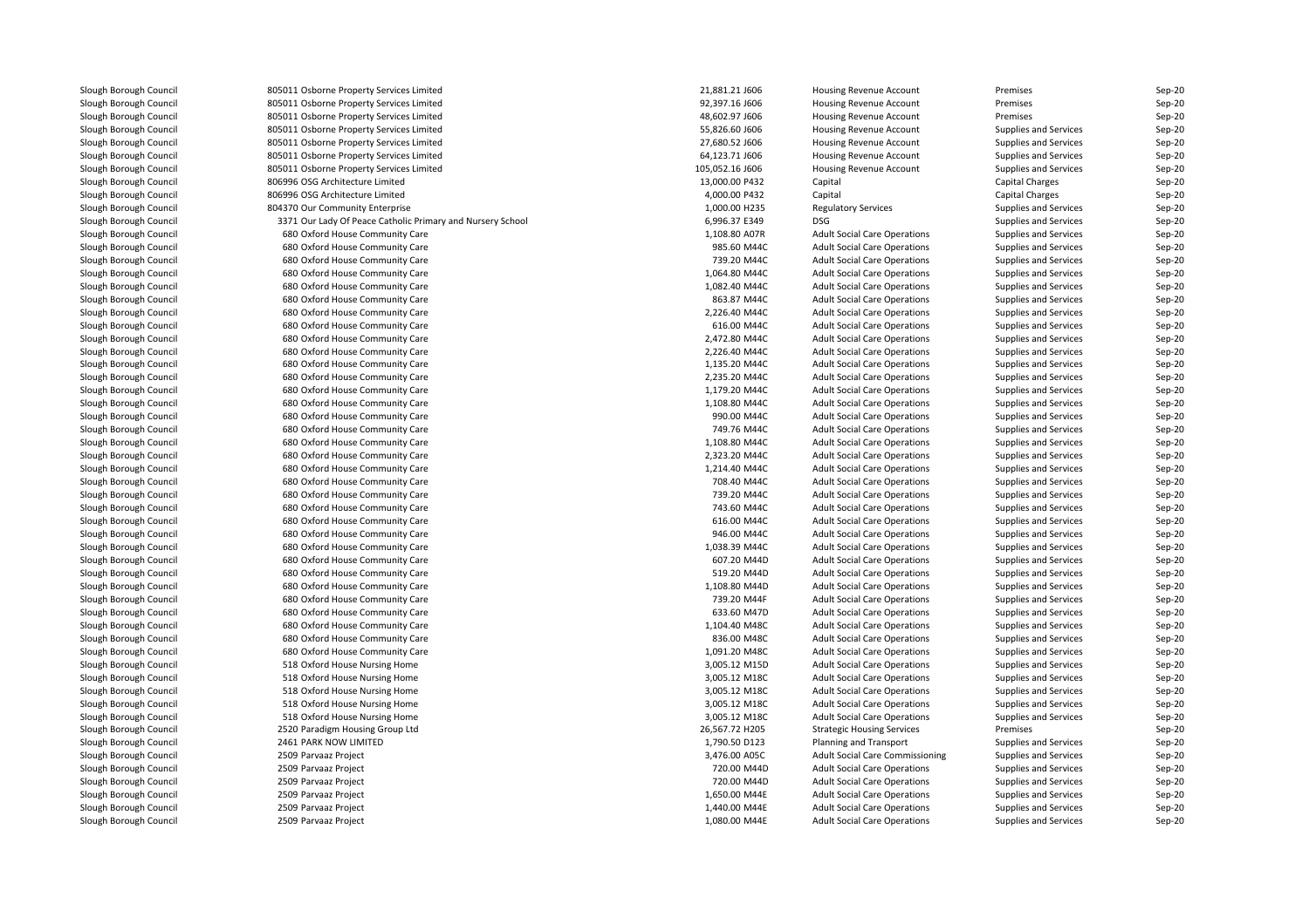| | | | | | | |
|---|---|---|---|---|---|---|
| Slough Borough Council | 805011 Osborne Property Services Limited | 21,881.21 | J606 | Housing Revenue Account | Premises | Sep-20 |
| Slough Borough Council | 805011 Osborne Property Services Limited | 92,397.16 | J606 | Housing Revenue Account | Premises | Sep-20 |
| Slough Borough Council | 805011 Osborne Property Services Limited | 48,602.97 | J606 | Housing Revenue Account | Premises | Sep-20 |
| Slough Borough Council | 805011 Osborne Property Services Limited | 55,826.60 | J606 | Housing Revenue Account | Supplies and Services | Sep-20 |
| Slough Borough Council | 805011 Osborne Property Services Limited | 27,680.52 | J606 | Housing Revenue Account | Supplies and Services | Sep-20 |
| Slough Borough Council | 805011 Osborne Property Services Limited | 64,123.71 | J606 | Housing Revenue Account | Supplies and Services | Sep-20 |
| Slough Borough Council | 805011 Osborne Property Services Limited | 105,052.16 | J606 | Housing Revenue Account | Supplies and Services | Sep-20 |
| Slough Borough Council | 806996 OSG Architecture Limited | 13,000.00 | P432 | Capital | Capital Charges | Sep-20 |
| Slough Borough Council | 806996 OSG Architecture Limited | 4,000.00 | P432 | Capital | Capital Charges | Sep-20 |
| Slough Borough Council | 804370 Our Community Enterprise | 1,000.00 | H235 | Regulatory Services | Supplies and Services | Sep-20 |
| Slough Borough Council | 3371 Our Lady Of Peace Catholic Primary and Nursery School | 6,996.37 | E349 | DSG | Supplies and Services | Sep-20 |
| Slough Borough Council | 680 Oxford House Community Care | 1,108.80 | A07R | Adult Social Care Operations | Supplies and Services | Sep-20 |
| Slough Borough Council | 680 Oxford House Community Care | 985.60 | M44C | Adult Social Care Operations | Supplies and Services | Sep-20 |
| Slough Borough Council | 680 Oxford House Community Care | 739.20 | M44C | Adult Social Care Operations | Supplies and Services | Sep-20 |
| Slough Borough Council | 680 Oxford House Community Care | 1,064.80 | M44C | Adult Social Care Operations | Supplies and Services | Sep-20 |
| Slough Borough Council | 680 Oxford House Community Care | 1,082.40 | M44C | Adult Social Care Operations | Supplies and Services | Sep-20 |
| Slough Borough Council | 680 Oxford House Community Care | 863.87 | M44C | Adult Social Care Operations | Supplies and Services | Sep-20 |
| Slough Borough Council | 680 Oxford House Community Care | 2,226.40 | M44C | Adult Social Care Operations | Supplies and Services | Sep-20 |
| Slough Borough Council | 680 Oxford House Community Care | 616.00 | M44C | Adult Social Care Operations | Supplies and Services | Sep-20 |
| Slough Borough Council | 680 Oxford House Community Care | 2,472.80 | M44C | Adult Social Care Operations | Supplies and Services | Sep-20 |
| Slough Borough Council | 680 Oxford House Community Care | 2,226.40 | M44C | Adult Social Care Operations | Supplies and Services | Sep-20 |
| Slough Borough Council | 680 Oxford House Community Care | 1,135.20 | M44C | Adult Social Care Operations | Supplies and Services | Sep-20 |
| Slough Borough Council | 680 Oxford House Community Care | 2,235.20 | M44C | Adult Social Care Operations | Supplies and Services | Sep-20 |
| Slough Borough Council | 680 Oxford House Community Care | 1,179.20 | M44C | Adult Social Care Operations | Supplies and Services | Sep-20 |
| Slough Borough Council | 680 Oxford House Community Care | 1,108.80 | M44C | Adult Social Care Operations | Supplies and Services | Sep-20 |
| Slough Borough Council | 680 Oxford House Community Care | 990.00 | M44C | Adult Social Care Operations | Supplies and Services | Sep-20 |
| Slough Borough Council | 680 Oxford House Community Care | 749.76 | M44C | Adult Social Care Operations | Supplies and Services | Sep-20 |
| Slough Borough Council | 680 Oxford House Community Care | 1,108.80 | M44C | Adult Social Care Operations | Supplies and Services | Sep-20 |
| Slough Borough Council | 680 Oxford House Community Care | 2,323.20 | M44C | Adult Social Care Operations | Supplies and Services | Sep-20 |
| Slough Borough Council | 680 Oxford House Community Care | 1,214.40 | M44C | Adult Social Care Operations | Supplies and Services | Sep-20 |
| Slough Borough Council | 680 Oxford House Community Care | 708.40 | M44C | Adult Social Care Operations | Supplies and Services | Sep-20 |
| Slough Borough Council | 680 Oxford House Community Care | 739.20 | M44C | Adult Social Care Operations | Supplies and Services | Sep-20 |
| Slough Borough Council | 680 Oxford House Community Care | 743.60 | M44C | Adult Social Care Operations | Supplies and Services | Sep-20 |
| Slough Borough Council | 680 Oxford House Community Care | 616.00 | M44C | Adult Social Care Operations | Supplies and Services | Sep-20 |
| Slough Borough Council | 680 Oxford House Community Care | 946.00 | M44C | Adult Social Care Operations | Supplies and Services | Sep-20 |
| Slough Borough Council | 680 Oxford House Community Care | 1,038.39 | M44C | Adult Social Care Operations | Supplies and Services | Sep-20 |
| Slough Borough Council | 680 Oxford House Community Care | 607.20 | M44D | Adult Social Care Operations | Supplies and Services | Sep-20 |
| Slough Borough Council | 680 Oxford House Community Care | 519.20 | M44D | Adult Social Care Operations | Supplies and Services | Sep-20 |
| Slough Borough Council | 680 Oxford House Community Care | 1,108.80 | M44D | Adult Social Care Operations | Supplies and Services | Sep-20 |
| Slough Borough Council | 680 Oxford House Community Care | 739.20 | M44F | Adult Social Care Operations | Supplies and Services | Sep-20 |
| Slough Borough Council | 680 Oxford House Community Care | 633.60 | M47D | Adult Social Care Operations | Supplies and Services | Sep-20 |
| Slough Borough Council | 680 Oxford House Community Care | 1,104.40 | M48C | Adult Social Care Operations | Supplies and Services | Sep-20 |
| Slough Borough Council | 680 Oxford House Community Care | 836.00 | M48C | Adult Social Care Operations | Supplies and Services | Sep-20 |
| Slough Borough Council | 680 Oxford House Community Care | 1,091.20 | M48C | Adult Social Care Operations | Supplies and Services | Sep-20 |
| Slough Borough Council | 518 Oxford House Nursing Home | 3,005.12 | M15D | Adult Social Care Operations | Supplies and Services | Sep-20 |
| Slough Borough Council | 518 Oxford House Nursing Home | 3,005.12 | M18C | Adult Social Care Operations | Supplies and Services | Sep-20 |
| Slough Borough Council | 518 Oxford House Nursing Home | 3,005.12 | M18C | Adult Social Care Operations | Supplies and Services | Sep-20 |
| Slough Borough Council | 518 Oxford House Nursing Home | 3,005.12 | M18C | Adult Social Care Operations | Supplies and Services | Sep-20 |
| Slough Borough Council | 518 Oxford House Nursing Home | 3,005.12 | M18C | Adult Social Care Operations | Supplies and Services | Sep-20 |
| Slough Borough Council | 2520 Paradigm Housing Group Ltd | 26,567.72 | H205 | Strategic Housing Services | Premises | Sep-20 |
| Slough Borough Council | 2461 PARK NOW LIMITED | 1,790.50 | D123 | Planning and Transport | Supplies and Services | Sep-20 |
| Slough Borough Council | 2509 Parvaaz Project | 3,476.00 | A05C | Adult Social Care Commissioning | Supplies and Services | Sep-20 |
| Slough Borough Council | 2509 Parvaaz Project | 720.00 | M44D | Adult Social Care Operations | Supplies and Services | Sep-20 |
| Slough Borough Council | 2509 Parvaaz Project | 720.00 | M44D | Adult Social Care Operations | Supplies and Services | Sep-20 |
| Slough Borough Council | 2509 Parvaaz Project | 1,650.00 | M44E | Adult Social Care Operations | Supplies and Services | Sep-20 |
| Slough Borough Council | 2509 Parvaaz Project | 1,440.00 | M44E | Adult Social Care Operations | Supplies and Services | Sep-20 |
| Slough Borough Council | 2509 Parvaaz Project | 1,080.00 | M44E | Adult Social Care Operations | Supplies and Services | Sep-20 |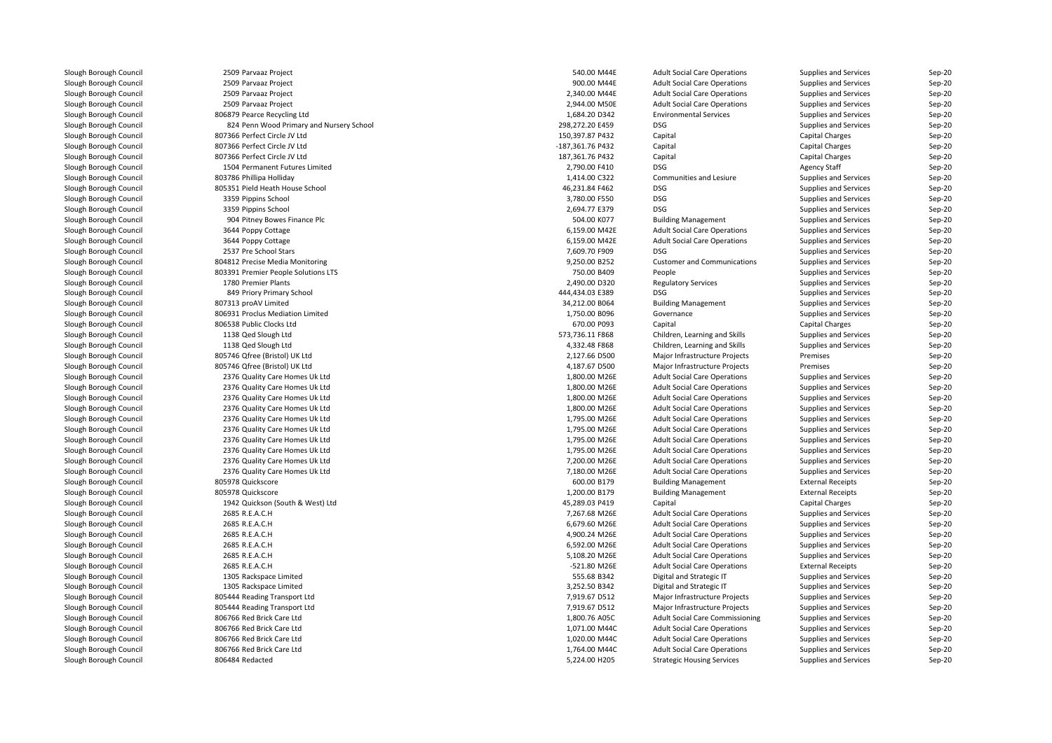| | | | | | | |
|---|---|---|---|---|---|---|
| Slough Borough Council | 2509 Parvaaz Project | 540.00 M44E | Adult Social Care Operations | Supplies and Services | Sep-20 |
| Slough Borough Council | 2509 Parvaaz Project | 900.00 M44E | Adult Social Care Operations | Supplies and Services | Sep-20 |
| Slough Borough Council | 2509 Parvaaz Project | 2,340.00 M44E | Adult Social Care Operations | Supplies and Services | Sep-20 |
| Slough Borough Council | 2509 Parvaaz Project | 2,944.00 M50E | Adult Social Care Operations | Supplies and Services | Sep-20 |
| Slough Borough Council | 806879 Pearce Recycling Ltd | 1,684.20 D342 | Environmental Services | Supplies and Services | Sep-20 |
| Slough Borough Council | 824 Penn Wood Primary and Nursery School | 298,272.20 E459 | DSG | Supplies and Services | Sep-20 |
| Slough Borough Council | 807366 Perfect Circle JV Ltd | 150,397.87 P432 | Capital | Capital Charges | Sep-20 |
| Slough Borough Council | 807366 Perfect Circle JV Ltd | -187,361.76 P432 | Capital | Capital Charges | Sep-20 |
| Slough Borough Council | 807366 Perfect Circle JV Ltd | 187,361.76 P432 | Capital | Capital Charges | Sep-20 |
| Slough Borough Council | 1504 Permanent Futures Limited | 2,790.00 F410 | DSG | Agency Staff | Sep-20 |
| Slough Borough Council | 803786 Phillipa Holliday | 1,414.00 C322 | Communities and Lesiure | Supplies and Services | Sep-20 |
| Slough Borough Council | 805351 Pield Heath House School | 46,231.84 F462 | DSG | Supplies and Services | Sep-20 |
| Slough Borough Council | 3359 Pippins School | 3,780.00 F550 | DSG | Supplies and Services | Sep-20 |
| Slough Borough Council | 3359 Pippins School | 2,694.77 E379 | DSG | Supplies and Services | Sep-20 |
| Slough Borough Council | 904 Pitney Bowes Finance Plc | 504.00 K077 | Building Management | Supplies and Services | Sep-20 |
| Slough Borough Council | 3644 Poppy Cottage | 6,159.00 M42E | Adult Social Care Operations | Supplies and Services | Sep-20 |
| Slough Borough Council | 3644 Poppy Cottage | 6,159.00 M42E | Adult Social Care Operations | Supplies and Services | Sep-20 |
| Slough Borough Council | 2537 Pre School Stars | 7,609.70 F909 | DSG | Supplies and Services | Sep-20 |
| Slough Borough Council | 804812 Precise Media Monitoring | 9,250.00 B252 | Customer and Communications | Supplies and Services | Sep-20 |
| Slough Borough Council | 803391 Premier People Solutions LTS | 750.00 B409 | People | Supplies and Services | Sep-20 |
| Slough Borough Council | 1780 Premier Plants | 2,490.00 D320 | Regulatory Services | Supplies and Services | Sep-20 |
| Slough Borough Council | 849 Priory Primary School | 444,434.03 E389 | DSG | Supplies and Services | Sep-20 |
| Slough Borough Council | 807313 proAV Limited | 34,212.00 B064 | Building Management | Supplies and Services | Sep-20 |
| Slough Borough Council | 806931 Proclus Mediation Limited | 1,750.00 B096 | Governance | Supplies and Services | Sep-20 |
| Slough Borough Council | 806538 Public Clocks Ltd | 670.00 P093 | Capital | Capital Charges | Sep-20 |
| Slough Borough Council | 1138 Qed Slough Ltd | 573,736.11 F868 | Children, Learning and Skills | Supplies and Services | Sep-20 |
| Slough Borough Council | 1138 Qed Slough Ltd | 4,332.48 F868 | Children, Learning and Skills | Supplies and Services | Sep-20 |
| Slough Borough Council | 805746 Qfree (Bristol) UK Ltd | 2,127.66 D500 | Major Infrastructure Projects | Premises | Sep-20 |
| Slough Borough Council | 805746 Qfree (Bristol) UK Ltd | 4,187.67 D500 | Major Infrastructure Projects | Premises | Sep-20 |
| Slough Borough Council | 2376 Quality Care Homes Uk Ltd | 1,800.00 M26E | Adult Social Care Operations | Supplies and Services | Sep-20 |
| Slough Borough Council | 2376 Quality Care Homes Uk Ltd | 1,800.00 M26E | Adult Social Care Operations | Supplies and Services | Sep-20 |
| Slough Borough Council | 2376 Quality Care Homes Uk Ltd | 1,800.00 M26E | Adult Social Care Operations | Supplies and Services | Sep-20 |
| Slough Borough Council | 2376 Quality Care Homes Uk Ltd | 1,800.00 M26E | Adult Social Care Operations | Supplies and Services | Sep-20 |
| Slough Borough Council | 2376 Quality Care Homes Uk Ltd | 1,795.00 M26E | Adult Social Care Operations | Supplies and Services | Sep-20 |
| Slough Borough Council | 2376 Quality Care Homes Uk Ltd | 1,795.00 M26E | Adult Social Care Operations | Supplies and Services | Sep-20 |
| Slough Borough Council | 2376 Quality Care Homes Uk Ltd | 1,795.00 M26E | Adult Social Care Operations | Supplies and Services | Sep-20 |
| Slough Borough Council | 2376 Quality Care Homes Uk Ltd | 1,795.00 M26E | Adult Social Care Operations | Supplies and Services | Sep-20 |
| Slough Borough Council | 2376 Quality Care Homes Uk Ltd | 7,200.00 M26E | Adult Social Care Operations | Supplies and Services | Sep-20 |
| Slough Borough Council | 2376 Quality Care Homes Uk Ltd | 7,180.00 M26E | Adult Social Care Operations | Supplies and Services | Sep-20 |
| Slough Borough Council | 805978 Quickscore | 600.00 B179 | Building Management | External Receipts | Sep-20 |
| Slough Borough Council | 805978 Quickscore | 1,200.00 B179 | Building Management | External Receipts | Sep-20 |
| Slough Borough Council | 1942 Quickson (South & West) Ltd | 45,289.03 P419 | Capital | Capital Charges | Sep-20 |
| Slough Borough Council | 2685 R.E.A.C.H | 7,267.68 M26E | Adult Social Care Operations | Supplies and Services | Sep-20 |
| Slough Borough Council | 2685 R.E.A.C.H | 6,679.60 M26E | Adult Social Care Operations | Supplies and Services | Sep-20 |
| Slough Borough Council | 2685 R.E.A.C.H | 4,900.24 M26E | Adult Social Care Operations | Supplies and Services | Sep-20 |
| Slough Borough Council | 2685 R.E.A.C.H | 6,592.00 M26E | Adult Social Care Operations | Supplies and Services | Sep-20 |
| Slough Borough Council | 2685 R.E.A.C.H | 5,108.20 M26E | Adult Social Care Operations | Supplies and Services | Sep-20 |
| Slough Borough Council | 2685 R.E.A.C.H | -521.80 M26E | Adult Social Care Operations | External Receipts | Sep-20 |
| Slough Borough Council | 1305 Rackspace Limited | 555.68 B342 | Digital and Strategic IT | Supplies and Services | Sep-20 |
| Slough Borough Council | 1305 Rackspace Limited | 3,252.50 B342 | Digital and Strategic IT | Supplies and Services | Sep-20 |
| Slough Borough Council | 805444 Reading Transport Ltd | 7,919.67 D512 | Major Infrastructure Projects | Supplies and Services | Sep-20 |
| Slough Borough Council | 805444 Reading Transport Ltd | 7,919.67 D512 | Major Infrastructure Projects | Supplies and Services | Sep-20 |
| Slough Borough Council | 806766 Red Brick Care Ltd | 1,800.76 A05C | Adult Social Care Commissioning | Supplies and Services | Sep-20 |
| Slough Borough Council | 806766 Red Brick Care Ltd | 1,071.00 M44C | Adult Social Care Operations | Supplies and Services | Sep-20 |
| Slough Borough Council | 806766 Red Brick Care Ltd | 1,020.00 M44C | Adult Social Care Operations | Supplies and Services | Sep-20 |
| Slough Borough Council | 806766 Red Brick Care Ltd | 1,764.00 M44C | Adult Social Care Operations | Supplies and Services | Sep-20 |
| Slough Borough Council | 806484 Redacted | 5,224.00 H205 | Strategic Housing Services | Supplies and Services | Sep-20 |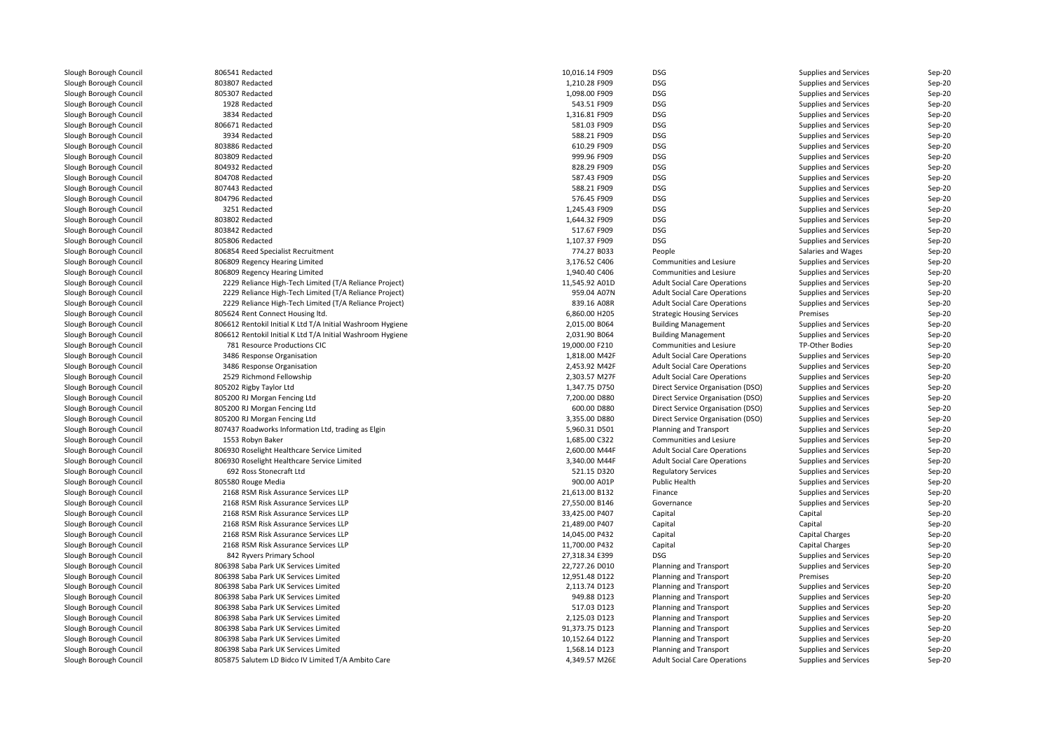| | | | | | | |
|---|---|---|---|---|---|---|
| Slough Borough Council | 806541 Redacted | 10,016.14 F909 | DSG | Supplies and Services | Sep-20 |
| Slough Borough Council | 803807 Redacted | 1,210.28 F909 | DSG | Supplies and Services | Sep-20 |
| Slough Borough Council | 805307 Redacted | 1,098.00 F909 | DSG | Supplies and Services | Sep-20 |
| Slough Borough Council | 1928 Redacted | 543.51 F909 | DSG | Supplies and Services | Sep-20 |
| Slough Borough Council | 3834 Redacted | 1,316.81 F909 | DSG | Supplies and Services | Sep-20 |
| Slough Borough Council | 806671 Redacted | 581.03 F909 | DSG | Supplies and Services | Sep-20 |
| Slough Borough Council | 3934 Redacted | 588.21 F909 | DSG | Supplies and Services | Sep-20 |
| Slough Borough Council | 803886 Redacted | 610.29 F909 | DSG | Supplies and Services | Sep-20 |
| Slough Borough Council | 803809 Redacted | 999.96 F909 | DSG | Supplies and Services | Sep-20 |
| Slough Borough Council | 804932 Redacted | 828.29 F909 | DSG | Supplies and Services | Sep-20 |
| Slough Borough Council | 804708 Redacted | 587.43 F909 | DSG | Supplies and Services | Sep-20 |
| Slough Borough Council | 807443 Redacted | 588.21 F909 | DSG | Supplies and Services | Sep-20 |
| Slough Borough Council | 804796 Redacted | 576.45 F909 | DSG | Supplies and Services | Sep-20 |
| Slough Borough Council | 3251 Redacted | 1,245.43 F909 | DSG | Supplies and Services | Sep-20 |
| Slough Borough Council | 803802 Redacted | 1,644.32 F909 | DSG | Supplies and Services | Sep-20 |
| Slough Borough Council | 803842 Redacted | 517.67 F909 | DSG | Supplies and Services | Sep-20 |
| Slough Borough Council | 805806 Redacted | 1,107.37 F909 | DSG | Supplies and Services | Sep-20 |
| Slough Borough Council | 806854 Reed Specialist Recruitment | 774.27 B033 | People | Salaries and Wages | Sep-20 |
| Slough Borough Council | 806809 Regency Hearing Limited | 3,176.52 C406 | Communities and Lesiure | Supplies and Services | Sep-20 |
| Slough Borough Council | 806809 Regency Hearing Limited | 1,940.40 C406 | Communities and Lesiure | Supplies and Services | Sep-20 |
| Slough Borough Council | 2229 Reliance High-Tech Limited (T/A Reliance Project) | 11,545.92 A01D | Adult Social Care Operations | Supplies and Services | Sep-20 |
| Slough Borough Council | 2229 Reliance High-Tech Limited (T/A Reliance Project) | 959.04 A07N | Adult Social Care Operations | Supplies and Services | Sep-20 |
| Slough Borough Council | 2229 Reliance High-Tech Limited (T/A Reliance Project) | 839.16 A08R | Adult Social Care Operations | Supplies and Services | Sep-20 |
| Slough Borough Council | 805624 Rent Connect Housing ltd. | 6,860.00 H205 | Strategic Housing Services | Premises | Sep-20 |
| Slough Borough Council | 806612 Rentokil Initial K Ltd T/A Initial Washroom Hygiene | 2,015.00 B064 | Building Management | Supplies and Services | Sep-20 |
| Slough Borough Council | 806612 Rentokil Initial K Ltd T/A Initial Washroom Hygiene | 2,031.90 B064 | Building Management | Supplies and Services | Sep-20 |
| Slough Borough Council | 781 Resource Productions CIC | 19,000.00 F210 | Communities and Lesiure | TP-Other Bodies | Sep-20 |
| Slough Borough Council | 3486 Response Organisation | 1,818.00 M42F | Adult Social Care Operations | Supplies and Services | Sep-20 |
| Slough Borough Council | 3486 Response Organisation | 2,453.92 M42F | Adult Social Care Operations | Supplies and Services | Sep-20 |
| Slough Borough Council | 2529 Richmond Fellowship | 2,303.57 M27F | Adult Social Care Operations | Supplies and Services | Sep-20 |
| Slough Borough Council | 805202 Rigby Taylor Ltd | 1,347.75 D750 | Direct Service Organisation (DSO) | Supplies and Services | Sep-20 |
| Slough Borough Council | 805200 RJ Morgan Fencing Ltd | 7,200.00 D880 | Direct Service Organisation (DSO) | Supplies and Services | Sep-20 |
| Slough Borough Council | 805200 RJ Morgan Fencing Ltd | 600.00 D880 | Direct Service Organisation (DSO) | Supplies and Services | Sep-20 |
| Slough Borough Council | 805200 RJ Morgan Fencing Ltd | 3,355.00 D880 | Direct Service Organisation (DSO) | Supplies and Services | Sep-20 |
| Slough Borough Council | 807437 Roadworks Information Ltd, trading as Elgin | 5,960.31 D501 | Planning and Transport | Supplies and Services | Sep-20 |
| Slough Borough Council | 1553 Robyn Baker | 1,685.00 C322 | Communities and Lesiure | Supplies and Services | Sep-20 |
| Slough Borough Council | 806930 Roselight Healthcare Service Limited | 2,600.00 M44F | Adult Social Care Operations | Supplies and Services | Sep-20 |
| Slough Borough Council | 806930 Roselight Healthcare Service Limited | 3,340.00 M44F | Adult Social Care Operations | Supplies and Services | Sep-20 |
| Slough Borough Council | 692 Ross Stonecraft Ltd | 521.15 D320 | Regulatory Services | Supplies and Services | Sep-20 |
| Slough Borough Council | 805580 Rouge Media | 900.00 A01P | Public Health | Supplies and Services | Sep-20 |
| Slough Borough Council | 2168 RSM Risk Assurance Services LLP | 21,613.00 B132 | Finance | Supplies and Services | Sep-20 |
| Slough Borough Council | 2168 RSM Risk Assurance Services LLP | 27,550.00 B146 | Governance | Supplies and Services | Sep-20 |
| Slough Borough Council | 2168 RSM Risk Assurance Services LLP | 33,425.00 P407 | Capital | Capital | Sep-20 |
| Slough Borough Council | 2168 RSM Risk Assurance Services LLP | 21,489.00 P407 | Capital | Capital | Sep-20 |
| Slough Borough Council | 2168 RSM Risk Assurance Services LLP | 14,045.00 P432 | Capital | Capital Charges | Sep-20 |
| Slough Borough Council | 2168 RSM Risk Assurance Services LLP | 11,700.00 P432 | Capital | Capital Charges | Sep-20 |
| Slough Borough Council | 842 Ryvers Primary School | 27,318.34 E399 | DSG | Supplies and Services | Sep-20 |
| Slough Borough Council | 806398 Saba Park UK Services Limited | 22,727.26 D010 | Planning and Transport | Supplies and Services | Sep-20 |
| Slough Borough Council | 806398 Saba Park UK Services Limited | 12,951.48 D122 | Planning and Transport | Premises | Sep-20 |
| Slough Borough Council | 806398 Saba Park UK Services Limited | 2,113.74 D123 | Planning and Transport | Supplies and Services | Sep-20 |
| Slough Borough Council | 806398 Saba Park UK Services Limited | 949.88 D123 | Planning and Transport | Supplies and Services | Sep-20 |
| Slough Borough Council | 806398 Saba Park UK Services Limited | 517.03 D123 | Planning and Transport | Supplies and Services | Sep-20 |
| Slough Borough Council | 806398 Saba Park UK Services Limited | 2,125.03 D123 | Planning and Transport | Supplies and Services | Sep-20 |
| Slough Borough Council | 806398 Saba Park UK Services Limited | 91,373.75 D123 | Planning and Transport | Supplies and Services | Sep-20 |
| Slough Borough Council | 806398 Saba Park UK Services Limited | 10,152.64 D122 | Planning and Transport | Supplies and Services | Sep-20 |
| Slough Borough Council | 806398 Saba Park UK Services Limited | 1,568.14 D123 | Planning and Transport | Supplies and Services | Sep-20 |
| Slough Borough Council | 805875 Salutem LD Bidco IV Limited T/A Ambito Care | 4,349.57 M26E | Adult Social Care Operations | Supplies and Services | Sep-20 |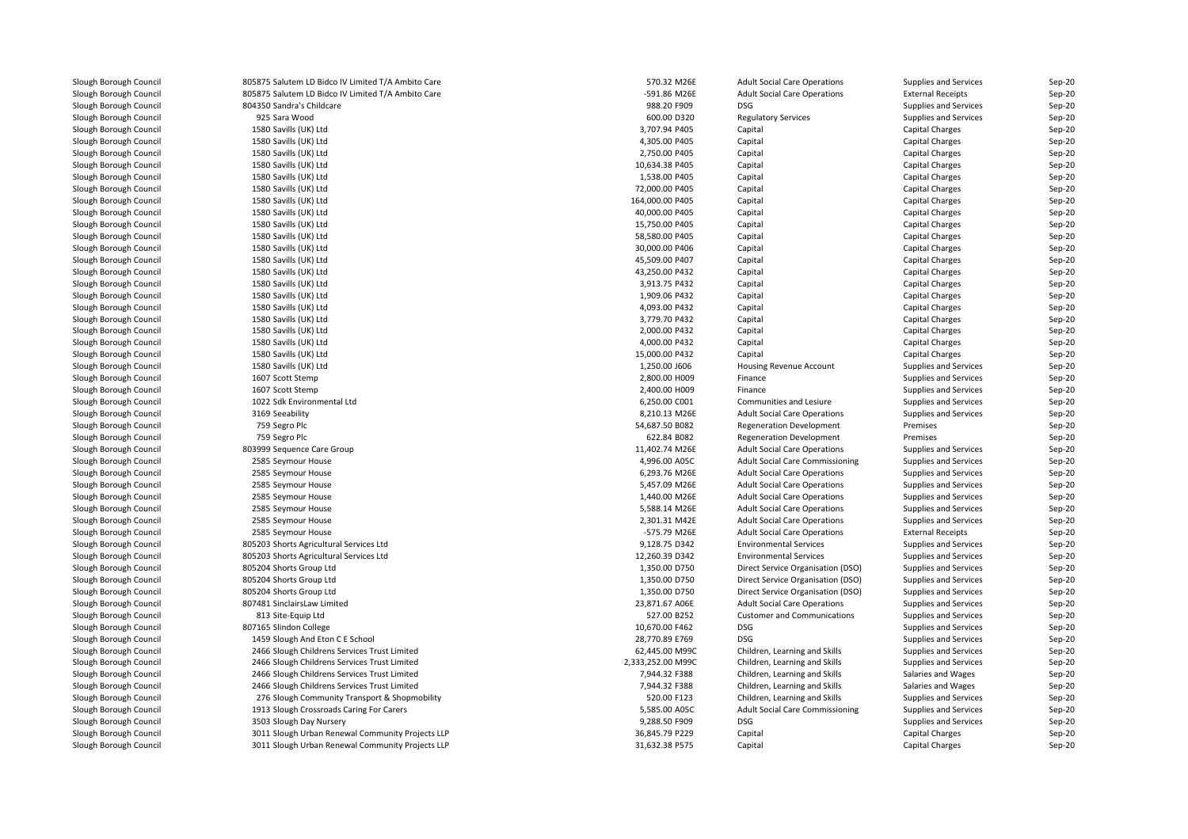| | | | | | | |
|---|---|---|---|---|---|---|
| Slough Borough Council | 805875 Salutem LD Bidco IV Limited T/A Ambito Care | 570.32 M26E | Adult Social Care Operations | Supplies and Services | Sep-20 |
| Slough Borough Council | 805875 Salutem LD Bidco IV Limited T/A Ambito Care | -591.86 M26E | Adult Social Care Operations | External Receipts | Sep-20 |
| Slough Borough Council | 804350 Sandra's Childcare | 988.20 F909 | DSG | Supplies and Services | Sep-20 |
| Slough Borough Council | 925 Sara Wood | 600.00 D320 | Regulatory Services | Supplies and Services | Sep-20 |
| Slough Borough Council | 1580 Savills (UK) Ltd | 3,707.94 P405 | Capital | Capital Charges | Sep-20 |
| Slough Borough Council | 1580 Savills (UK) Ltd | 4,305.00 P405 | Capital | Capital Charges | Sep-20 |
| Slough Borough Council | 1580 Savills (UK) Ltd | 2,750.00 P405 | Capital | Capital Charges | Sep-20 |
| Slough Borough Council | 1580 Savills (UK) Ltd | 10,634.38 P405 | Capital | Capital Charges | Sep-20 |
| Slough Borough Council | 1580 Savills (UK) Ltd | 1,538.00 P405 | Capital | Capital Charges | Sep-20 |
| Slough Borough Council | 1580 Savills (UK) Ltd | 72,000.00 P405 | Capital | Capital Charges | Sep-20 |
| Slough Borough Council | 1580 Savills (UK) Ltd | 164,000.00 P405 | Capital | Capital Charges | Sep-20 |
| Slough Borough Council | 1580 Savills (UK) Ltd | 40,000.00 P405 | Capital | Capital Charges | Sep-20 |
| Slough Borough Council | 1580 Savills (UK) Ltd | 15,750.00 P405 | Capital | Capital Charges | Sep-20 |
| Slough Borough Council | 1580 Savills (UK) Ltd | 58,580.00 P405 | Capital | Capital Charges | Sep-20 |
| Slough Borough Council | 1580 Savills (UK) Ltd | 30,000.00 P406 | Capital | Capital Charges | Sep-20 |
| Slough Borough Council | 1580 Savills (UK) Ltd | 45,509.00 P407 | Capital | Capital Charges | Sep-20 |
| Slough Borough Council | 1580 Savills (UK) Ltd | 43,250.00 P432 | Capital | Capital Charges | Sep-20 |
| Slough Borough Council | 1580 Savills (UK) Ltd | 3,913.75 P432 | Capital | Capital Charges | Sep-20 |
| Slough Borough Council | 1580 Savills (UK) Ltd | 1,909.06 P432 | Capital | Capital Charges | Sep-20 |
| Slough Borough Council | 1580 Savills (UK) Ltd | 4,093.00 P432 | Capital | Capital Charges | Sep-20 |
| Slough Borough Council | 1580 Savills (UK) Ltd | 3,779.70 P432 | Capital | Capital Charges | Sep-20 |
| Slough Borough Council | 1580 Savills (UK) Ltd | 2,000.00 P432 | Capital | Capital Charges | Sep-20 |
| Slough Borough Council | 1580 Savills (UK) Ltd | 4,000.00 P432 | Capital | Capital Charges | Sep-20 |
| Slough Borough Council | 1580 Savills (UK) Ltd | 15,000.00 P432 | Capital | Capital Charges | Sep-20 |
| Slough Borough Council | 1580 Savills (UK) Ltd | 1,250.00 J606 | Housing Revenue Account | Supplies and Services | Sep-20 |
| Slough Borough Council | 1607 Scott Stemp | 2,800.00 H009 | Finance | Supplies and Services | Sep-20 |
| Slough Borough Council | 1607 Scott Stemp | 2,400.00 H009 | Finance | Supplies and Services | Sep-20 |
| Slough Borough Council | 1022 Sdk Environmental Ltd | 6,250.00 C001 | Communities and Lesiure | Supplies and Services | Sep-20 |
| Slough Borough Council | 3169 Seeability | 8,210.13 M26E | Adult Social Care Operations | Supplies and Services | Sep-20 |
| Slough Borough Council | 759 Segro Plc | 54,687.50 B082 | Regeneration Development | Premises | Sep-20 |
| Slough Borough Council | 759 Segro Plc | 622.84 B082 | Regeneration Development | Premises | Sep-20 |
| Slough Borough Council | 803999 Sequence Care Group | 11,402.74 M26E | Adult Social Care Operations | Supplies and Services | Sep-20 |
| Slough Borough Council | 2585 Seymour House | 4,996.00 A05C | Adult Social Care Commissioning | Supplies and Services | Sep-20 |
| Slough Borough Council | 2585 Seymour House | 6,293.76 M26E | Adult Social Care Operations | Supplies and Services | Sep-20 |
| Slough Borough Council | 2585 Seymour House | 5,457.09 M26E | Adult Social Care Operations | Supplies and Services | Sep-20 |
| Slough Borough Council | 2585 Seymour House | 1,440.00 M26E | Adult Social Care Operations | Supplies and Services | Sep-20 |
| Slough Borough Council | 2585 Seymour House | 5,588.14 M26E | Adult Social Care Operations | Supplies and Services | Sep-20 |
| Slough Borough Council | 2585 Seymour House | 2,301.31 M42E | Adult Social Care Operations | Supplies and Services | Sep-20 |
| Slough Borough Council | 2585 Seymour House | -575.79 M26E | Adult Social Care Operations | External Receipts | Sep-20 |
| Slough Borough Council | 805203 Shorts Agricultural Services Ltd | 9,128.75 D342 | Environmental Services | Supplies and Services | Sep-20 |
| Slough Borough Council | 805203 Shorts Agricultural Services Ltd | 12,260.39 D342 | Environmental Services | Supplies and Services | Sep-20 |
| Slough Borough Council | 805204 Shorts Group Ltd | 1,350.00 D750 | Direct Service Organisation (DSO) | Supplies and Services | Sep-20 |
| Slough Borough Council | 805204 Shorts Group Ltd | 1,350.00 D750 | Direct Service Organisation (DSO) | Supplies and Services | Sep-20 |
| Slough Borough Council | 805204 Shorts Group Ltd | 1,350.00 D750 | Direct Service Organisation (DSO) | Supplies and Services | Sep-20 |
| Slough Borough Council | 807481 SinclairsLaw Limited | 23,871.67 A06E | Adult Social Care Operations | Supplies and Services | Sep-20 |
| Slough Borough Council | 813 Site-Equip Ltd | 527.00 B252 | Customer and Communications | Supplies and Services | Sep-20 |
| Slough Borough Council | 807165 Slindon College | 10,670.00 F462 | DSG | Supplies and Services | Sep-20 |
| Slough Borough Council | 1459 Slough And Eton C E School | 28,770.89 E769 | DSG | Supplies and Services | Sep-20 |
| Slough Borough Council | 2466 Slough Childrens Services Trust Limited | 62,445.00 M99C | Children, Learning and Skills | Supplies and Services | Sep-20 |
| Slough Borough Council | 2466 Slough Childrens Services Trust Limited | 2,333,252.00 M99C | Children, Learning and Skills | Supplies and Services | Sep-20 |
| Slough Borough Council | 2466 Slough Childrens Services Trust Limited | 7,944.32 F388 | Children, Learning and Skills | Salaries and Wages | Sep-20 |
| Slough Borough Council | 2466 Slough Childrens Services Trust Limited | 7,944.32 F388 | Children, Learning and Skills | Salaries and Wages | Sep-20 |
| Slough Borough Council | 276 Slough Community Transport & Shopmobility | 520.00 F123 | Children, Learning and Skills | Supplies and Services | Sep-20 |
| Slough Borough Council | 1913 Slough Crossroads Caring For Carers | 5,585.00 A05C | Adult Social Care Commissioning | Supplies and Services | Sep-20 |
| Slough Borough Council | 3503 Slough Day Nursery | 9,288.50 F909 | DSG | Supplies and Services | Sep-20 |
| Slough Borough Council | 3011 Slough Urban Renewal Community Projects LLP | 36,845.79 P229 | Capital | Capital Charges | Sep-20 |
| Slough Borough Council | 3011 Slough Urban Renewal Community Projects LLP | 31,632.38 P575 | Capital | Capital Charges | Sep-20 |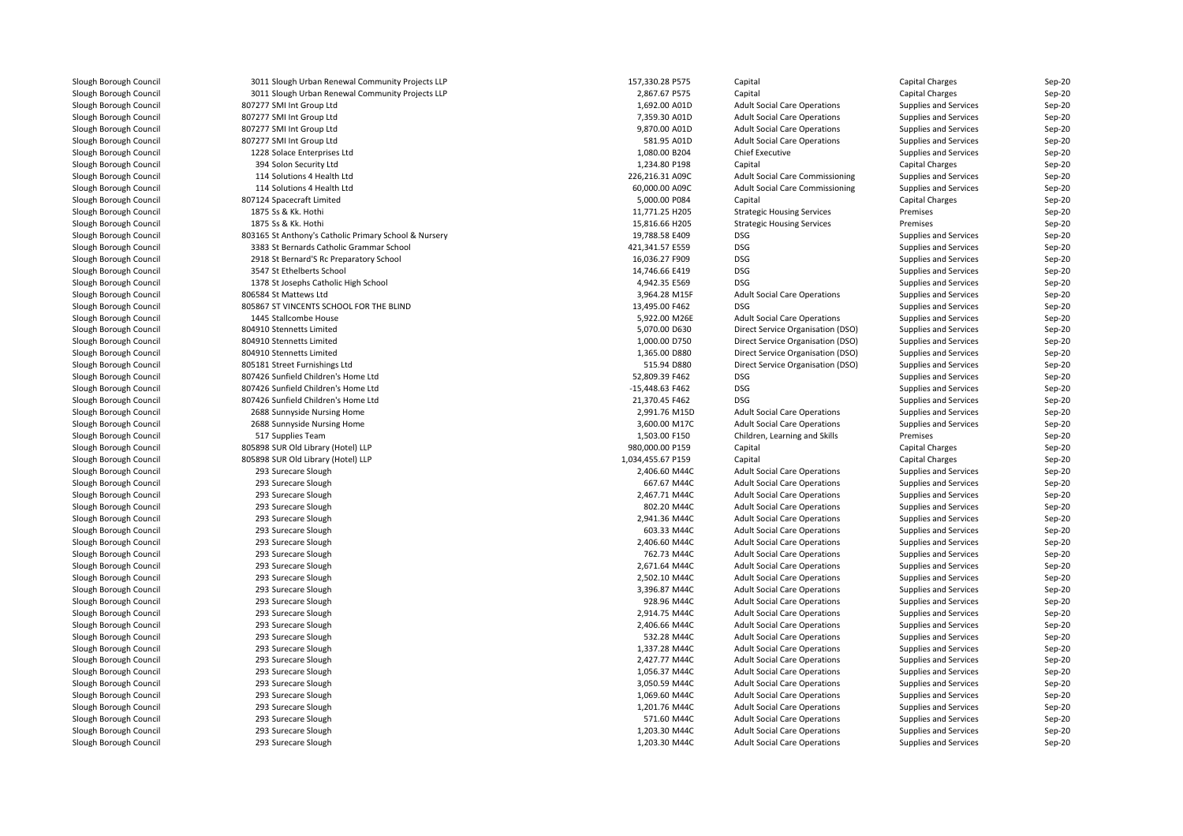| | | | | | | |
|---|---|---|---|---|---|---|
| Slough Borough Council | 3011 Slough Urban Renewal Community Projects LLP | 157,330.28 P575 | Capital | Capital Charges | Sep-20 |
| Slough Borough Council | 3011 Slough Urban Renewal Community Projects LLP | 2,867.67 P575 | Capital | Capital Charges | Sep-20 |
| Slough Borough Council | 807277 SMI Int Group Ltd | 1,692.00 A01D | Adult Social Care Operations | Supplies and Services | Sep-20 |
| Slough Borough Council | 807277 SMI Int Group Ltd | 7,359.30 A01D | Adult Social Care Operations | Supplies and Services | Sep-20 |
| Slough Borough Council | 807277 SMI Int Group Ltd | 9,870.00 A01D | Adult Social Care Operations | Supplies and Services | Sep-20 |
| Slough Borough Council | 807277 SMI Int Group Ltd | 581.95 A01D | Adult Social Care Operations | Supplies and Services | Sep-20 |
| Slough Borough Council | 1228 Solace Enterprises Ltd | 1,080.00 B204 | Chief Executive | Supplies and Services | Sep-20 |
| Slough Borough Council | 394 Solon Security Ltd | 1,234.80 P198 | Capital | Capital Charges | Sep-20 |
| Slough Borough Council | 114 Solutions 4 Health Ltd | 226,216.31 A09C | Adult Social Care Commissioning | Supplies and Services | Sep-20 |
| Slough Borough Council | 114 Solutions 4 Health Ltd | 60,000.00 A09C | Adult Social Care Commissioning | Supplies and Services | Sep-20 |
| Slough Borough Council | 807124 Spacecraft Limited | 5,000.00 P084 | Capital | Capital Charges | Sep-20 |
| Slough Borough Council | 1875 Ss & Kk. Hothi | 11,771.25 H205 | Strategic Housing Services | Premises | Sep-20 |
| Slough Borough Council | 1875 Ss & Kk. Hothi | 15,816.66 H205 | Strategic Housing Services | Premises | Sep-20 |
| Slough Borough Council | 803165 St Anthony's Catholic Primary School & Nursery | 19,788.58 E409 | DSG | Supplies and Services | Sep-20 |
| Slough Borough Council | 3383 St Bernards Catholic Grammar School | 421,341.57 E559 | DSG | Supplies and Services | Sep-20 |
| Slough Borough Council | 2918 St Bernard'S Rc Preparatory School | 16,036.27 F909 | DSG | Supplies and Services | Sep-20 |
| Slough Borough Council | 3547 St Ethelberts School | 14,746.66 E419 | DSG | Supplies and Services | Sep-20 |
| Slough Borough Council | 1378 St Josephs Catholic High School | 4,942.35 E569 | DSG | Supplies and Services | Sep-20 |
| Slough Borough Council | 806584 St Mattews Ltd | 3,964.28 M15F | Adult Social Care Operations | Supplies and Services | Sep-20 |
| Slough Borough Council | 805867 ST VINCENTS SCHOOL FOR THE BLIND | 13,495.00 F462 | DSG | Supplies and Services | Sep-20 |
| Slough Borough Council | 1445 Stallcombe House | 5,922.00 M26E | Adult Social Care Operations | Supplies and Services | Sep-20 |
| Slough Borough Council | 804910 Stennetts Limited | 5,070.00 D630 | Direct Service Organisation (DSO) | Supplies and Services | Sep-20 |
| Slough Borough Council | 804910 Stennetts Limited | 1,000.00 D750 | Direct Service Organisation (DSO) | Supplies and Services | Sep-20 |
| Slough Borough Council | 804910 Stennetts Limited | 1,365.00 D880 | Direct Service Organisation (DSO) | Supplies and Services | Sep-20 |
| Slough Borough Council | 805181 Street Furnishings Ltd | 515.94 D880 | Direct Service Organisation (DSO) | Supplies and Services | Sep-20 |
| Slough Borough Council | 807426 Sunfield Children's Home Ltd | 52,809.39 F462 | DSG | Supplies and Services | Sep-20 |
| Slough Borough Council | 807426 Sunfield Children's Home Ltd | -15,448.63 F462 | DSG | Supplies and Services | Sep-20 |
| Slough Borough Council | 807426 Sunfield Children's Home Ltd | 21,370.45 F462 | DSG | Supplies and Services | Sep-20 |
| Slough Borough Council | 2688 Sunnyside Nursing Home | 2,991.76 M15D | Adult Social Care Operations | Supplies and Services | Sep-20 |
| Slough Borough Council | 2688 Sunnyside Nursing Home | 3,600.00 M17C | Adult Social Care Operations | Supplies and Services | Sep-20 |
| Slough Borough Council | 517 Supplies Team | 1,503.00 F150 | Children, Learning and Skills | Premises | Sep-20 |
| Slough Borough Council | 805898 SUR Old Library (Hotel) LLP | 980,000.00 P159 | Capital | Capital Charges | Sep-20 |
| Slough Borough Council | 805898 SUR Old Library (Hotel) LLP | 1,034,455.67 P159 | Capital | Capital Charges | Sep-20 |
| Slough Borough Council | 293 Surecare Slough | 2,406.60 M44C | Adult Social Care Operations | Supplies and Services | Sep-20 |
| Slough Borough Council | 293 Surecare Slough | 667.67 M44C | Adult Social Care Operations | Supplies and Services | Sep-20 |
| Slough Borough Council | 293 Surecare Slough | 2,467.71 M44C | Adult Social Care Operations | Supplies and Services | Sep-20 |
| Slough Borough Council | 293 Surecare Slough | 802.20 M44C | Adult Social Care Operations | Supplies and Services | Sep-20 |
| Slough Borough Council | 293 Surecare Slough | 2,941.36 M44C | Adult Social Care Operations | Supplies and Services | Sep-20 |
| Slough Borough Council | 293 Surecare Slough | 603.33 M44C | Adult Social Care Operations | Supplies and Services | Sep-20 |
| Slough Borough Council | 293 Surecare Slough | 2,406.60 M44C | Adult Social Care Operations | Supplies and Services | Sep-20 |
| Slough Borough Council | 293 Surecare Slough | 762.73 M44C | Adult Social Care Operations | Supplies and Services | Sep-20 |
| Slough Borough Council | 293 Surecare Slough | 2,671.64 M44C | Adult Social Care Operations | Supplies and Services | Sep-20 |
| Slough Borough Council | 293 Surecare Slough | 2,502.10 M44C | Adult Social Care Operations | Supplies and Services | Sep-20 |
| Slough Borough Council | 293 Surecare Slough | 3,396.87 M44C | Adult Social Care Operations | Supplies and Services | Sep-20 |
| Slough Borough Council | 293 Surecare Slough | 928.96 M44C | Adult Social Care Operations | Supplies and Services | Sep-20 |
| Slough Borough Council | 293 Surecare Slough | 2,914.75 M44C | Adult Social Care Operations | Supplies and Services | Sep-20 |
| Slough Borough Council | 293 Surecare Slough | 2,406.66 M44C | Adult Social Care Operations | Supplies and Services | Sep-20 |
| Slough Borough Council | 293 Surecare Slough | 532.28 M44C | Adult Social Care Operations | Supplies and Services | Sep-20 |
| Slough Borough Council | 293 Surecare Slough | 1,337.28 M44C | Adult Social Care Operations | Supplies and Services | Sep-20 |
| Slough Borough Council | 293 Surecare Slough | 2,427.77 M44C | Adult Social Care Operations | Supplies and Services | Sep-20 |
| Slough Borough Council | 293 Surecare Slough | 1,056.37 M44C | Adult Social Care Operations | Supplies and Services | Sep-20 |
| Slough Borough Council | 293 Surecare Slough | 3,050.59 M44C | Adult Social Care Operations | Supplies and Services | Sep-20 |
| Slough Borough Council | 293 Surecare Slough | 1,069.60 M44C | Adult Social Care Operations | Supplies and Services | Sep-20 |
| Slough Borough Council | 293 Surecare Slough | 1,201.76 M44C | Adult Social Care Operations | Supplies and Services | Sep-20 |
| Slough Borough Council | 293 Surecare Slough | 571.60 M44C | Adult Social Care Operations | Supplies and Services | Sep-20 |
| Slough Borough Council | 293 Surecare Slough | 1,203.30 M44C | Adult Social Care Operations | Supplies and Services | Sep-20 |
| Slough Borough Council | 293 Surecare Slough | 1,203.30 M44C | Adult Social Care Operations | Supplies and Services | Sep-20 |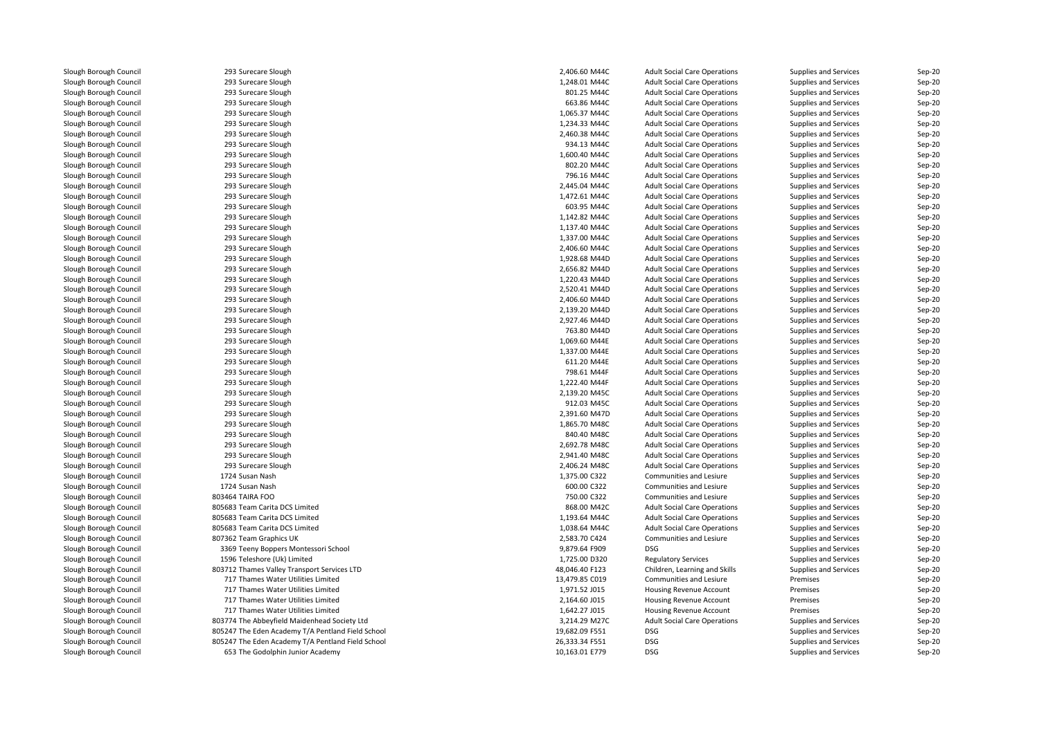| | | | | | | |
|---|---|---|---|---|---|---|
| Slough Borough Council | 293 Surecare Slough | 2,406.60 M44C | Adult Social Care Operations | Supplies and Services | Sep-20 |
| Slough Borough Council | 293 Surecare Slough | 1,248.01 M44C | Adult Social Care Operations | Supplies and Services | Sep-20 |
| Slough Borough Council | 293 Surecare Slough | 801.25 M44C | Adult Social Care Operations | Supplies and Services | Sep-20 |
| Slough Borough Council | 293 Surecare Slough | 663.86 M44C | Adult Social Care Operations | Supplies and Services | Sep-20 |
| Slough Borough Council | 293 Surecare Slough | 1,065.37 M44C | Adult Social Care Operations | Supplies and Services | Sep-20 |
| Slough Borough Council | 293 Surecare Slough | 1,234.33 M44C | Adult Social Care Operations | Supplies and Services | Sep-20 |
| Slough Borough Council | 293 Surecare Slough | 2,460.38 M44C | Adult Social Care Operations | Supplies and Services | Sep-20 |
| Slough Borough Council | 293 Surecare Slough | 934.13 M44C | Adult Social Care Operations | Supplies and Services | Sep-20 |
| Slough Borough Council | 293 Surecare Slough | 1,600.40 M44C | Adult Social Care Operations | Supplies and Services | Sep-20 |
| Slough Borough Council | 293 Surecare Slough | 802.20 M44C | Adult Social Care Operations | Supplies and Services | Sep-20 |
| Slough Borough Council | 293 Surecare Slough | 796.16 M44C | Adult Social Care Operations | Supplies and Services | Sep-20 |
| Slough Borough Council | 293 Surecare Slough | 2,445.04 M44C | Adult Social Care Operations | Supplies and Services | Sep-20 |
| Slough Borough Council | 293 Surecare Slough | 1,472.61 M44C | Adult Social Care Operations | Supplies and Services | Sep-20 |
| Slough Borough Council | 293 Surecare Slough | 603.95 M44C | Adult Social Care Operations | Supplies and Services | Sep-20 |
| Slough Borough Council | 293 Surecare Slough | 1,142.82 M44C | Adult Social Care Operations | Supplies and Services | Sep-20 |
| Slough Borough Council | 293 Surecare Slough | 1,137.40 M44C | Adult Social Care Operations | Supplies and Services | Sep-20 |
| Slough Borough Council | 293 Surecare Slough | 1,337.00 M44C | Adult Social Care Operations | Supplies and Services | Sep-20 |
| Slough Borough Council | 293 Surecare Slough | 2,406.60 M44C | Adult Social Care Operations | Supplies and Services | Sep-20 |
| Slough Borough Council | 293 Surecare Slough | 1,928.68 M44D | Adult Social Care Operations | Supplies and Services | Sep-20 |
| Slough Borough Council | 293 Surecare Slough | 2,656.82 M44D | Adult Social Care Operations | Supplies and Services | Sep-20 |
| Slough Borough Council | 293 Surecare Slough | 1,220.43 M44D | Adult Social Care Operations | Supplies and Services | Sep-20 |
| Slough Borough Council | 293 Surecare Slough | 2,520.41 M44D | Adult Social Care Operations | Supplies and Services | Sep-20 |
| Slough Borough Council | 293 Surecare Slough | 2,406.60 M44D | Adult Social Care Operations | Supplies and Services | Sep-20 |
| Slough Borough Council | 293 Surecare Slough | 2,139.20 M44D | Adult Social Care Operations | Supplies and Services | Sep-20 |
| Slough Borough Council | 293 Surecare Slough | 2,927.46 M44D | Adult Social Care Operations | Supplies and Services | Sep-20 |
| Slough Borough Council | 293 Surecare Slough | 763.80 M44D | Adult Social Care Operations | Supplies and Services | Sep-20 |
| Slough Borough Council | 293 Surecare Slough | 1,069.60 M44E | Adult Social Care Operations | Supplies and Services | Sep-20 |
| Slough Borough Council | 293 Surecare Slough | 1,337.00 M44E | Adult Social Care Operations | Supplies and Services | Sep-20 |
| Slough Borough Council | 293 Surecare Slough | 611.20 M44E | Adult Social Care Operations | Supplies and Services | Sep-20 |
| Slough Borough Council | 293 Surecare Slough | 798.61 M44F | Adult Social Care Operations | Supplies and Services | Sep-20 |
| Slough Borough Council | 293 Surecare Slough | 1,222.40 M44F | Adult Social Care Operations | Supplies and Services | Sep-20 |
| Slough Borough Council | 293 Surecare Slough | 2,139.20 M45C | Adult Social Care Operations | Supplies and Services | Sep-20 |
| Slough Borough Council | 293 Surecare Slough | 912.03 M45C | Adult Social Care Operations | Supplies and Services | Sep-20 |
| Slough Borough Council | 293 Surecare Slough | 2,391.60 M47D | Adult Social Care Operations | Supplies and Services | Sep-20 |
| Slough Borough Council | 293 Surecare Slough | 1,865.70 M48C | Adult Social Care Operations | Supplies and Services | Sep-20 |
| Slough Borough Council | 293 Surecare Slough | 840.40 M48C | Adult Social Care Operations | Supplies and Services | Sep-20 |
| Slough Borough Council | 293 Surecare Slough | 2,692.78 M48C | Adult Social Care Operations | Supplies and Services | Sep-20 |
| Slough Borough Council | 293 Surecare Slough | 2,941.40 M48C | Adult Social Care Operations | Supplies and Services | Sep-20 |
| Slough Borough Council | 293 Surecare Slough | 2,406.24 M48C | Adult Social Care Operations | Supplies and Services | Sep-20 |
| Slough Borough Council | 1724 Susan Nash | 1,375.00 C322 | Communities and Lesiure | Supplies and Services | Sep-20 |
| Slough Borough Council | 1724 Susan Nash | 600.00 C322 | Communities and Lesiure | Supplies and Services | Sep-20 |
| Slough Borough Council | 803464 TAIRA FOO | 750.00 C322 | Communities and Lesiure | Supplies and Services | Sep-20 |
| Slough Borough Council | 805683 Team Carita DCS Limited | 868.00 M42C | Adult Social Care Operations | Supplies and Services | Sep-20 |
| Slough Borough Council | 805683 Team Carita DCS Limited | 1,193.64 M44C | Adult Social Care Operations | Supplies and Services | Sep-20 |
| Slough Borough Council | 805683 Team Carita DCS Limited | 1,038.64 M44C | Adult Social Care Operations | Supplies and Services | Sep-20 |
| Slough Borough Council | 807362 Team Graphics UK | 2,583.70 C424 | Communities and Lesiure | Supplies and Services | Sep-20 |
| Slough Borough Council | 3369 Teeny Boppers Montessori School | 9,879.64 F909 | DSG | Supplies and Services | Sep-20 |
| Slough Borough Council | 1596 Teleshore (Uk) Limited | 1,725.00 D320 | Regulatory Services | Supplies and Services | Sep-20 |
| Slough Borough Council | 803712 Thames Valley Transport Services LTD | 48,046.40 F123 | Children, Learning and Skills | Supplies and Services | Sep-20 |
| Slough Borough Council | 717 Thames Water Utilities Limited | 13,479.85 C019 | Communities and Lesiure | Premises | Sep-20 |
| Slough Borough Council | 717 Thames Water Utilities Limited | 1,971.52 J015 | Housing Revenue Account | Premises | Sep-20 |
| Slough Borough Council | 717 Thames Water Utilities Limited | 2,164.60 J015 | Housing Revenue Account | Premises | Sep-20 |
| Slough Borough Council | 717 Thames Water Utilities Limited | 1,642.27 J015 | Housing Revenue Account | Premises | Sep-20 |
| Slough Borough Council | 803774 The Abbeyfield Maidenhead Society Ltd | 3,214.29 M27C | Adult Social Care Operations | Supplies and Services | Sep-20 |
| Slough Borough Council | 805247 The Eden Academy T/A Pentland Field School | 19,682.09 F551 | DSG | Supplies and Services | Sep-20 |
| Slough Borough Council | 805247 The Eden Academy T/A Pentland Field School | 26,333.34 F551 | DSG | Supplies and Services | Sep-20 |
| Slough Borough Council | 653 The Godolphin Junior Academy | 10,163.01 E779 | DSG | Supplies and Services | Sep-20 |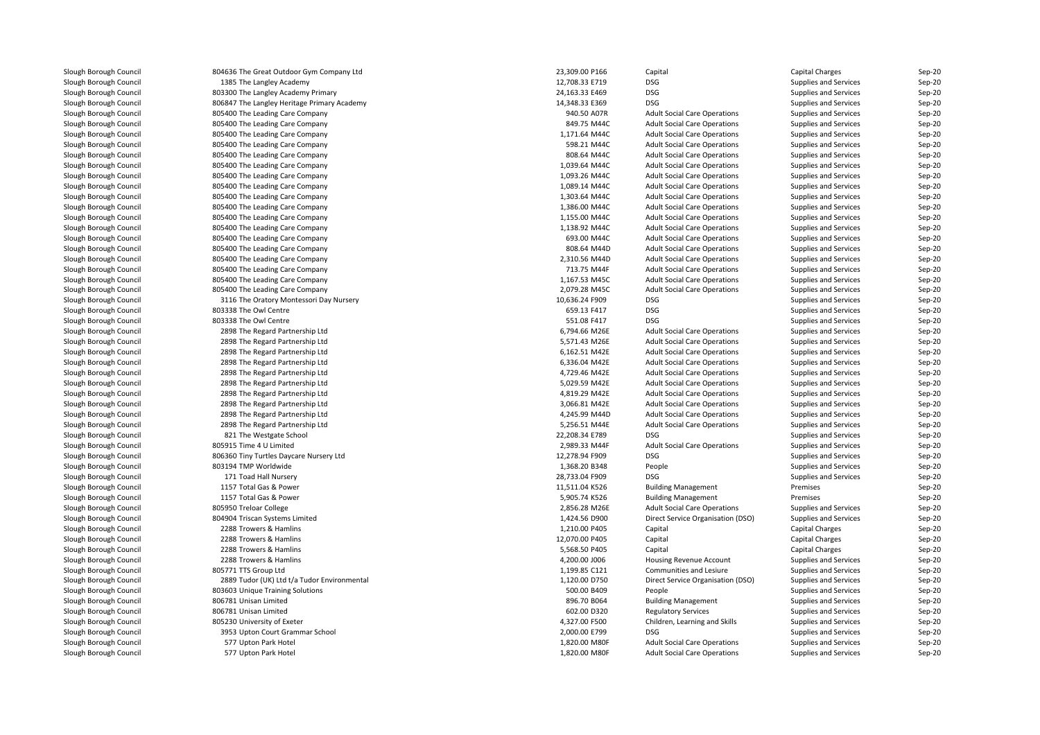| | | | | | | |
|---|---|---|---|---|---|---|
| Slough Borough Council | 804636 The Great Outdoor Gym Company Ltd | 23,309.00 P166 | Capital | Capital Charges | Sep-20 |
| Slough Borough Council | 1385 The Langley Academy | 12,708.33 E719 | DSG | Supplies and Services | Sep-20 |
| Slough Borough Council | 803300 The Langley Academy Primary | 24,163.33 E469 | DSG | Supplies and Services | Sep-20 |
| Slough Borough Council | 806847 The Langley Heritage Primary Academy | 14,348.33 E369 | DSG | Supplies and Services | Sep-20 |
| Slough Borough Council | 805400 The Leading Care Company | 940.50 A07R | Adult Social Care Operations | Supplies and Services | Sep-20 |
| Slough Borough Council | 805400 The Leading Care Company | 849.75 M44C | Adult Social Care Operations | Supplies and Services | Sep-20 |
| Slough Borough Council | 805400 The Leading Care Company | 1,171.64 M44C | Adult Social Care Operations | Supplies and Services | Sep-20 |
| Slough Borough Council | 805400 The Leading Care Company | 598.21 M44C | Adult Social Care Operations | Supplies and Services | Sep-20 |
| Slough Borough Council | 805400 The Leading Care Company | 808.64 M44C | Adult Social Care Operations | Supplies and Services | Sep-20 |
| Slough Borough Council | 805400 The Leading Care Company | 1,039.64 M44C | Adult Social Care Operations | Supplies and Services | Sep-20 |
| Slough Borough Council | 805400 The Leading Care Company | 1,093.26 M44C | Adult Social Care Operations | Supplies and Services | Sep-20 |
| Slough Borough Council | 805400 The Leading Care Company | 1,089.14 M44C | Adult Social Care Operations | Supplies and Services | Sep-20 |
| Slough Borough Council | 805400 The Leading Care Company | 1,303.64 M44C | Adult Social Care Operations | Supplies and Services | Sep-20 |
| Slough Borough Council | 805400 The Leading Care Company | 1,386.00 M44C | Adult Social Care Operations | Supplies and Services | Sep-20 |
| Slough Borough Council | 805400 The Leading Care Company | 1,155.00 M44C | Adult Social Care Operations | Supplies and Services | Sep-20 |
| Slough Borough Council | 805400 The Leading Care Company | 1,138.92 M44C | Adult Social Care Operations | Supplies and Services | Sep-20 |
| Slough Borough Council | 805400 The Leading Care Company | 693.00 M44C | Adult Social Care Operations | Supplies and Services | Sep-20 |
| Slough Borough Council | 805400 The Leading Care Company | 808.64 M44D | Adult Social Care Operations | Supplies and Services | Sep-20 |
| Slough Borough Council | 805400 The Leading Care Company | 2,310.56 M44D | Adult Social Care Operations | Supplies and Services | Sep-20 |
| Slough Borough Council | 805400 The Leading Care Company | 713.75 M44F | Adult Social Care Operations | Supplies and Services | Sep-20 |
| Slough Borough Council | 805400 The Leading Care Company | 1,167.53 M45C | Adult Social Care Operations | Supplies and Services | Sep-20 |
| Slough Borough Council | 805400 The Leading Care Company | 2,079.28 M45C | Adult Social Care Operations | Supplies and Services | Sep-20 |
| Slough Borough Council | 3116 The Oratory Montessori Day Nursery | 10,636.24 F909 | DSG | Supplies and Services | Sep-20 |
| Slough Borough Council | 803338 The Owl Centre | 659.13 F417 | DSG | Supplies and Services | Sep-20 |
| Slough Borough Council | 803338 The Owl Centre | 551.08 F417 | DSG | Supplies and Services | Sep-20 |
| Slough Borough Council | 2898 The Regard Partnership Ltd | 6,794.66 M26E | Adult Social Care Operations | Supplies and Services | Sep-20 |
| Slough Borough Council | 2898 The Regard Partnership Ltd | 5,571.43 M26E | Adult Social Care Operations | Supplies and Services | Sep-20 |
| Slough Borough Council | 2898 The Regard Partnership Ltd | 6,162.51 M42E | Adult Social Care Operations | Supplies and Services | Sep-20 |
| Slough Borough Council | 2898 The Regard Partnership Ltd | 6,336.04 M42E | Adult Social Care Operations | Supplies and Services | Sep-20 |
| Slough Borough Council | 2898 The Regard Partnership Ltd | 4,729.46 M42E | Adult Social Care Operations | Supplies and Services | Sep-20 |
| Slough Borough Council | 2898 The Regard Partnership Ltd | 5,029.59 M42E | Adult Social Care Operations | Supplies and Services | Sep-20 |
| Slough Borough Council | 2898 The Regard Partnership Ltd | 4,819.29 M42E | Adult Social Care Operations | Supplies and Services | Sep-20 |
| Slough Borough Council | 2898 The Regard Partnership Ltd | 3,066.81 M42E | Adult Social Care Operations | Supplies and Services | Sep-20 |
| Slough Borough Council | 2898 The Regard Partnership Ltd | 4,245.99 M44D | Adult Social Care Operations | Supplies and Services | Sep-20 |
| Slough Borough Council | 2898 The Regard Partnership Ltd | 5,256.51 M44E | Adult Social Care Operations | Supplies and Services | Sep-20 |
| Slough Borough Council | 821 The Westgate School | 22,208.34 E789 | DSG | Supplies and Services | Sep-20 |
| Slough Borough Council | 805915 Time 4 U Limited | 2,989.33 M44F | Adult Social Care Operations | Supplies and Services | Sep-20 |
| Slough Borough Council | 806360 Tiny Turtles Daycare Nursery Ltd | 12,278.94 F909 | DSG | Supplies and Services | Sep-20 |
| Slough Borough Council | 803194 TMP Worldwide | 1,368.20 B348 | People | Supplies and Services | Sep-20 |
| Slough Borough Council | 171 Toad Hall Nursery | 28,733.04 F909 | DSG | Supplies and Services | Sep-20 |
| Slough Borough Council | 1157 Total Gas & Power | 11,511.04 K526 | Building Management | Premises | Sep-20 |
| Slough Borough Council | 1157 Total Gas & Power | 5,905.74 K526 | Building Management | Premises | Sep-20 |
| Slough Borough Council | 805950 Treloar College | 2,856.28 M26E | Adult Social Care Operations | Supplies and Services | Sep-20 |
| Slough Borough Council | 804904 Triscan Systems Limited | 1,424.56 D900 | Direct Service Organisation (DSO) | Supplies and Services | Sep-20 |
| Slough Borough Council | 2288 Trowers & Hamlins | 1,210.00 P405 | Capital | Capital Charges | Sep-20 |
| Slough Borough Council | 2288 Trowers & Hamlins | 12,070.00 P405 | Capital | Capital Charges | Sep-20 |
| Slough Borough Council | 2288 Trowers & Hamlins | 5,568.50 P405 | Capital | Capital Charges | Sep-20 |
| Slough Borough Council | 2288 Trowers & Hamlins | 4,200.00 J006 | Housing Revenue Account | Supplies and Services | Sep-20 |
| Slough Borough Council | 805771 TTS Group Ltd | 1,199.85 C121 | Communities and Lesiure | Supplies and Services | Sep-20 |
| Slough Borough Council | 2889 Tudor (UK) Ltd t/a Tudor Environmental | 1,120.00 D750 | Direct Service Organisation (DSO) | Supplies and Services | Sep-20 |
| Slough Borough Council | 803603 Unique Training Solutions | 500.00 B409 | People | Supplies and Services | Sep-20 |
| Slough Borough Council | 806781 Unisan Limited | 896.70 B064 | Building Management | Supplies and Services | Sep-20 |
| Slough Borough Council | 806781 Unisan Limited | 602.00 D320 | Regulatory Services | Supplies and Services | Sep-20 |
| Slough Borough Council | 805230 University of Exeter | 4,327.00 F500 | Children, Learning and Skills | Supplies and Services | Sep-20 |
| Slough Borough Council | 3953 Upton Court Grammar School | 2,000.00 E799 | DSG | Supplies and Services | Sep-20 |
| Slough Borough Council | 577 Upton Park Hotel | 1,820.00 M80F | Adult Social Care Operations | Supplies and Services | Sep-20 |
| Slough Borough Council | 577 Upton Park Hotel | 1,820.00 M80F | Adult Social Care Operations | Supplies and Services | Sep-20 |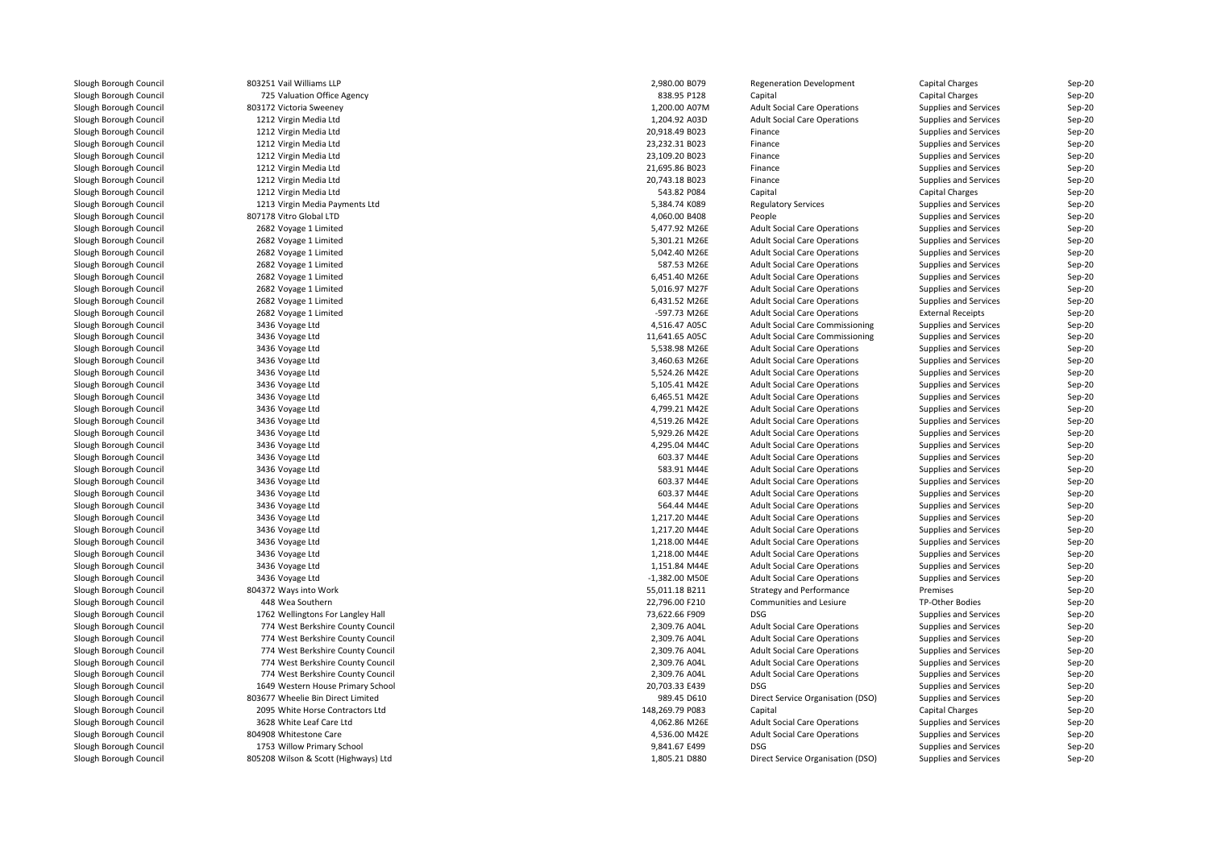| | | | | | | |
|---|---|---|---|---|---|---|
| Slough Borough Council | 803251 Vail Williams LLP | 2,980.00 B079 | Regeneration Development | Capital Charges | Sep-20 |
| Slough Borough Council | 725 Valuation Office Agency | 838.95 P128 | Capital | Capital Charges | Sep-20 |
| Slough Borough Council | 803172 Victoria Sweeney | 1,200.00 A07M | Adult Social Care Operations | Supplies and Services | Sep-20 |
| Slough Borough Council | 1212 Virgin Media Ltd | 1,204.92 A03D | Adult Social Care Operations | Supplies and Services | Sep-20 |
| Slough Borough Council | 1212 Virgin Media Ltd | 20,918.49 B023 | Finance | Supplies and Services | Sep-20 |
| Slough Borough Council | 1212 Virgin Media Ltd | 23,232.31 B023 | Finance | Supplies and Services | Sep-20 |
| Slough Borough Council | 1212 Virgin Media Ltd | 23,109.20 B023 | Finance | Supplies and Services | Sep-20 |
| Slough Borough Council | 1212 Virgin Media Ltd | 21,695.86 B023 | Finance | Supplies and Services | Sep-20 |
| Slough Borough Council | 1212 Virgin Media Ltd | 20,743.18 B023 | Finance | Supplies and Services | Sep-20 |
| Slough Borough Council | 1212 Virgin Media Ltd | 543.82 P084 | Capital | Capital Charges | Sep-20 |
| Slough Borough Council | 1213 Virgin Media Payments Ltd | 5,384.74 K089 | Regulatory Services | Supplies and Services | Sep-20 |
| Slough Borough Council | 807178 Vitro Global LTD | 4,060.00 B408 | People | Supplies and Services | Sep-20 |
| Slough Borough Council | 2682 Voyage 1 Limited | 5,477.92 M26E | Adult Social Care Operations | Supplies and Services | Sep-20 |
| Slough Borough Council | 2682 Voyage 1 Limited | 5,301.21 M26E | Adult Social Care Operations | Supplies and Services | Sep-20 |
| Slough Borough Council | 2682 Voyage 1 Limited | 5,042.40 M26E | Adult Social Care Operations | Supplies and Services | Sep-20 |
| Slough Borough Council | 2682 Voyage 1 Limited | 587.53 M26E | Adult Social Care Operations | Supplies and Services | Sep-20 |
| Slough Borough Council | 2682 Voyage 1 Limited | 6,451.40 M26E | Adult Social Care Operations | Supplies and Services | Sep-20 |
| Slough Borough Council | 2682 Voyage 1 Limited | 5,016.97 M27F | Adult Social Care Operations | Supplies and Services | Sep-20 |
| Slough Borough Council | 2682 Voyage 1 Limited | 6,431.52 M26E | Adult Social Care Operations | Supplies and Services | Sep-20 |
| Slough Borough Council | 2682 Voyage 1 Limited | -597.73 M26E | Adult Social Care Operations | External Receipts | Sep-20 |
| Slough Borough Council | 3436 Voyage Ltd | 4,516.47 A05C | Adult Social Care Commissioning | Supplies and Services | Sep-20 |
| Slough Borough Council | 3436 Voyage Ltd | 11,641.65 A05C | Adult Social Care Commissioning | Supplies and Services | Sep-20 |
| Slough Borough Council | 3436 Voyage Ltd | 5,538.98 M26E | Adult Social Care Operations | Supplies and Services | Sep-20 |
| Slough Borough Council | 3436 Voyage Ltd | 3,460.63 M26E | Adult Social Care Operations | Supplies and Services | Sep-20 |
| Slough Borough Council | 3436 Voyage Ltd | 5,524.26 M42E | Adult Social Care Operations | Supplies and Services | Sep-20 |
| Slough Borough Council | 3436 Voyage Ltd | 5,105.41 M42E | Adult Social Care Operations | Supplies and Services | Sep-20 |
| Slough Borough Council | 3436 Voyage Ltd | 6,465.51 M42E | Adult Social Care Operations | Supplies and Services | Sep-20 |
| Slough Borough Council | 3436 Voyage Ltd | 4,799.21 M42E | Adult Social Care Operations | Supplies and Services | Sep-20 |
| Slough Borough Council | 3436 Voyage Ltd | 4,519.26 M42E | Adult Social Care Operations | Supplies and Services | Sep-20 |
| Slough Borough Council | 3436 Voyage Ltd | 5,929.26 M42E | Adult Social Care Operations | Supplies and Services | Sep-20 |
| Slough Borough Council | 3436 Voyage Ltd | 4,295.04 M44C | Adult Social Care Operations | Supplies and Services | Sep-20 |
| Slough Borough Council | 3436 Voyage Ltd | 603.37 M44E | Adult Social Care Operations | Supplies and Services | Sep-20 |
| Slough Borough Council | 3436 Voyage Ltd | 583.91 M44E | Adult Social Care Operations | Supplies and Services | Sep-20 |
| Slough Borough Council | 3436 Voyage Ltd | 603.37 M44E | Adult Social Care Operations | Supplies and Services | Sep-20 |
| Slough Borough Council | 3436 Voyage Ltd | 603.37 M44E | Adult Social Care Operations | Supplies and Services | Sep-20 |
| Slough Borough Council | 3436 Voyage Ltd | 564.44 M44E | Adult Social Care Operations | Supplies and Services | Sep-20 |
| Slough Borough Council | 3436 Voyage Ltd | 1,217.20 M44E | Adult Social Care Operations | Supplies and Services | Sep-20 |
| Slough Borough Council | 3436 Voyage Ltd | 1,217.20 M44E | Adult Social Care Operations | Supplies and Services | Sep-20 |
| Slough Borough Council | 3436 Voyage Ltd | 1,218.00 M44E | Adult Social Care Operations | Supplies and Services | Sep-20 |
| Slough Borough Council | 3436 Voyage Ltd | 1,218.00 M44E | Adult Social Care Operations | Supplies and Services | Sep-20 |
| Slough Borough Council | 3436 Voyage Ltd | 1,151.84 M44E | Adult Social Care Operations | Supplies and Services | Sep-20 |
| Slough Borough Council | 3436 Voyage Ltd | -1,382.00 M50E | Adult Social Care Operations | Supplies and Services | Sep-20 |
| Slough Borough Council | 804372 Ways into Work | 55,011.18 B211 | Strategy and Performance | Premises | Sep-20 |
| Slough Borough Council | 448 Wea Southern | 22,796.00 F210 | Communities and Lesiure | TP-Other Bodies | Sep-20 |
| Slough Borough Council | 1762 Wellingtons For Langley Hall | 73,622.66 F909 | DSG | Supplies and Services | Sep-20 |
| Slough Borough Council | 774 West Berkshire County Council | 2,309.76 A04L | Adult Social Care Operations | Supplies and Services | Sep-20 |
| Slough Borough Council | 774 West Berkshire County Council | 2,309.76 A04L | Adult Social Care Operations | Supplies and Services | Sep-20 |
| Slough Borough Council | 774 West Berkshire County Council | 2,309.76 A04L | Adult Social Care Operations | Supplies and Services | Sep-20 |
| Slough Borough Council | 774 West Berkshire County Council | 2,309.76 A04L | Adult Social Care Operations | Supplies and Services | Sep-20 |
| Slough Borough Council | 774 West Berkshire County Council | 2,309.76 A04L | Adult Social Care Operations | Supplies and Services | Sep-20 |
| Slough Borough Council | 1649 Western House Primary School | 20,703.33 E439 | DSG | Supplies and Services | Sep-20 |
| Slough Borough Council | 803677 Wheelie Bin Direct Limited | 989.45 D610 | Direct Service Organisation (DSO) | Supplies and Services | Sep-20 |
| Slough Borough Council | 2095 White Horse Contractors Ltd | 148,269.79 P083 | Capital | Capital Charges | Sep-20 |
| Slough Borough Council | 3628 White Leaf Care Ltd | 4,062.86 M26E | Adult Social Care Operations | Supplies and Services | Sep-20 |
| Slough Borough Council | 804908 Whitestone Care | 4,536.00 M42E | Adult Social Care Operations | Supplies and Services | Sep-20 |
| Slough Borough Council | 1753 Willow Primary School | 9,841.67 E499 | DSG | Supplies and Services | Sep-20 |
| Slough Borough Council | 805208 Wilson & Scott (Highways) Ltd | 1,805.21 D880 | Direct Service Organisation (DSO) | Supplies and Services | Sep-20 |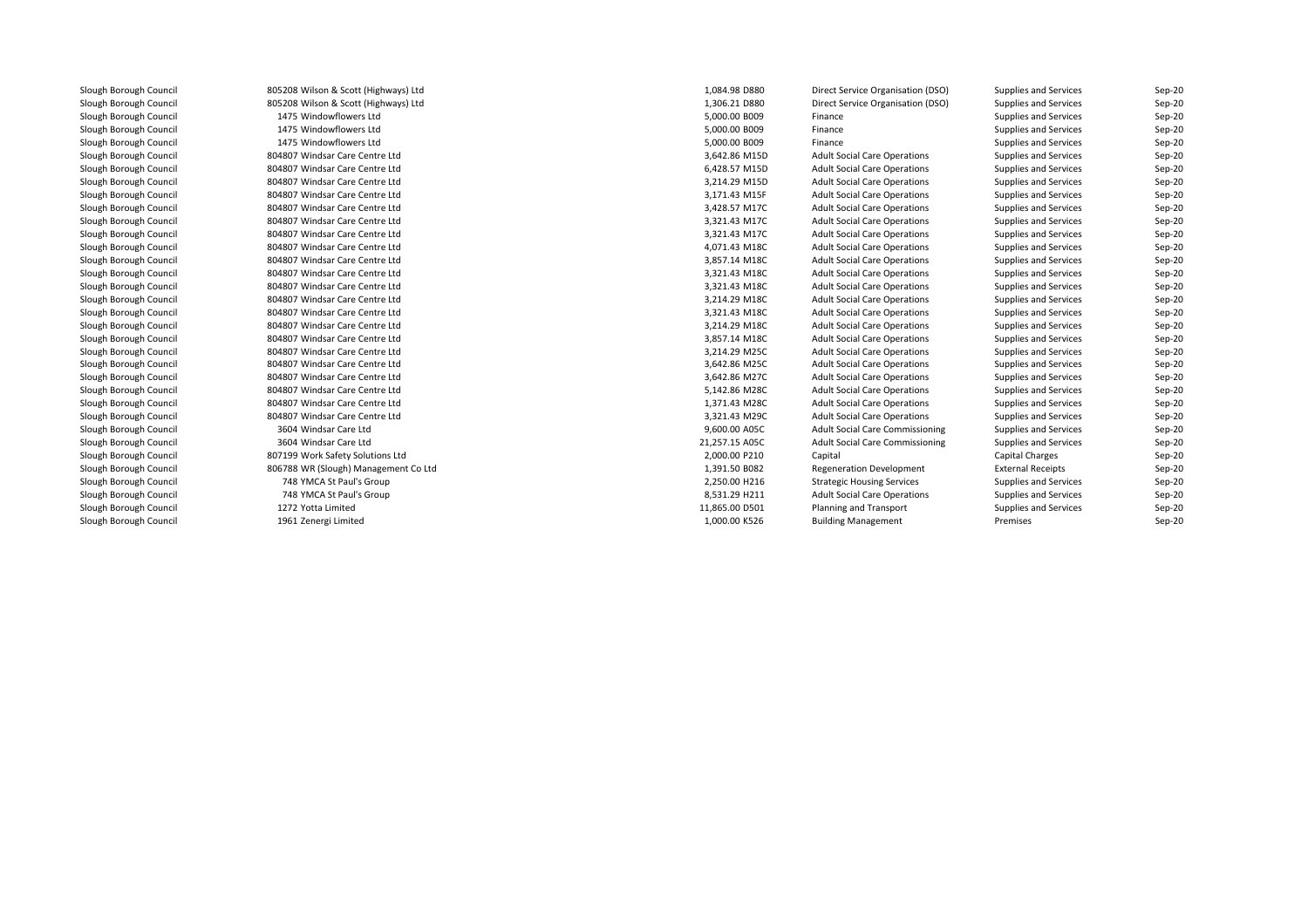| | | | | | | |
|---|---|---|---|---|---|---|
| Slough Borough Council | 805208 Wilson & Scott (Highways) Ltd | 1,084.98 D880 | Direct Service Organisation (DSO) | Supplies and Services | Sep-20 |
| Slough Borough Council | 805208 Wilson & Scott (Highways) Ltd | 1,306.21 D880 | Direct Service Organisation (DSO) | Supplies and Services | Sep-20 |
| Slough Borough Council | 1475 Windowflowers Ltd | 5,000.00 B009 | Finance | Supplies and Services | Sep-20 |
| Slough Borough Council | 1475 Windowflowers Ltd | 5,000.00 B009 | Finance | Supplies and Services | Sep-20 |
| Slough Borough Council | 1475 Windowflowers Ltd | 5,000.00 B009 | Finance | Supplies and Services | Sep-20 |
| Slough Borough Council | 804807 Windsar Care Centre Ltd | 3,642.86 M15D | Adult Social Care Operations | Supplies and Services | Sep-20 |
| Slough Borough Council | 804807 Windsar Care Centre Ltd | 6,428.57 M15D | Adult Social Care Operations | Supplies and Services | Sep-20 |
| Slough Borough Council | 804807 Windsar Care Centre Ltd | 3,214.29 M15D | Adult Social Care Operations | Supplies and Services | Sep-20 |
| Slough Borough Council | 804807 Windsar Care Centre Ltd | 3,171.43 M15F | Adult Social Care Operations | Supplies and Services | Sep-20 |
| Slough Borough Council | 804807 Windsar Care Centre Ltd | 3,428.57 M17C | Adult Social Care Operations | Supplies and Services | Sep-20 |
| Slough Borough Council | 804807 Windsar Care Centre Ltd | 3,321.43 M17C | Adult Social Care Operations | Supplies and Services | Sep-20 |
| Slough Borough Council | 804807 Windsar Care Centre Ltd | 3,321.43 M17C | Adult Social Care Operations | Supplies and Services | Sep-20 |
| Slough Borough Council | 804807 Windsar Care Centre Ltd | 4,071.43 M18C | Adult Social Care Operations | Supplies and Services | Sep-20 |
| Slough Borough Council | 804807 Windsar Care Centre Ltd | 3,857.14 M18C | Adult Social Care Operations | Supplies and Services | Sep-20 |
| Slough Borough Council | 804807 Windsar Care Centre Ltd | 3,321.43 M18C | Adult Social Care Operations | Supplies and Services | Sep-20 |
| Slough Borough Council | 804807 Windsar Care Centre Ltd | 3,321.43 M18C | Adult Social Care Operations | Supplies and Services | Sep-20 |
| Slough Borough Council | 804807 Windsar Care Centre Ltd | 3,214.29 M18C | Adult Social Care Operations | Supplies and Services | Sep-20 |
| Slough Borough Council | 804807 Windsar Care Centre Ltd | 3,321.43 M18C | Adult Social Care Operations | Supplies and Services | Sep-20 |
| Slough Borough Council | 804807 Windsar Care Centre Ltd | 3,214.29 M18C | Adult Social Care Operations | Supplies and Services | Sep-20 |
| Slough Borough Council | 804807 Windsar Care Centre Ltd | 3,857.14 M18C | Adult Social Care Operations | Supplies and Services | Sep-20 |
| Slough Borough Council | 804807 Windsar Care Centre Ltd | 3,214.29 M25C | Adult Social Care Operations | Supplies and Services | Sep-20 |
| Slough Borough Council | 804807 Windsar Care Centre Ltd | 3,642.86 M25C | Adult Social Care Operations | Supplies and Services | Sep-20 |
| Slough Borough Council | 804807 Windsar Care Centre Ltd | 3,642.86 M27C | Adult Social Care Operations | Supplies and Services | Sep-20 |
| Slough Borough Council | 804807 Windsar Care Centre Ltd | 5,142.86 M28C | Adult Social Care Operations | Supplies and Services | Sep-20 |
| Slough Borough Council | 804807 Windsar Care Centre Ltd | 1,371.43 M28C | Adult Social Care Operations | Supplies and Services | Sep-20 |
| Slough Borough Council | 804807 Windsar Care Centre Ltd | 3,321.43 M29C | Adult Social Care Operations | Supplies and Services | Sep-20 |
| Slough Borough Council | 3604 Windsar Care Ltd | 9,600.00 A05C | Adult Social Care Commissioning | Supplies and Services | Sep-20 |
| Slough Borough Council | 3604 Windsar Care Ltd | 21,257.15 A05C | Adult Social Care Commissioning | Supplies and Services | Sep-20 |
| Slough Borough Council | 807199 Work Safety Solutions Ltd | 2,000.00 P210 | Capital | Capital Charges | Sep-20 |
| Slough Borough Council | 806788 WR (Slough) Management Co Ltd | 1,391.50 B082 | Regeneration Development | External Receipts | Sep-20 |
| Slough Borough Council | 748 YMCA St Paul's Group | 2,250.00 H216 | Strategic Housing Services | Supplies and Services | Sep-20 |
| Slough Borough Council | 748 YMCA St Paul's Group | 8,531.29 H211 | Adult Social Care Operations | Supplies and Services | Sep-20 |
| Slough Borough Council | 1272 Yotta Limited | 11,865.00 D501 | Planning and Transport | Supplies and Services | Sep-20 |
| Slough Borough Council | 1961 Zenergi Limited | 1,000.00 K526 | Building Management | Premises | Sep-20 |